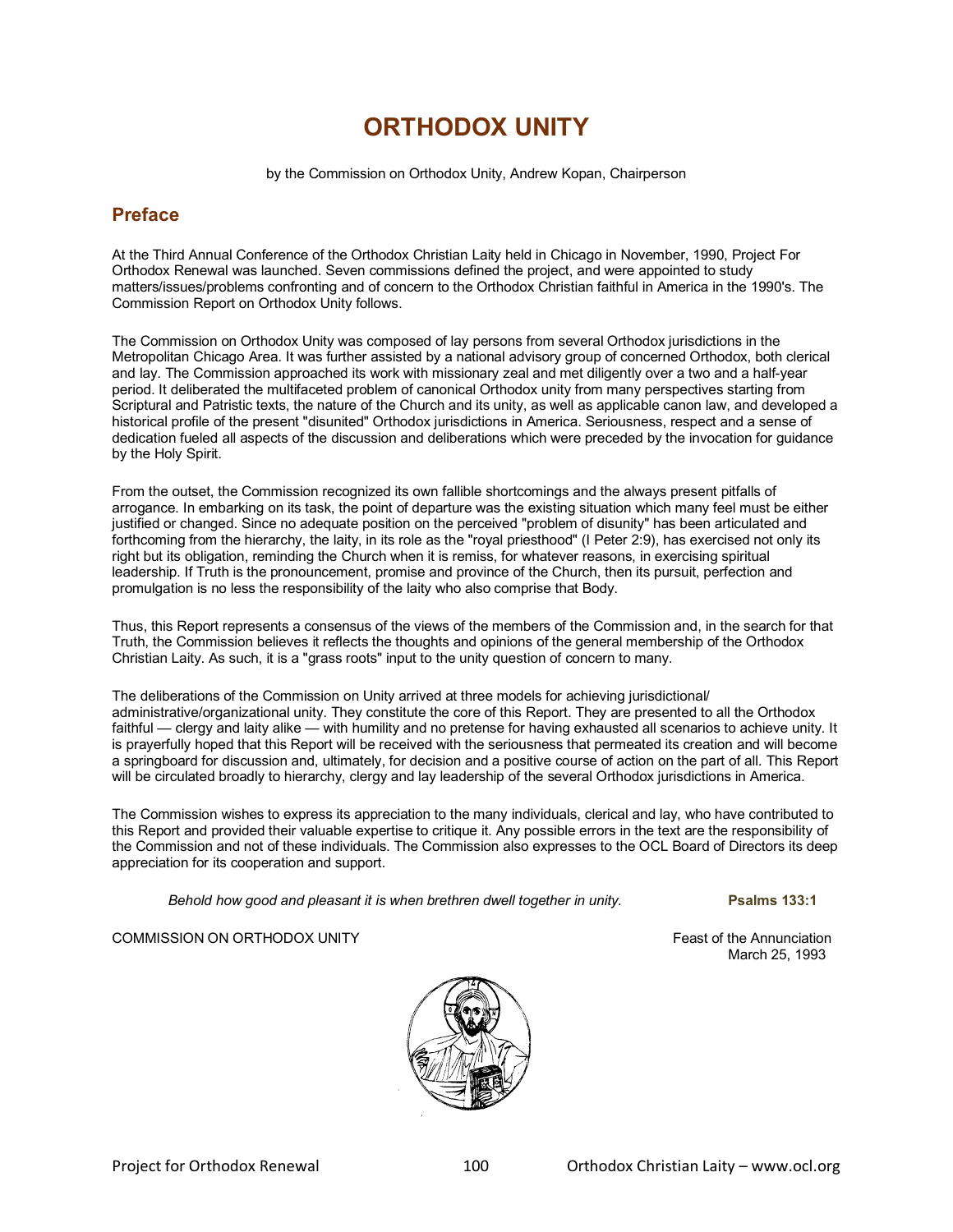# ORTHODOX UNITY

by the Commission on Orthodox Unity, Andrew Kopan, Chairperson

## Preface

At the Third Annual Conference of the Orthodox Christian Laity held in Chicago in November, 1990, Project For Orthodox Renewal was launched. Seven commissions defined the project, and were appointed to study matters/issues/problems confronting and of concern to the Orthodox Christian faithful in America in the 1990's. The Commission Report on Orthodox Unity follows.

The Commission on Orthodox Unity was composed of lay persons from several Orthodox jurisdictions in the Metropolitan Chicago Area. It was further assisted by a national advisory group of concerned Orthodox, both clerical and lay. The Commission approached its work with missionary zeal and met diligently over a two and a half-year period. It deliberated the multifaceted problem of canonical Orthodox unity from many perspectives starting from Scriptural and Patristic texts, the nature of the Church and its unity, as well as applicable canon law, and developed a historical profile of the present "disunited" Orthodox jurisdictions in America. Seriousness, respect and a sense of dedication fueled all aspects of the discussion and deliberations which were preceded by the invocation for guidance by the Holy Spirit.

From the outset, the Commission recognized its own fallible shortcomings and the always present pitfalls of arrogance. In embarking on its task, the point of departure was the existing situation which many feel must be either justified or changed. Since no adequate position on the perceived "problem of disunity" has been articulated and forthcoming from the hierarchy, the laity, in its role as the "royal priesthood" (I Peter 2:9), has exercised not only its right but its obligation, reminding the Church when it is remiss, for whatever reasons, in exercising spiritual leadership. If Truth is the pronouncement, promise and province of the Church, then its pursuit, perfection and promulgation is no less the responsibility of the laity who also comprise that Body.

Thus, this Report represents a consensus of the views of the members of the Commission and, in the search for that Truth, the Commission believes it reflects the thoughts and opinions of the general membership of the Orthodox Christian Laity. As such, it is a "grass roots" input to the unity question of concern to many.

The deliberations of the Commission on Unity arrived at three models for achieving jurisdictional/ administrative/organizational unity. They constitute the core of this Report. They are presented to all the Orthodox faithful — clergy and laity alike — with humility and no pretense for having exhausted all scenarios to achieve unity. It is prayerfully hoped that this Report will be received with the seriousness that permeated its creation and will become a springboard for discussion and, ultimately, for decision and a positive course of action on the part of all. This Report will be circulated broadly to hierarchy, clergy and lay leadership of the several Orthodox jurisdictions in America.

The Commission wishes to express its appreciation to the many individuals, clerical and lay, who have contributed to this Report and provided their valuable expertise to critique it. Any possible errors in the text are the responsibility of the Commission and not of these individuals. The Commission also expresses to the OCL Board of Directors its deep appreciation for its cooperation and support.

*Behold how good and pleasant it is when brethren dwell together in unity.* **Psalms 133:1**

COMMISSION ON ORTHODOX UNITY

Feast of the Annunciation
March 25, 1993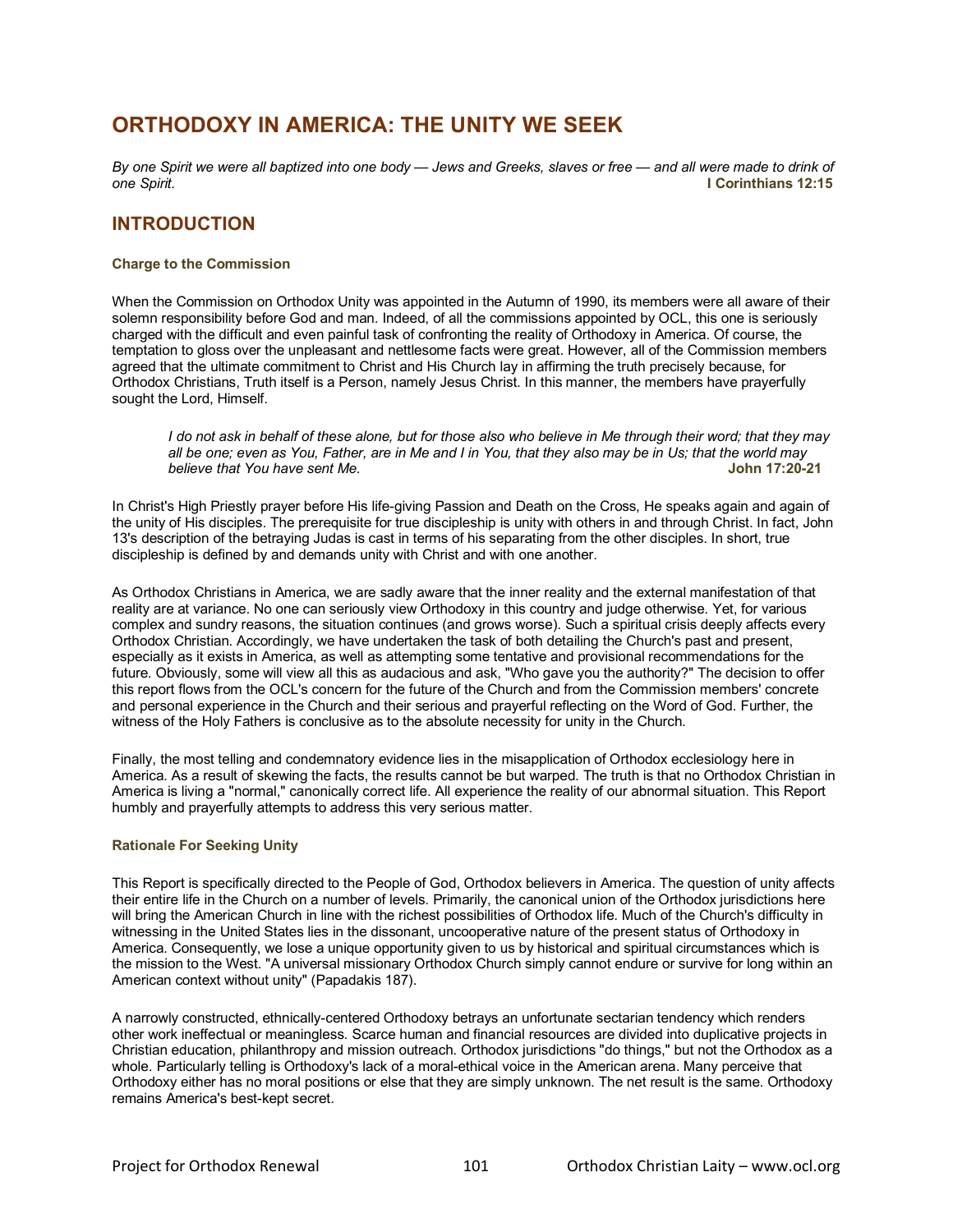# ORTHODOXY IN AMERICA: THE UNITY WE SEEK

*By one Spirit we were all baptized into one body — Jews and Greeks, slaves or free — and all were made to drink of one Spirit.* **I Corinthians 12:15**

## INTRODUCTION

### Charge to the Commission

When the Commission on Orthodox Unity was appointed in the Autumn of 1990, its members were all aware of their solemn responsibility before God and man. Indeed, of all the commissions appointed by OCL, this one is seriously charged with the difficult and even painful task of confronting the reality of Orthodoxy in America. Of course, the temptation to gloss over the unpleasant and nettlesome facts were great. However, all of the Commission members agreed that the ultimate commitment to Christ and His Church lay in affirming the truth precisely because, for Orthodox Christians, Truth itself is a Person, namely Jesus Christ. In this manner, the members have prayerfully sought the Lord, Himself.

> *I do not ask in behalf of these alone, but for those also who believe in Me through their word; that they may all be one; even as You, Father, are in Me and I in You, that they also may be in Us; that the world may believe that You have sent Me.* **John 17:20-21**

In Christ's High Priestly prayer before His life-giving Passion and Death on the Cross, He speaks again and again of the unity of His disciples. The prerequisite for true discipleship is unity with others in and through Christ. In fact, John 13's description of the betraying Judas is cast in terms of his separating from the other disciples. In short, true discipleship is defined by and demands unity with Christ and with one another.

As Orthodox Christians in America, we are sadly aware that the inner reality and the external manifestation of that reality are at variance. No one can seriously view Orthodoxy in this country and judge otherwise. Yet, for various complex and sundry reasons, the situation continues (and grows worse). Such a spiritual crisis deeply affects every Orthodox Christian. Accordingly, we have undertaken the task of both detailing the Church's past and present, especially as it exists in America, as well as attempting some tentative and provisional recommendations for the future. Obviously, some will view all this as audacious and ask, "Who gave you the authority?" The decision to offer this report flows from the OCL's concern for the future of the Church and from the Commission members' concrete and personal experience in the Church and their serious and prayerful reflecting on the Word of God. Further, the witness of the Holy Fathers is conclusive as to the absolute necessity for unity in the Church.

Finally, the most telling and condemnatory evidence lies in the misapplication of Orthodox ecclesiology here in America. As a result of skewing the facts, the results cannot be but warped. The truth is that no Orthodox Christian in America is living a "normal," canonically correct life. All experience the reality of our abnormal situation. This Report humbly and prayerfully attempts to address this very serious matter.

### Rationale For Seeking Unity

This Report is specifically directed to the People of God, Orthodox believers in America. The question of unity affects their entire life in the Church on a number of levels. Primarily, the canonical union of the Orthodox jurisdictions here will bring the American Church in line with the richest possibilities of Orthodox life. Much of the Church's difficulty in witnessing in the United States lies in the dissonant, uncooperative nature of the present status of Orthodoxy in America. Consequently, we lose a unique opportunity given to us by historical and spiritual circumstances which is the mission to the West. "A universal missionary Orthodox Church simply cannot endure or survive for long within an American context without unity" (Papadakis 187).

A narrowly constructed, ethnically-centered Orthodoxy betrays an unfortunate sectarian tendency which renders other work ineffectual or meaningless. Scarce human and financial resources are divided into duplicative projects in Christian education, philanthropy and mission outreach. Orthodox jurisdictions "do things," but not the Orthodox as a whole. Particularly telling is Orthodoxy's lack of a moral-ethical voice in the American arena. Many perceive that Orthodoxy either has no moral positions or else that they are simply unknown. The net result is the same. Orthodoxy remains America's best-kept secret.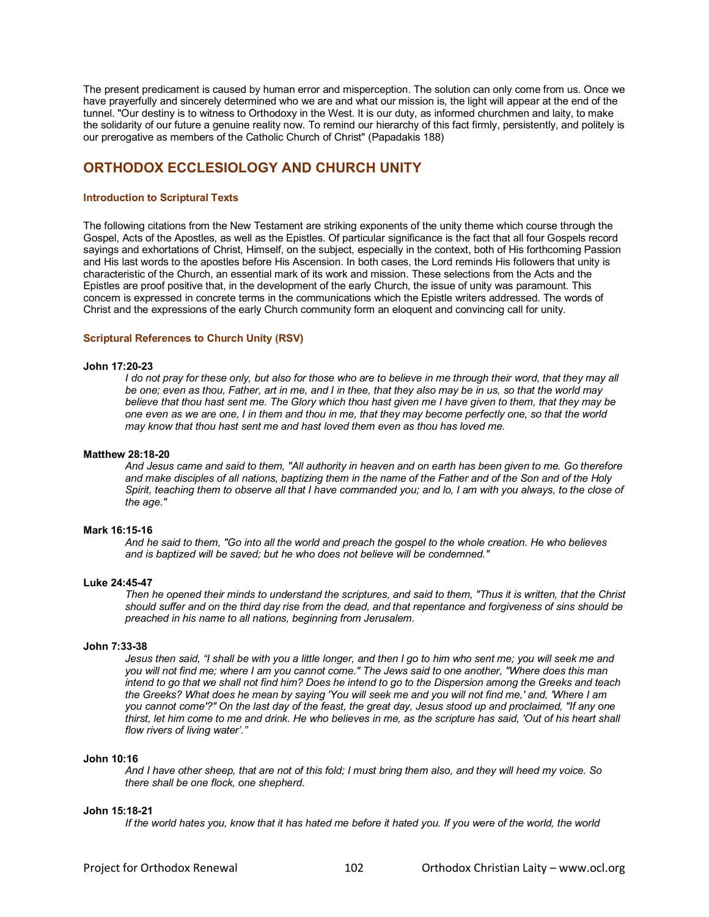The present predicament is caused by human error and misperception. The solution can only come from us. Once we have prayerfully and sincerely determined who we are and what our mission is, the light will appear at the end of the tunnel. "Our destiny is to witness to Orthodoxy in the West. It is our duty, as informed churchmen and laity, to make the solidarity of our future a genuine reality now. To remind our hierarchy of this fact firmly, persistently, and politely is our prerogative as members of the Catholic Church of Christ" (Papadakis 188)

## ORTHODOX ECCLESIOLOGY AND CHURCH UNITY

#### Introduction to Scriptural Texts

The following citations from the New Testament are striking exponents of the unity theme which course through the Gospel, Acts of the Apostles, as well as the Epistles. Of particular significance is the fact that all four Gospels record sayings and exhortations of Christ, Himself, on the subject, especially in the context, both of His forthcoming Passion and His last words to the apostles before His Ascension. In both cases, the Lord reminds His followers that unity is characteristic of the Church, an essential mark of its work and mission. These selections from the Acts and the Epistles are proof positive that, in the development of the early Church, the issue of unity was paramount. This concern is expressed in concrete terms in the communications which the Epistle writers addressed. The words of Christ and the expressions of the early Church community form an eloquent and convincing call for unity.

#### Scriptural References to Church Unity (RSV)

**John 17:20-23**

*I do not pray for these only, but also for those who are to believe in me through their word, that they may all be one; even as thou, Father, art in me, and I in thee, that they also may be in us, so that the world may believe that thou hast sent me. The Glory which thou hast given me I have given to them, that they may be one even as we are one, I in them and thou in me, that they may become perfectly one, so that the world may know that thou hast sent me and hast loved them even as thou has loved me.*

**Matthew 28:18-20**

*And Jesus came and said to them, "All authority in heaven and on earth has been given to me. Go therefore and make disciples of all nations, baptizing them in the name of the Father and of the Son and of the Holy Spirit, teaching them to observe all that I have commanded you; and lo, I am with you always, to the close of the age."*

**Mark 16:15-16**

*And he said to them, "Go into all the world and preach the gospel to the whole creation. He who believes and is baptized will be saved; but he who does not believe will be condemned."*

**Luke 24:45-47**

*Then he opened their minds to understand the scriptures, and said to them, "Thus it is written, that the Christ should suffer and on the third day rise from the dead, and that repentance and forgiveness of sins should be preached in his name to all nations, beginning from Jerusalem.*

**John 7:33-38**

*Jesus then said, "I shall be with you a little longer, and then I go to him who sent me; you will seek me and you will not find me; where I am you cannot come." The Jews said to one another, "Where does this man intend to go that we shall not find him? Does he intend to go to the Dispersion among the Greeks and teach the Greeks? What does he mean by saying 'You will seek me and you will not find me,' and, 'Where I am you cannot come'?" On the last day of the feast, the great day, Jesus stood up and proclaimed, "If any one thirst, let him come to me and drink. He who believes in me, as the scripture has said, 'Out of his heart shall flow rivers of living water'."*

**John 10:16**

*And I have other sheep, that are not of this fold; I must bring them also, and they will heed my voice. So there shall be one flock, one shepherd.*

**John 15:18-21**

*If the world hates you, know that it has hated me before it hated you. If you were of the world, the world*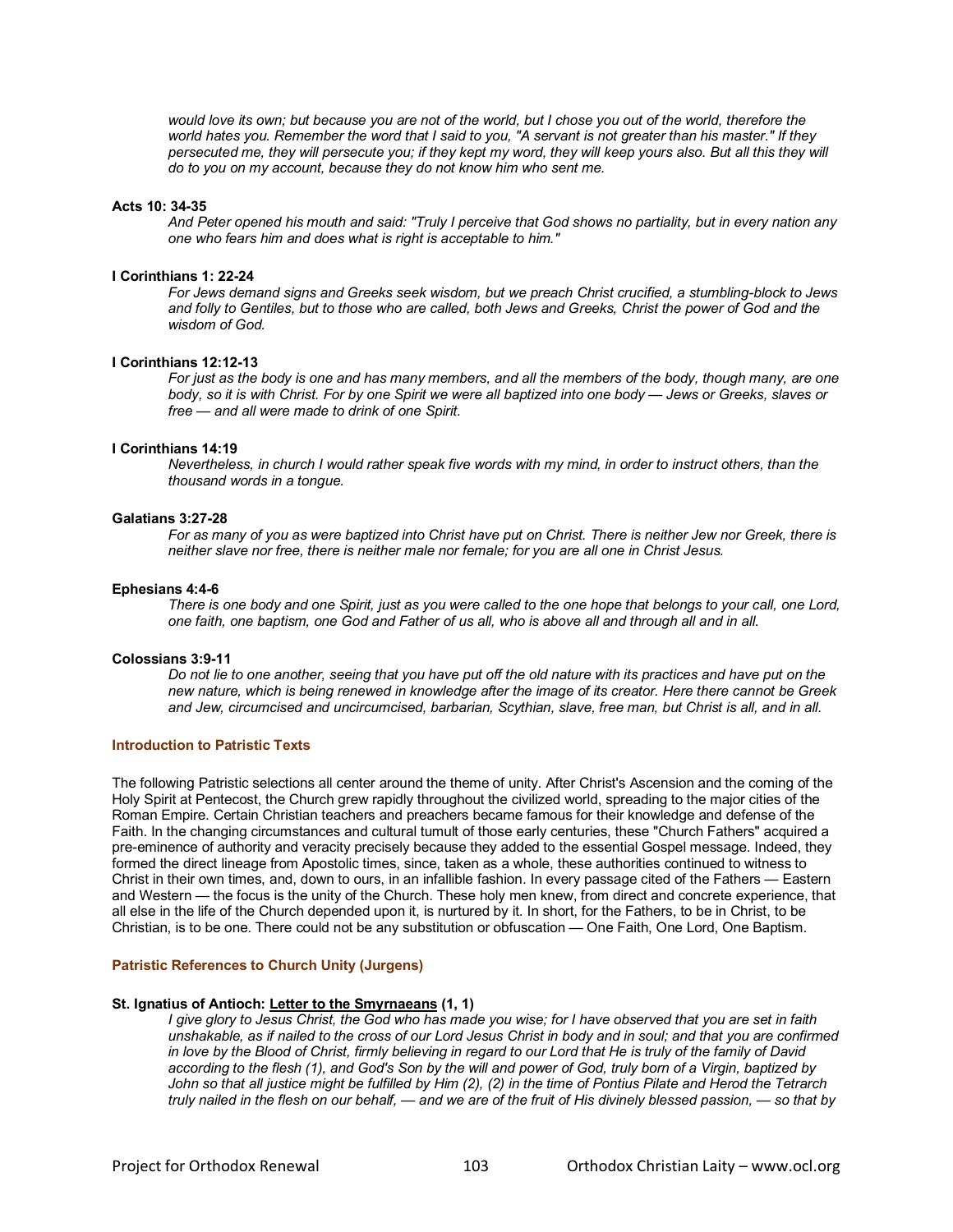*would love its own; but because you are not of the world, but I chose you out of the world, therefore the world hates you. Remember the word that I said to you, "A servant is not greater than his master." If they persecuted me, they will persecute you; if they kept my word, they will keep yours also. But all this they will do to you on my account, because they do not know him who sent me.*

**Acts 10: 34-35**

*And Peter opened his mouth and said: "Truly I perceive that God shows no partiality, but in every nation any one who fears him and does what is right is acceptable to him."*

**I Corinthians 1: 22-24**

*For Jews demand signs and Greeks seek wisdom, but we preach Christ crucified, a stumbling-block to Jews and folly to Gentiles, but to those who are called, both Jews and Greeks, Christ the power of God and the wisdom of God.*

**I Corinthians 12:12-13**

*For just as the body is one and has many members, and all the members of the body, though many, are one body, so it is with Christ. For by one Spirit we were all baptized into one body — Jews or Greeks, slaves or free — and all were made to drink of one Spirit.*

**I Corinthians 14:19**

*Nevertheless, in church I would rather speak five words with my mind, in order to instruct others, than the thousand words in a tongue.*

**Galatians 3:27-28**

*For as many of you as were baptized into Christ have put on Christ. There is neither Jew nor Greek, there is neither slave nor free, there is neither male nor female; for you are all one in Christ Jesus.*

**Ephesians 4:4-6**

*There is one body and one Spirit, just as you were called to the one hope that belongs to your call, one Lord, one faith, one baptism, one God and Father of us all, who is above all and through all and in all.*

**Colossians 3:9-11**

*Do not lie to one another, seeing that you have put off the old nature with its practices and have put on the new nature, which is being renewed in knowledge after the image of its creator. Here there cannot be Greek and Jew, circumcised and uncircumcised, barbarian, Scythian, slave, free man, but Christ is all, and in all.*

### Introduction to Patristic Texts

The following Patristic selections all center around the theme of unity. After Christ's Ascension and the coming of the Holy Spirit at Pentecost, the Church grew rapidly throughout the civilized world, spreading to the major cities of the Roman Empire. Certain Christian teachers and preachers became famous for their knowledge and defense of the Faith. In the changing circumstances and cultural tumult of those early centuries, these "Church Fathers" acquired a pre-eminence of authority and veracity precisely because they added to the essential Gospel message. Indeed, they formed the direct lineage from Apostolic times, since, taken as a whole, these authorities continued to witness to Christ in their own times, and, down to ours, in an infallible fashion. In every passage cited of the Fathers — Eastern and Western — the focus is the unity of the Church. These holy men knew, from direct and concrete experience, that all else in the life of the Church depended upon it, is nurtured by it. In short, for the Fathers, to be in Christ, to be Christian, is to be one. There could not be any substitution or obfuscation — One Faith, One Lord, One Baptism.

### Patristic References to Church Unity (Jurgens)

**St. Ignatius of Antioch: Letter to the Smyrnaeans (1, 1)**

*I give glory to Jesus Christ, the God who has made you wise; for I have observed that you are set in faith unshakable, as if nailed to the cross of our Lord Jesus Christ in body and in soul; and that you are confirmed in love by the Blood of Christ, firmly believing in regard to our Lord that He is truly of the family of David according to the flesh (1), and God's Son by the will and power of God, truly born of a Virgin, baptized by John so that all justice might be fulfilled by Him (2), (2) in the time of Pontius Pilate and Herod the Tetrarch truly nailed in the flesh on our behalf, — and we are of the fruit of His divinely blessed passion, — so that by*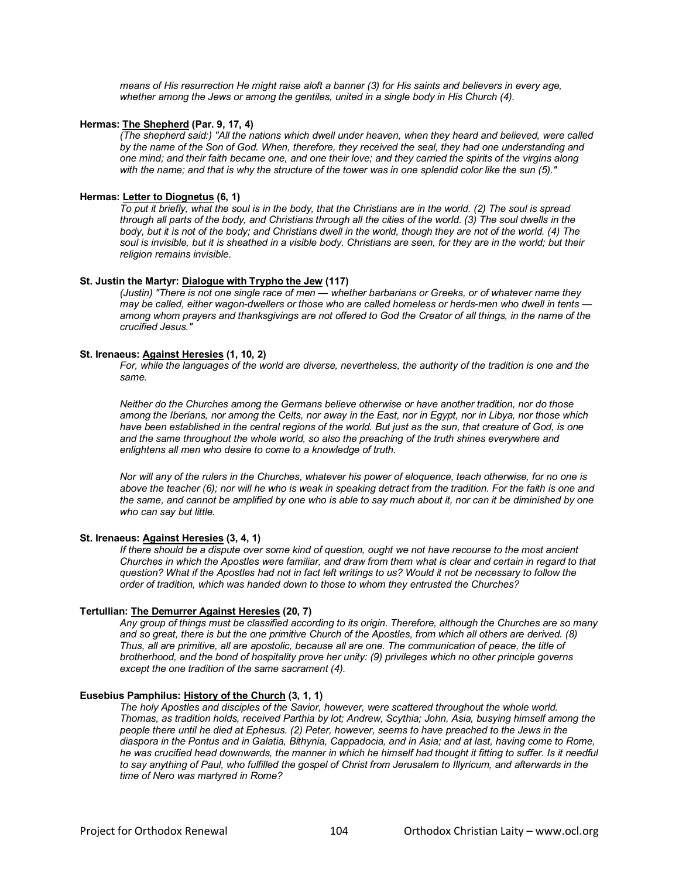*means of His resurrection He might raise aloft a banner (3) for His saints and believers in every age, whether among the Jews or among the gentiles, united in a single body in His Church (4).*

**Hermas: The Shepherd (Par. 9, 17, 4)**

*(The shepherd said:) "All the nations which dwell under heaven, when they heard and believed, were called by the name of the Son of God. When, therefore, they received the seal, they had one understanding and one mind; and their faith became one, and one their love; and they carried the spirits of the virgins along with the name; and that is why the structure of the tower was in one splendid color like the sun (5)."*

**Hermas: Letter to Diognetus (6, 1)**

*To put it briefly, what the soul is in the body, that the Christians are in the world. (2) The soul is spread through all parts of the body, and Christians through all the cities of the world. (3) The soul dwells in the body, but it is not of the body; and Christians dwell in the world, though they are not of the world. (4) The soul is invisible, but it is sheathed in a visible body. Christians are seen, for they are in the world; but their religion remains invisible.*

**St. Justin the Martyr: Dialogue with Trypho the Jew (117)**

*(Justin) "There is not one single race of men — whether barbarians or Greeks, or of whatever name they may be called, either wagon-dwellers or those who are called homeless or herds-men who dwell in tents — among whom prayers and thanksgivings are not offered to God the Creator of all things, in the name of the crucified Jesus."*

**St. Irenaeus: Against Heresies (1, 10, 2)**

*For, while the languages of the world are diverse, nevertheless, the authority of the tradition is one and the same.*

*Neither do the Churches among the Germans believe otherwise or have another tradition, nor do those among the Iberians, nor among the Celts, nor away in the East, nor in Egypt, nor in Libya, nor those which have been established in the central regions of the world. But just as the sun, that creature of God, is one and the same throughout the whole world, so also the preaching of the truth shines everywhere and enlightens all men who desire to come to a knowledge of truth.*

*Nor will any of the rulers in the Churches, whatever his power of eloquence, teach otherwise, for no one is above the teacher (6); nor will he who is weak in speaking detract from the tradition. For the faith is one and the same, and cannot be amplified by one who is able to say much about it, nor can it be diminished by one who can say but little.*

**St. Irenaeus: Against Heresies (3, 4, 1)**

*If there should be a dispute over some kind of question, ought we not have recourse to the most ancient Churches in which the Apostles were familiar, and draw from them what is clear and certain in regard to that question? What if the Apostles had not in fact left writings to us? Would it not be necessary to follow the order of tradition, which was handed down to those to whom they entrusted the Churches?*

**Tertullian: The Demurrer Against Heresies (20, 7)**

*Any group of things must be classified according to its origin. Therefore, although the Churches are so many and so great, there is but the one primitive Church of the Apostles, from which all others are derived. (8) Thus, all are primitive, all are apostolic, because all are one. The communication of peace, the title of brotherhood, and the bond of hospitality prove her unity: (9) privileges which no other principle governs except the one tradition of the same sacrament (4).*

**Eusebius Pamphilus: History of the Church (3, 1, 1)**

*The holy Apostles and disciples of the Savior, however, were scattered throughout the whole world. Thomas, as tradition holds, received Parthia by lot; Andrew, Scythia; John, Asia, busying himself among the people there until he died at Ephesus. (2) Peter, however, seems to have preached to the Jews in the diaspora in the Pontus and in Galatia, Bithynia, Cappadocia, and in Asia; and at last, having come to Rome, he was crucified head downwards, the manner in which he himself had thought it fitting to suffer. Is it needful to say anything of Paul, who fulfilled the gospel of Christ from Jerusalem to Illyricum, and afterwards in the time of Nero was martyred in Rome?*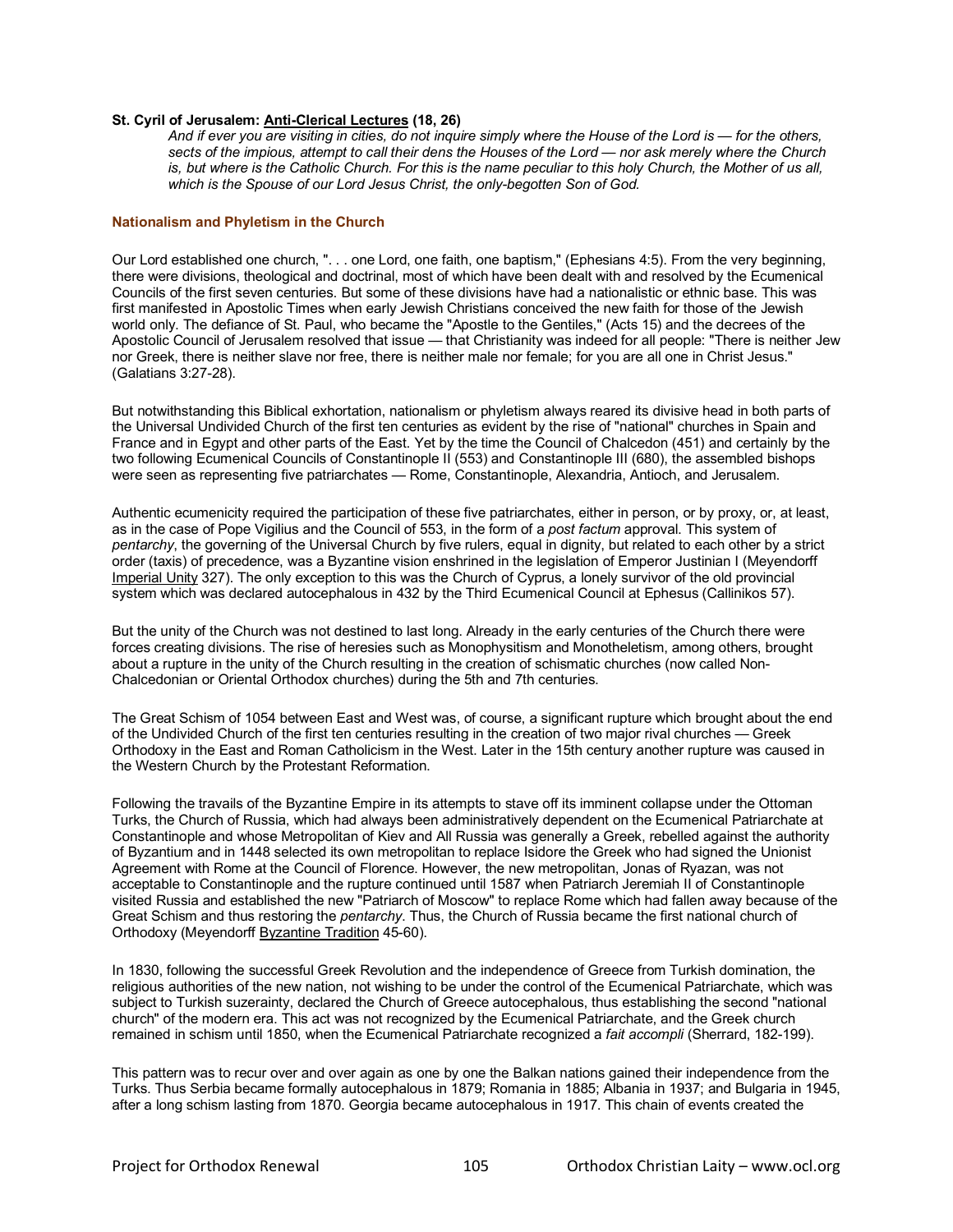**St. Cyril of Jerusalem: Anti-Clerical Lectures (18, 26)**

> *And if ever you are visiting in cities, do not inquire simply where the House of the Lord is — for the others, sects of the impious, attempt to call their dens the Houses of the Lord — nor ask merely where the Church is, but where is the Catholic Church. For this is the name peculiar to this holy Church, the Mother of us all, which is the Spouse of our Lord Jesus Christ, the only-begotten Son of God.*

### Nationalism and Phyletism in the Church

Our Lord established one church, ". . . one Lord, one faith, one baptism," (Ephesians 4:5). From the very beginning, there were divisions, theological and doctrinal, most of which have been dealt with and resolved by the Ecumenical Councils of the first seven centuries. But some of these divisions have had a nationalistic or ethnic base. This was first manifested in Apostolic Times when early Jewish Christians conceived the new faith for those of the Jewish world only. The defiance of St. Paul, who became the "Apostle to the Gentiles," (Acts 15) and the decrees of the Apostolic Council of Jerusalem resolved that issue — that Christianity was indeed for all people: "There is neither Jew nor Greek, there is neither slave nor free, there is neither male nor female; for you are all one in Christ Jesus." (Galatians 3:27-28).

But notwithstanding this Biblical exhortation, nationalism or phyletism always reared its divisive head in both parts of the Universal Undivided Church of the first ten centuries as evident by the rise of "national" churches in Spain and France and in Egypt and other parts of the East. Yet by the time the Council of Chalcedon (451) and certainly by the two following Ecumenical Councils of Constantinople II (553) and Constantinople III (680), the assembled bishops were seen as representing five patriarchates — Rome, Constantinople, Alexandria, Antioch, and Jerusalem.

Authentic ecumenicity required the participation of these five patriarchates, either in person, or by proxy, or, at least, as in the case of Pope Vigilius and the Council of 553, in the form of a *post factum* approval. This system of *pentarchy*, the governing of the Universal Church by five rulers, equal in dignity, but related to each other by a strict order (taxis) of precedence, was a Byzantine vision enshrined in the legislation of Emperor Justinian I (Meyendorff Imperial Unity 327). The only exception to this was the Church of Cyprus, a lonely survivor of the old provincial system which was declared autocephalous in 432 by the Third Ecumenical Council at Ephesus (Callinikos 57).

But the unity of the Church was not destined to last long. Already in the early centuries of the Church there were forces creating divisions. The rise of heresies such as Monophysitism and Monotheletism, among others, brought about a rupture in the unity of the Church resulting in the creation of schismatic churches (now called Non-Chalcedonian or Oriental Orthodox churches) during the 5th and 7th centuries.

The Great Schism of 1054 between East and West was, of course, a significant rupture which brought about the end of the Undivided Church of the first ten centuries resulting in the creation of two major rival churches — Greek Orthodoxy in the East and Roman Catholicism in the West. Later in the 15th century another rupture was caused in the Western Church by the Protestant Reformation.

Following the travails of the Byzantine Empire in its attempts to stave off its imminent collapse under the Ottoman Turks, the Church of Russia, which had always been administratively dependent on the Ecumenical Patriarchate at Constantinople and whose Metropolitan of Kiev and All Russia was generally a Greek, rebelled against the authority of Byzantium and in 1448 selected its own metropolitan to replace Isidore the Greek who had signed the Unionist Agreement with Rome at the Council of Florence. However, the new metropolitan, Jonas of Ryazan, was not acceptable to Constantinople and the rupture continued until 1587 when Patriarch Jeremiah II of Constantinople visited Russia and established the new "Patriarch of Moscow" to replace Rome which had fallen away because of the Great Schism and thus restoring the *pentarchy*. Thus, the Church of Russia became the first national church of Orthodoxy (Meyendorff Byzantine Tradition 45-60).

In 1830, following the successful Greek Revolution and the independence of Greece from Turkish domination, the religious authorities of the new nation, not wishing to be under the control of the Ecumenical Patriarchate, which was subject to Turkish suzerainty, declared the Church of Greece autocephalous, thus establishing the second "national church" of the modern era. This act was not recognized by the Ecumenical Patriarchate, and the Greek church remained in schism until 1850, when the Ecumenical Patriarchate recognized a *fait accompli* (Sherrard, 182-199).

This pattern was to recur over and over again as one by one the Balkan nations gained their independence from the Turks. Thus Serbia became formally autocephalous in 1879; Romania in 1885; Albania in 1937; and Bulgaria in 1945, after a long schism lasting from 1870. Georgia became autocephalous in 1917. This chain of events created the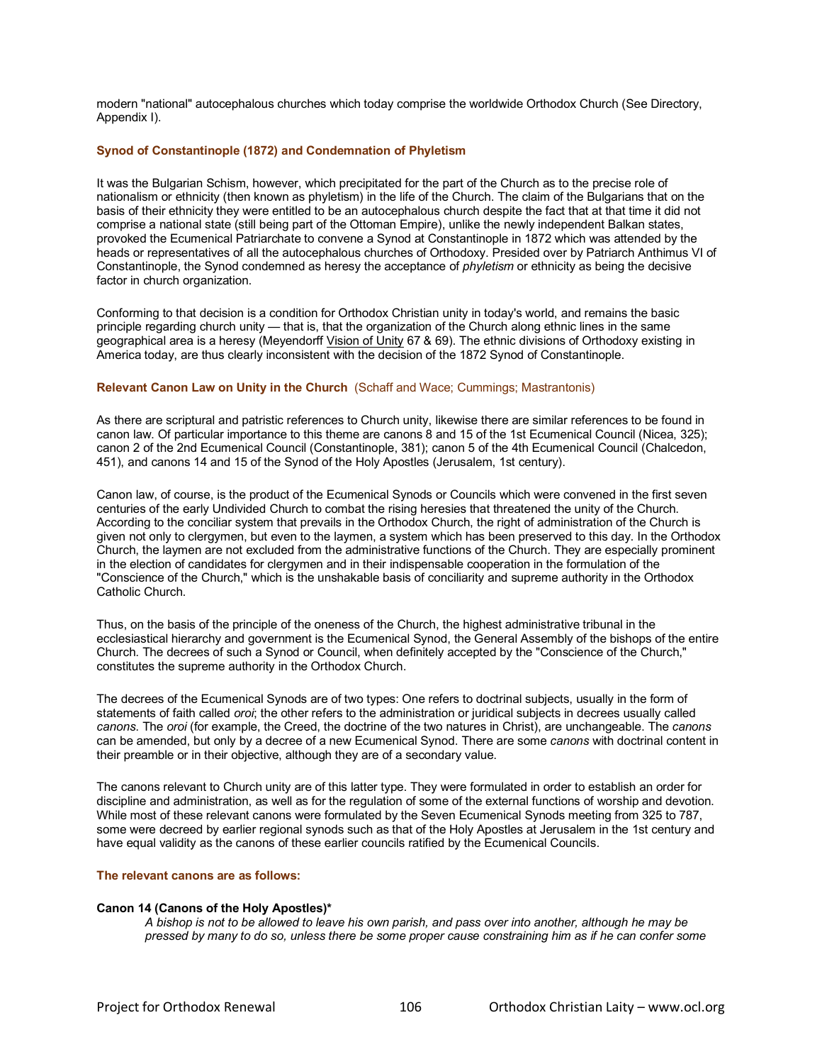modern "national" autocephalous churches which today comprise the worldwide Orthodox Church (See Directory, Appendix I).

### Synod of Constantinople (1872) and Condemnation of Phyletism

It was the Bulgarian Schism, however, which precipitated for the part of the Church as to the precise role of nationalism or ethnicity (then known as phyletism) in the life of the Church. The claim of the Bulgarians that on the basis of their ethnicity they were entitled to be an autocephalous church despite the fact that at that time it did not comprise a national state (still being part of the Ottoman Empire), unlike the newly independent Balkan states, provoked the Ecumenical Patriarchate to convene a Synod at Constantinople in 1872 which was attended by the heads or representatives of all the autocephalous churches of Orthodoxy. Presided over by Patriarch Anthimus VI of Constantinople, the Synod condemned as heresy the acceptance of *phyletism* or ethnicity as being the decisive factor in church organization.

Conforming to that decision is a condition for Orthodox Christian unity in today's world, and remains the basic principle regarding church unity — that is, that the organization of the Church along ethnic lines in the same geographical area is a heresy (Meyendorff Vision of Unity 67 & 69). The ethnic divisions of Orthodoxy existing in America today, are thus clearly inconsistent with the decision of the 1872 Synod of Constantinople.

### Relevant Canon Law on Unity in the Church (Schaff and Wace; Cummings; Mastrantonis)

As there are scriptural and patristic references to Church unity, likewise there are similar references to be found in canon law. Of particular importance to this theme are canons 8 and 15 of the 1st Ecumenical Council (Nicea, 325); canon 2 of the 2nd Ecumenical Council (Constantinople, 381); canon 5 of the 4th Ecumenical Council (Chalcedon, 451), and canons 14 and 15 of the Synod of the Holy Apostles (Jerusalem, 1st century).

Canon law, of course, is the product of the Ecumenical Synods or Councils which were convened in the first seven centuries of the early Undivided Church to combat the rising heresies that threatened the unity of the Church. According to the conciliar system that prevails in the Orthodox Church, the right of administration of the Church is given not only to clergymen, but even to the laymen, a system which has been preserved to this day. In the Orthodox Church, the laymen are not excluded from the administrative functions of the Church. They are especially prominent in the election of candidates for clergymen and in their indispensable cooperation in the formulation of the "Conscience of the Church," which is the unshakable basis of conciliarity and supreme authority in the Orthodox Catholic Church.

Thus, on the basis of the principle of the oneness of the Church, the highest administrative tribunal in the ecclesiastical hierarchy and government is the Ecumenical Synod, the General Assembly of the bishops of the entire Church. The decrees of such a Synod or Council, when definitely accepted by the "Conscience of the Church," constitutes the supreme authority in the Orthodox Church.

The decrees of the Ecumenical Synods are of two types: One refers to doctrinal subjects, usually in the form of statements of faith called *oroi*; the other refers to the administration or juridical subjects in decrees usually called *canons*. The *oroi* (for example, the Creed, the doctrine of the two natures in Christ), are unchangeable. The *canons* can be amended, but only by a decree of a new Ecumenical Synod. There are some *canons* with doctrinal content in their preamble or in their objective, although they are of a secondary value.

The canons relevant to Church unity are of this latter type. They were formulated in order to establish an order for discipline and administration, as well as for the regulation of some of the external functions of worship and devotion. While most of these relevant canons were formulated by the Seven Ecumenical Synods meeting from 325 to 787, some were decreed by earlier regional synods such as that of the Holy Apostles at Jerusalem in the 1st century and have equal validity as the canons of these earlier councils ratified by the Ecumenical Councils.

**The relevant canons are as follows:**

**Canon 14 (Canons of the Holy Apostles)***

> *A bishop is not to be allowed to leave his own parish, and pass over into another, although he may be pressed by many to do so, unless there be some proper cause constraining him as if he can confer some*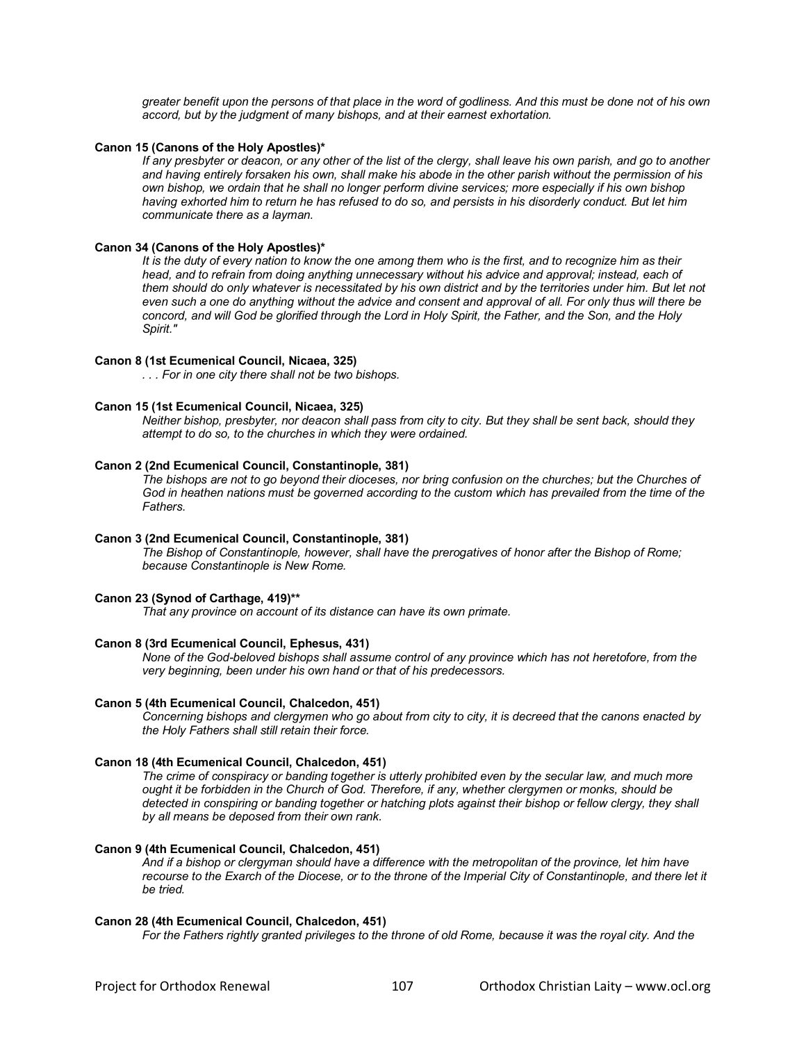*greater benefit upon the persons of that place in the word of godliness. And this must be done not of his own accord, but by the judgment of many bishops, and at their earnest exhortation.*

**Canon 15 (Canons of the Holy Apostles)***

*If any presbyter or deacon, or any other of the list of the clergy, shall leave his own parish, and go to another and having entirely forsaken his own, shall make his abode in the other parish without the permission of his own bishop, we ordain that he shall no longer perform divine services; more especially if his own bishop having exhorted him to return he has refused to do so, and persists in his disorderly conduct. But let him communicate there as a layman.*

**Canon 34 (Canons of the Holy Apostles)***

*It is the duty of every nation to know the one among them who is the first, and to recognize him as their head, and to refrain from doing anything unnecessary without his advice and approval; instead, each of them should do only whatever is necessitated by his own district and by the territories under him. But let not even such a one do anything without the advice and consent and approval of all. For only thus will there be concord, and will God be glorified through the Lord in Holy Spirit, the Father, and the Son, and the Holy Spirit."*

**Canon 8 (1st Ecumenical Council, Nicaea, 325)**

*. . . For in one city there shall not be two bishops.*

**Canon 15 (1st Ecumenical Council, Nicaea, 325)**

*Neither bishop, presbyter, nor deacon shall pass from city to city. But they shall be sent back, should they attempt to do so, to the churches in which they were ordained.*

**Canon 2 (2nd Ecumenical Council, Constantinople, 381)**

*The bishops are not to go beyond their dioceses, nor bring confusion on the churches; but the Churches of God in heathen nations must be governed according to the custom which has prevailed from the time of the Fathers.*

**Canon 3 (2nd Ecumenical Council, Constantinople, 381)**

*The Bishop of Constantinople, however, shall have the prerogatives of honor after the Bishop of Rome; because Constantinople is New Rome.*

**Canon 23 (Synod of Carthage, 419)****

*That any province on account of its distance can have its own primate.*

**Canon 8 (3rd Ecumenical Council, Ephesus, 431)**

*None of the God-beloved bishops shall assume control of any province which has not heretofore, from the very beginning, been under his own hand or that of his predecessors.*

**Canon 5 (4th Ecumenical Council, Chalcedon, 451)**

*Concerning bishops and clergymen who go about from city to city, it is decreed that the canons enacted by the Holy Fathers shall still retain their force.*

**Canon 18 (4th Ecumenical Council, Chalcedon, 451)**

*The crime of conspiracy or banding together is utterly prohibited even by the secular law, and much more ought it be forbidden in the Church of God. Therefore, if any, whether clergymen or monks, should be detected in conspiring or banding together or hatching plots against their bishop or fellow clergy, they shall by all means be deposed from their own rank.*

**Canon 9 (4th Ecumenical Council, Chalcedon, 451)**

*And if a bishop or clergyman should have a difference with the metropolitan of the province, let him have recourse to the Exarch of the Diocese, or to the throne of the Imperial City of Constantinople, and there let it be tried.*

**Canon 28 (4th Ecumenical Council, Chalcedon, 451)**

*For the Fathers rightly granted privileges to the throne of old Rome, because it was the royal city. And the*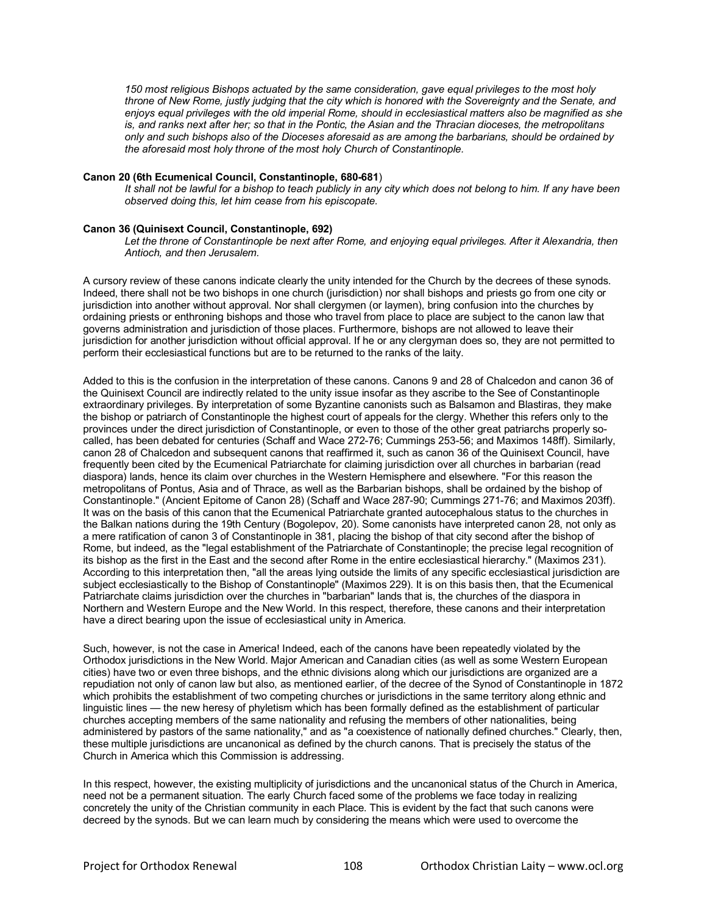*150 most religious Bishops actuated by the same consideration, gave equal privileges to the most holy throne of New Rome, justly judging that the city which is honored with the Sovereignty and the Senate, and enjoys equal privileges with the old imperial Rome, should in ecclesiastical matters also be magnified as she is, and ranks next after her; so that in the Pontic, the Asian and the Thracian dioceses, the metropolitans only and such bishops also of the Dioceses aforesaid as are among the barbarians, should be ordained by the aforesaid most holy throne of the most holy Church of Constantinople.*

**Canon 20 (6th Ecumenical Council, Constantinople, 680-681)**

*It shall not be lawful for a bishop to teach publicly in any city which does not belong to him. If any have been observed doing this, let him cease from his episcopate.*

**Canon 36 (Quinisext Council, Constantinople, 692)**

*Let the throne of Constantinople be next after Rome, and enjoying equal privileges. After it Alexandria, then Antioch, and then Jerusalem.*

A cursory review of these canons indicate clearly the unity intended for the Church by the decrees of these synods. Indeed, there shall not be two bishops in one church (jurisdiction) nor shall bishops and priests go from one city or jurisdiction into another without approval. Nor shall clergymen (or laymen), bring confusion into the churches by ordaining priests or enthroning bishops and those who travel from place to place are subject to the canon law that governs administration and jurisdiction of those places. Furthermore, bishops are not allowed to leave their jurisdiction for another jurisdiction without official approval. If he or any clergyman does so, they are not permitted to perform their ecclesiastical functions but are to be returned to the ranks of the laity.

Added to this is the confusion in the interpretation of these canons. Canons 9 and 28 of Chalcedon and canon 36 of the Quinisext Council are indirectly related to the unity issue insofar as they ascribe to the See of Constantinople extraordinary privileges. By interpretation of some Byzantine canonists such as Balsamon and Blastiras, they make the bishop or patriarch of Constantinople the highest court of appeals for the clergy. Whether this refers only to the provinces under the direct jurisdiction of Constantinople, or even to those of the other great patriarchs properly so-called, has been debated for centuries (Schaff and Wace 272-76; Cummings 253-56; and Maximos 148ff). Similarly, canon 28 of Chalcedon and subsequent canons that reaffirmed it, such as canon 36 of the Quinisext Council, have frequently been cited by the Ecumenical Patriarchate for claiming jurisdiction over all churches in barbarian (read diaspora) lands, hence its claim over churches in the Western Hemisphere and elsewhere. "For this reason the metropolitans of Pontus, Asia and of Thrace, as well as the Barbarian bishops, shall be ordained by the bishop of Constantinople." (Ancient Epitome of Canon 28) (Schaff and Wace 287-90; Cummings 271-76; and Maximos 203ff). It was on the basis of this canon that the Ecumenical Patriarchate granted autocephalous status to the churches in the Balkan nations during the 19th Century (Bogolepov, 20). Some canonists have interpreted canon 28, not only as a mere ratification of canon 3 of Constantinople in 381, placing the bishop of that city second after the bishop of Rome, but indeed, as the "legal establishment of the Patriarchate of Constantinople; the precise legal recognition of its bishop as the first in the East and the second after Rome in the entire ecclesiastical hierarchy." (Maximos 231). According to this interpretation then, "all the areas lying outside the limits of any specific ecclesiastical jurisdiction are subject ecclesiastically to the Bishop of Constantinople" (Maximos 229). It is on this basis then, that the Ecumenical Patriarchate claims jurisdiction over the churches in "barbarian" lands that is, the churches of the diaspora in Northern and Western Europe and the New World. In this respect, therefore, these canons and their interpretation have a direct bearing upon the issue of ecclesiastical unity in America.

Such, however, is not the case in America! Indeed, each of the canons have been repeatedly violated by the Orthodox jurisdictions in the New World. Major American and Canadian cities (as well as some Western European cities) have two or even three bishops, and the ethnic divisions along which our jurisdictions are organized are a repudiation not only of canon law but also, as mentioned earlier, of the decree of the Synod of Constantinople in 1872 which prohibits the establishment of two competing churches or jurisdictions in the same territory along ethnic and linguistic lines — the new heresy of phyletism which has been formally defined as the establishment of particular churches accepting members of the same nationality and refusing the members of other nationalities, being administered by pastors of the same nationality," and as "a coexistence of nationally defined churches." Clearly, then, these multiple jurisdictions are uncanonical as defined by the church canons. That is precisely the status of the Church in America which this Commission is addressing.

In this respect, however, the existing multiplicity of jurisdictions and the uncanonical status of the Church in America, need not be a permanent situation. The early Church faced some of the problems we face today in realizing concretely the unity of the Christian community in each Place. This is evident by the fact that such canons were decreed by the synods. But we can learn much by considering the means which were used to overcome the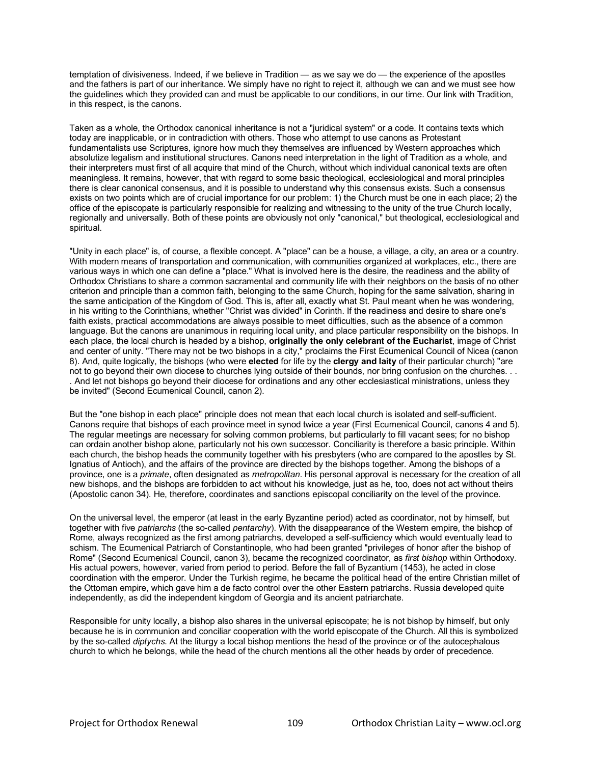temptation of divisiveness. Indeed, if we believe in Tradition — as we say we do — the experience of the apostles and the fathers is part of our inheritance. We simply have no right to reject it, although we can and we must see how the guidelines which they provided can and must be applicable to our conditions, in our time. Our link with Tradition, in this respect, is the canons.

Taken as a whole, the Orthodox canonical inheritance is not a "juridical system" or a code. It contains texts which today are inapplicable, or in contradiction with others. Those who attempt to use canons as Protestant fundamentalists use Scriptures, ignore how much they themselves are influenced by Western approaches which absolutize legalism and institutional structures. Canons need interpretation in the light of Tradition as a whole, and their interpreters must first of all acquire that mind of the Church, without which individual canonical texts are often meaningless. It remains, however, that with regard to some basic theological, ecclesiological and moral principles there is clear canonical consensus, and it is possible to understand why this consensus exists. Such a consensus exists on two points which are of crucial importance for our problem: 1) the Church must be one in each place; 2) the office of the episcopate is particularly responsible for realizing and witnessing to the unity of the true Church locally, regionally and universally. Both of these points are obviously not only "canonical," but theological, ecclesiological and spiritual.

"Unity in each place" is, of course, a flexible concept. A "place" can be a house, a village, a city, an area or a country. With modern means of transportation and communication, with communities organized at workplaces, etc., there are various ways in which one can define a "place." What is involved here is the desire, the readiness and the ability of Orthodox Christians to share a common sacramental and community life with their neighbors on the basis of no other criterion and principle than a common faith, belonging to the same Church, hoping for the same salvation, sharing in the same anticipation of the Kingdom of God. This is, after all, exactly what St. Paul meant when he was wondering, in his writing to the Corinthians, whether "Christ was divided" in Corinth. If the readiness and desire to share one's faith exists, practical accommodations are always possible to meet difficulties, such as the absence of a common language. But the canons are unanimous in requiring local unity, and place particular responsibility on the bishops. In each place, the local church is headed by a bishop, **originally the only celebrant of the Eucharist**, image of Christ and center of unity. "There may not be two bishops in a city," proclaims the First Ecumenical Council of Nicea (canon 8). And, quite logically, the bishops (who were **elected** for life by the **clergy and laity** of their particular church) "are not to go beyond their own diocese to churches lying outside of their bounds, nor bring confusion on the churches. . . . And let not bishops go beyond their diocese for ordinations and any other ecclesiastical ministrations, unless they be invited" (Second Ecumenical Council, canon 2).

But the "one bishop in each place" principle does not mean that each local church is isolated and self-sufficient. Canons require that bishops of each province meet in synod twice a year (First Ecumenical Council, canons 4 and 5). The regular meetings are necessary for solving common problems, but particularly to fill vacant sees; for no bishop can ordain another bishop alone, particularly not his own successor. Conciliarity is therefore a basic principle. Within each church, the bishop heads the community together with his presbyters (who are compared to the apostles by St. Ignatius of Antioch), and the affairs of the province are directed by the bishops together. Among the bishops of a province, one is a *primate*, often designated as *metropolitan*. His personal approval is necessary for the creation of all new bishops, and the bishops are forbidden to act without his knowledge, just as he, too, does not act without theirs (Apostolic canon 34). He, therefore, coordinates and sanctions episcopal conciliarity on the level of the province.

On the universal level, the emperor (at least in the early Byzantine period) acted as coordinator, not by himself, but together with five *patriarchs* (the so-called *pentarchy*). With the disappearance of the Western empire, the bishop of Rome, always recognized as the first among patriarchs, developed a self-sufficiency which would eventually lead to schism. The Ecumenical Patriarch of Constantinople, who had been granted "privileges of honor after the bishop of Rome" (Second Ecumenical Council, canon 3), became the recognized coordinator, as *first bishop* within Orthodoxy. His actual powers, however, varied from period to period. Before the fall of Byzantium (1453), he acted in close coordination with the emperor. Under the Turkish regime, he became the political head of the entire Christian millet of the Ottoman empire, which gave him a de facto control over the other Eastern patriarchs. Russia developed quite independently, as did the independent kingdom of Georgia and its ancient patriarchate.

Responsible for unity locally, a bishop also shares in the universal episcopate; he is not bishop by himself, but only because he is in communion and conciliar cooperation with the world episcopate of the Church. All this is symbolized by the so-called *diptychs*. At the liturgy a local bishop mentions the head of the province or of the autocephalous church to which he belongs, while the head of the church mentions all the other heads by order of precedence.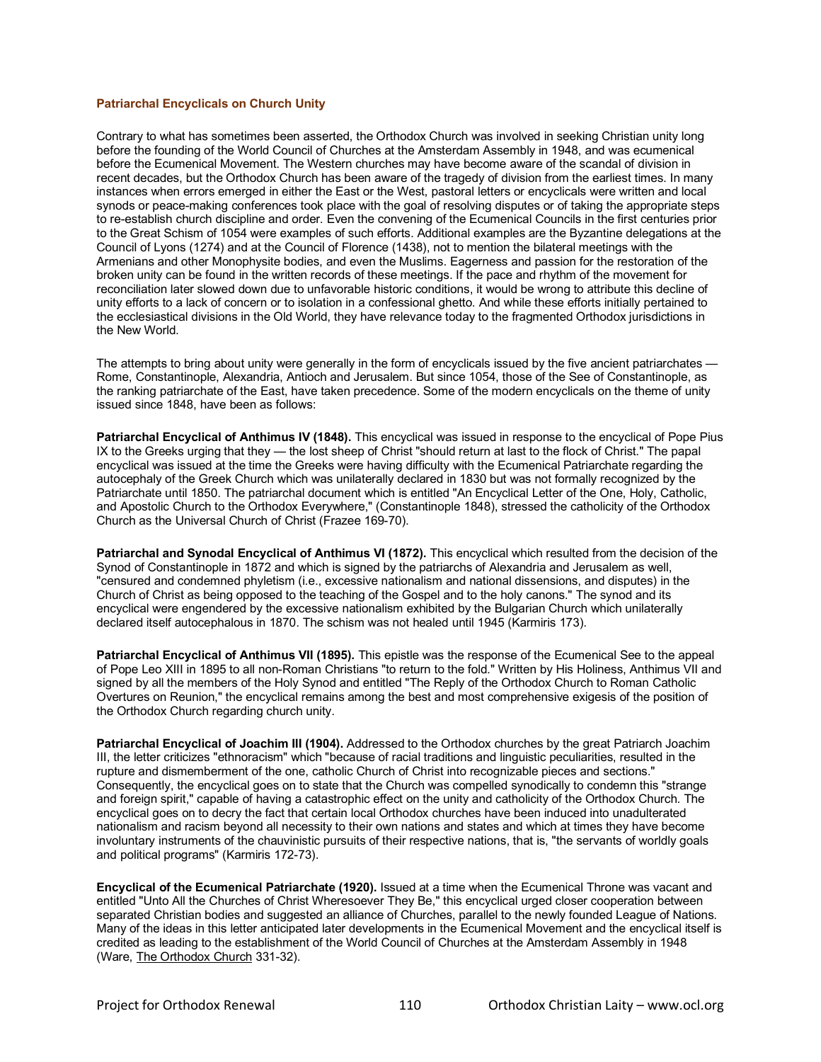### Patriarchal Encyclicals on Church Unity

Contrary to what has sometimes been asserted, the Orthodox Church was involved in seeking Christian unity long before the founding of the World Council of Churches at the Amsterdam Assembly in 1948, and was ecumenical before the Ecumenical Movement. The Western churches may have become aware of the scandal of division in recent decades, but the Orthodox Church has been aware of the tragedy of division from the earliest times. In many instances when errors emerged in either the East or the West, pastoral letters or encyclicals were written and local synods or peace-making conferences took place with the goal of resolving disputes or of taking the appropriate steps to re-establish church discipline and order. Even the convening of the Ecumenical Councils in the first centuries prior to the Great Schism of 1054 were examples of such efforts. Additional examples are the Byzantine delegations at the Council of Lyons (1274) and at the Council of Florence (1438), not to mention the bilateral meetings with the Armenians and other Monophysite bodies, and even the Muslims. Eagerness and passion for the restoration of the broken unity can be found in the written records of these meetings. If the pace and rhythm of the movement for reconciliation later slowed down due to unfavorable historic conditions, it would be wrong to attribute this decline of unity efforts to a lack of concern or to isolation in a confessional ghetto. And while these efforts initially pertained to the ecclesiastical divisions in the Old World, they have relevance today to the fragmented Orthodox jurisdictions in the New World.

The attempts to bring about unity were generally in the form of encyclicals issued by the five ancient patriarchates — Rome, Constantinople, Alexandria, Antioch and Jerusalem. But since 1054, those of the See of Constantinople, as the ranking patriarchate of the East, have taken precedence. Some of the modern encyclicals on the theme of unity issued since 1848, have been as follows:

**Patriarchal Encyclical of Anthimus IV (1848).** This encyclical was issued in response to the encyclical of Pope Pius IX to the Greeks urging that they — the lost sheep of Christ "should return at last to the flock of Christ." The papal encyclical was issued at the time the Greeks were having difficulty with the Ecumenical Patriarchate regarding the autocephaly of the Greek Church which was unilaterally declared in 1830 but was not formally recognized by the Patriarchate until 1850. The patriarchal document which is entitled "An Encyclical Letter of the One, Holy, Catholic, and Apostolic Church to the Orthodox Everywhere," (Constantinople 1848), stressed the catholicity of the Orthodox Church as the Universal Church of Christ (Frazee 169-70).

**Patriarchal and Synodal Encyclical of Anthimus VI (1872).** This encyclical which resulted from the decision of the Synod of Constantinople in 1872 and which is signed by the patriarchs of Alexandria and Jerusalem as well, "censured and condemned phyletism (i.e., excessive nationalism and national dissensions, and disputes) in the Church of Christ as being opposed to the teaching of the Gospel and to the holy canons." The synod and its encyclical were engendered by the excessive nationalism exhibited by the Bulgarian Church which unilaterally declared itself autocephalous in 1870. The schism was not healed until 1945 (Karmiris 173).

**Patriarchal Encyclical of Anthimus VII (1895).** This epistle was the response of the Ecumenical See to the appeal of Pope Leo XIII in 1895 to all non-Roman Christians "to return to the fold." Written by His Holiness, Anthimus VII and signed by all the members of the Holy Synod and entitled "The Reply of the Orthodox Church to Roman Catholic Overtures on Reunion," the encyclical remains among the best and most comprehensive exigesis of the position of the Orthodox Church regarding church unity.

**Patriarchal Encyclical of Joachim III (1904).** Addressed to the Orthodox churches by the great Patriarch Joachim III, the letter criticizes "ethnoracism" which "because of racial traditions and linguistic peculiarities, resulted in the rupture and dismemberment of the one, catholic Church of Christ into recognizable pieces and sections." Consequently, the encyclical goes on to state that the Church was compelled synodically to condemn this "strange and foreign spirit," capable of having a catastrophic effect on the unity and catholicity of the Orthodox Church. The encyclical goes on to decry the fact that certain local Orthodox churches have been induced into unadulterated nationalism and racism beyond all necessity to their own nations and states and which at times they have become involuntary instruments of the chauvinistic pursuits of their respective nations, that is, "the servants of worldly goals and political programs" (Karmiris 172-73).

**Encyclical of the Ecumenical Patriarchate (1920).** Issued at a time when the Ecumenical Throne was vacant and entitled "Unto All the Churches of Christ Wheresoever They Be," this encyclical urged closer cooperation between separated Christian bodies and suggested an alliance of Churches, parallel to the newly founded League of Nations. Many of the ideas in this letter anticipated later developments in the Ecumenical Movement and the encyclical itself is credited as leading to the establishment of the World Council of Churches at the Amsterdam Assembly in 1948 (Ware, The Orthodox Church 331-32).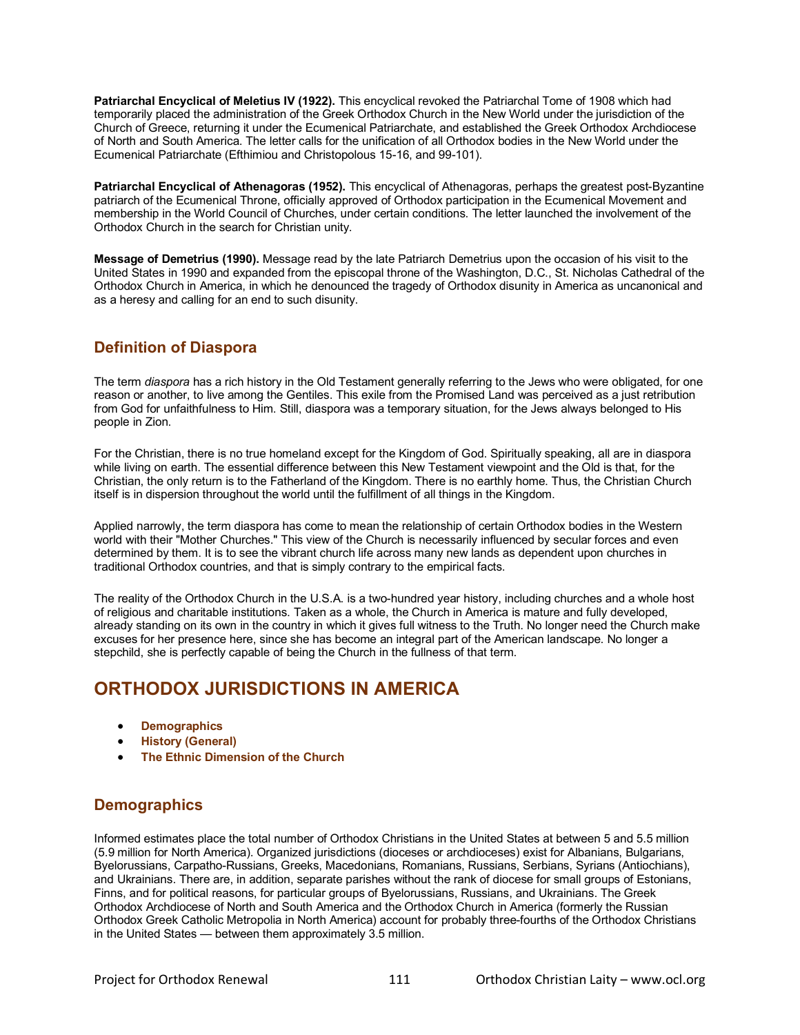**Patriarchal Encyclical of Meletius IV (1922).** This encyclical revoked the Patriarchal Tome of 1908 which had temporarily placed the administration of the Greek Orthodox Church in the New World under the jurisdiction of the Church of Greece, returning it under the Ecumenical Patriarchate, and established the Greek Orthodox Archdiocese of North and South America. The letter calls for the unification of all Orthodox bodies in the New World under the Ecumenical Patriarchate (Efthimiou and Christopolous 15-16, and 99-101).

**Patriarchal Encyclical of Athenagoras (1952).** This encyclical of Athenagoras, perhaps the greatest post-Byzantine patriarch of the Ecumenical Throne, officially approved of Orthodox participation in the Ecumenical Movement and membership in the World Council of Churches, under certain conditions. The letter launched the involvement of the Orthodox Church in the search for Christian unity.

**Message of Demetrius (1990).** Message read by the late Patriarch Demetrius upon the occasion of his visit to the United States in 1990 and expanded from the episcopal throne of the Washington, D.C., St. Nicholas Cathedral of the Orthodox Church in America, in which he denounced the tragedy of Orthodox disunity in America as uncanonical and as a heresy and calling for an end to such disunity.

## Definition of Diaspora

The term *diaspora* has a rich history in the Old Testament generally referring to the Jews who were obligated, for one reason or another, to live among the Gentiles. This exile from the Promised Land was perceived as a just retribution from God for unfaithfulness to Him. Still, diaspora was a temporary situation, for the Jews always belonged to His people in Zion.

For the Christian, there is no true homeland except for the Kingdom of God. Spiritually speaking, all are in diaspora while living on earth. The essential difference between this New Testament viewpoint and the Old is that, for the Christian, the only return is to the Fatherland of the Kingdom. There is no earthly home. Thus, the Christian Church itself is in dispersion throughout the world until the fulfillment of all things in the Kingdom.

Applied narrowly, the term diaspora has come to mean the relationship of certain Orthodox bodies in the Western world with their "Mother Churches." This view of the Church is necessarily influenced by secular forces and even determined by them. It is to see the vibrant church life across many new lands as dependent upon churches in traditional Orthodox countries, and that is simply contrary to the empirical facts.

The reality of the Orthodox Church in the U.S.A. is a two-hundred year history, including churches and a whole host of religious and charitable institutions. Taken as a whole, the Church in America is mature and fully developed, already standing on its own in the country in which it gives full witness to the Truth. No longer need the Church make excuses for her presence here, since she has become an integral part of the American landscape. No longer a stepchild, she is perfectly capable of being the Church in the fullness of that term.

# ORTHODOX JURISDICTIONS IN AMERICA

- **Demographics**
- **History (General)**
- **The Ethnic Dimension of the Church**

## Demographics

Informed estimates place the total number of Orthodox Christians in the United States at between 5 and 5.5 million (5.9 million for North America). Organized jurisdictions (dioceses or archdioceses) exist for Albanians, Bulgarians, Byelorussians, Carpatho-Russians, Greeks, Macedonians, Romanians, Russians, Serbians, Syrians (Antiochians), and Ukrainians. There are, in addition, separate parishes without the rank of diocese for small groups of Estonians, Finns, and for political reasons, for particular groups of Byelorussians, Russians, and Ukrainians. The Greek Orthodox Archdiocese of North and South America and the Orthodox Church in America (formerly the Russian Orthodox Greek Catholic Metropolia in North America) account for probably three-fourths of the Orthodox Christians in the United States — between them approximately 3.5 million.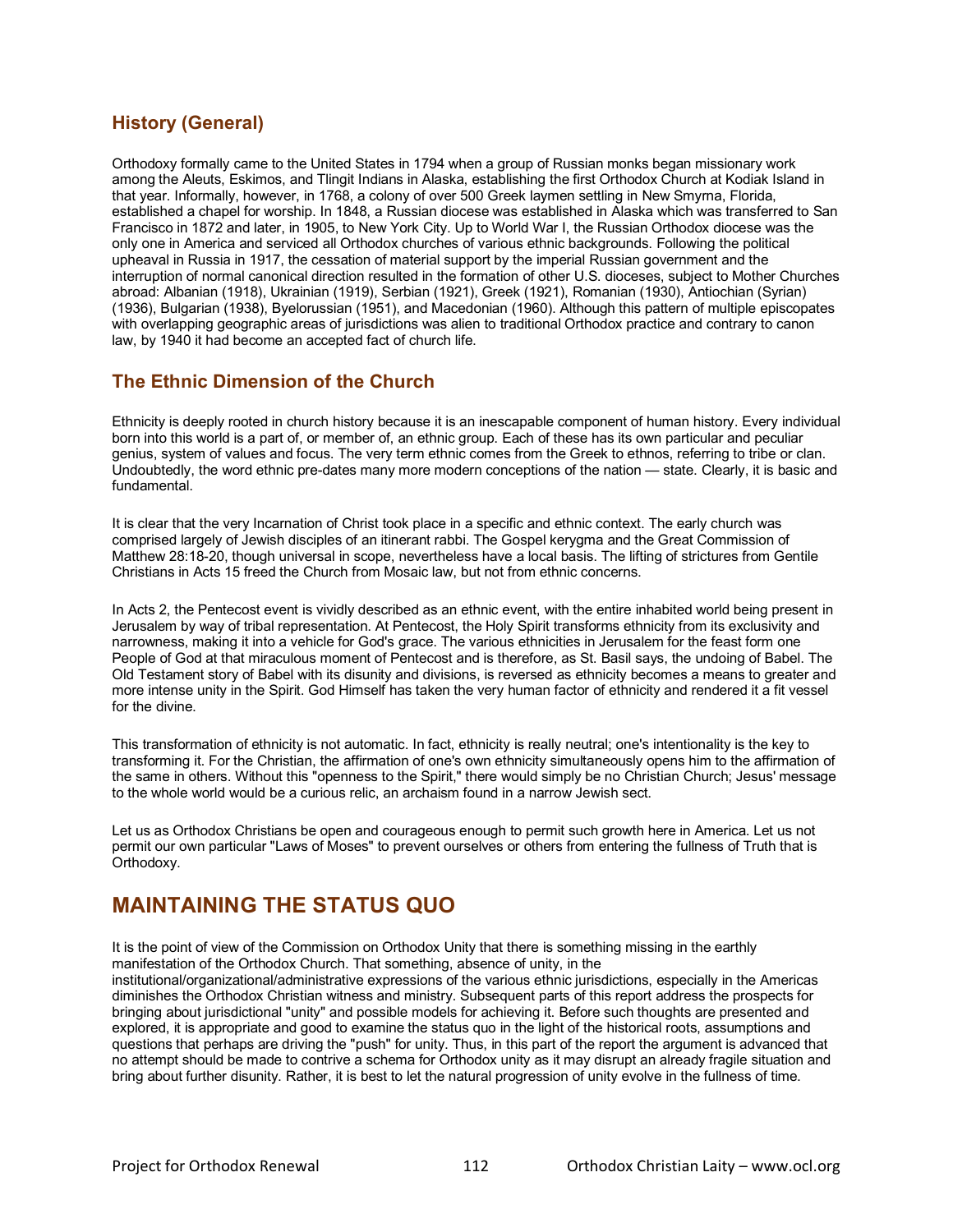## History (General)

Orthodoxy formally came to the United States in 1794 when a group of Russian monks began missionary work among the Aleuts, Eskimos, and Tlingit Indians in Alaska, establishing the first Orthodox Church at Kodiak Island in that year. Informally, however, in 1768, a colony of over 500 Greek laymen settling in New Smyrna, Florida, established a chapel for worship. In 1848, a Russian diocese was established in Alaska which was transferred to San Francisco in 1872 and later, in 1905, to New York City. Up to World War I, the Russian Orthodox diocese was the only one in America and serviced all Orthodox churches of various ethnic backgrounds. Following the political upheaval in Russia in 1917, the cessation of material support by the imperial Russian government and the interruption of normal canonical direction resulted in the formation of other U.S. dioceses, subject to Mother Churches abroad: Albanian (1918), Ukrainian (1919), Serbian (1921), Greek (1921), Romanian (1930), Antiochian (Syrian) (1936), Bulgarian (1938), Byelorussian (1951), and Macedonian (1960). Although this pattern of multiple episcopates with overlapping geographic areas of jurisdictions was alien to traditional Orthodox practice and contrary to canon law, by 1940 it had become an accepted fact of church life.

## The Ethnic Dimension of the Church

Ethnicity is deeply rooted in church history because it is an inescapable component of human history. Every individual born into this world is a part of, or member of, an ethnic group. Each of these has its own particular and peculiar genius, system of values and focus. The very term ethnic comes from the Greek to ethnos, referring to tribe or clan. Undoubtedly, the word ethnic pre-dates many more modern conceptions of the nation — state. Clearly, it is basic and fundamental.

It is clear that the very Incarnation of Christ took place in a specific and ethnic context. The early church was comprised largely of Jewish disciples of an itinerant rabbi. The Gospel kerygma and the Great Commission of Matthew 28:18-20, though universal in scope, nevertheless have a local basis. The lifting of strictures from Gentile Christians in Acts 15 freed the Church from Mosaic law, but not from ethnic concerns.

In Acts 2, the Pentecost event is vividly described as an ethnic event, with the entire inhabited world being present in Jerusalem by way of tribal representation. At Pentecost, the Holy Spirit transforms ethnicity from its exclusivity and narrowness, making it into a vehicle for God's grace. The various ethnicities in Jerusalem for the feast form one People of God at that miraculous moment of Pentecost and is therefore, as St. Basil says, the undoing of Babel. The Old Testament story of Babel with its disunity and divisions, is reversed as ethnicity becomes a means to greater and more intense unity in the Spirit. God Himself has taken the very human factor of ethnicity and rendered it a fit vessel for the divine.

This transformation of ethnicity is not automatic. In fact, ethnicity is really neutral; one's intentionality is the key to transforming it. For the Christian, the affirmation of one's own ethnicity simultaneously opens him to the affirmation of the same in others. Without this "openness to the Spirit," there would simply be no Christian Church; Jesus' message to the whole world would be a curious relic, an archaism found in a narrow Jewish sect.

Let us as Orthodox Christians be open and courageous enough to permit such growth here in America. Let us not permit our own particular "Laws of Moses" to prevent ourselves or others from entering the fullness of Truth that is Orthodoxy.

# MAINTAINING THE STATUS QUO

It is the point of view of the Commission on Orthodox Unity that there is something missing in the earthly manifestation of the Orthodox Church. That something, absence of unity, in the institutional/organizational/administrative expressions of the various ethnic jurisdictions, especially in the Americas diminishes the Orthodox Christian witness and ministry. Subsequent parts of this report address the prospects for bringing about jurisdictional "unity" and possible models for achieving it. Before such thoughts are presented and explored, it is appropriate and good to examine the status quo in the light of the historical roots, assumptions and questions that perhaps are driving the "push" for unity. Thus, in this part of the report the argument is advanced that no attempt should be made to contrive a schema for Orthodox unity as it may disrupt an already fragile situation and bring about further disunity. Rather, it is best to let the natural progression of unity evolve in the fullness of time.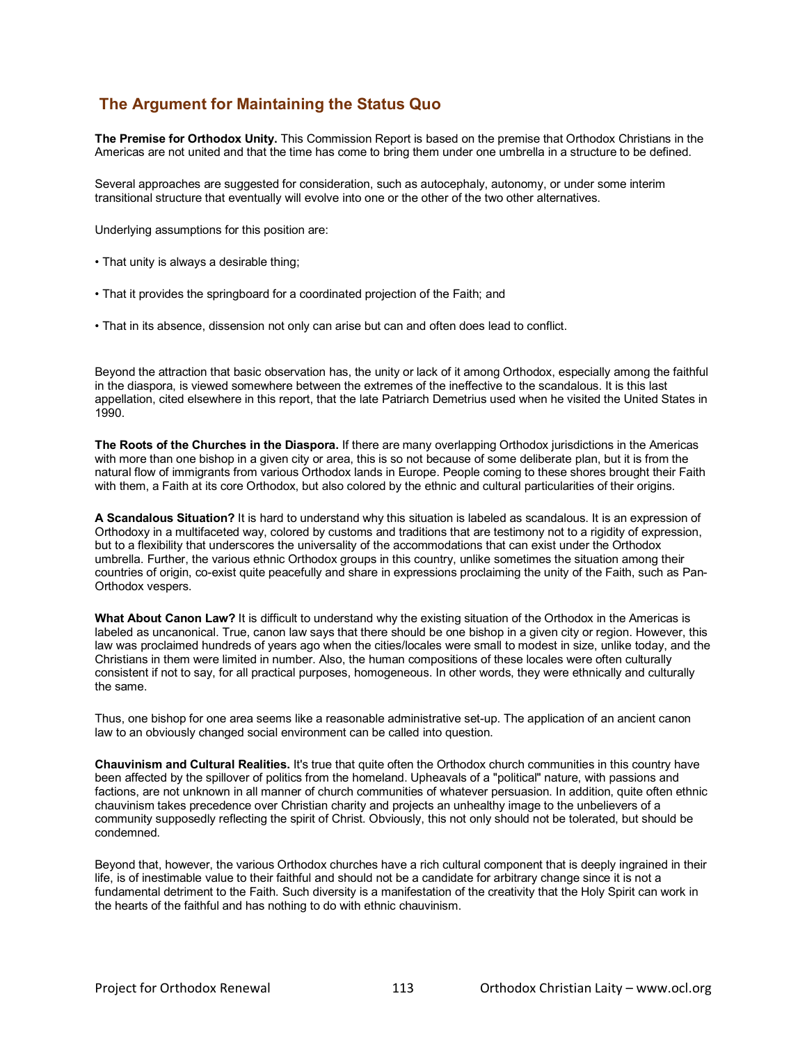## The Argument for Maintaining the Status Quo

**The Premise for Orthodox Unity.** This Commission Report is based on the premise that Orthodox Christians in the Americas are not united and that the time has come to bring them under one umbrella in a structure to be defined.

Several approaches are suggested for consideration, such as autocephaly, autonomy, or under some interim transitional structure that eventually will evolve into one or the other of the two other alternatives.

Underlying assumptions for this position are:

- That unity is always a desirable thing;
- That it provides the springboard for a coordinated projection of the Faith; and
- That in its absence, dissension not only can arise but can and often does lead to conflict.

Beyond the attraction that basic observation has, the unity or lack of it among Orthodox, especially among the faithful in the diaspora, is viewed somewhere between the extremes of the ineffective to the scandalous. It is this last appellation, cited elsewhere in this report, that the late Patriarch Demetrius used when he visited the United States in 1990.

**The Roots of the Churches in the Diaspora.** If there are many overlapping Orthodox jurisdictions in the Americas with more than one bishop in a given city or area, this is so not because of some deliberate plan, but it is from the natural flow of immigrants from various Orthodox lands in Europe. People coming to these shores brought their Faith with them, a Faith at its core Orthodox, but also colored by the ethnic and cultural particularities of their origins.

**A Scandalous Situation?** It is hard to understand why this situation is labeled as scandalous. It is an expression of Orthodoxy in a multifaceted way, colored by customs and traditions that are testimony not to a rigidity of expression, but to a flexibility that underscores the universality of the accommodations that can exist under the Orthodox umbrella. Further, the various ethnic Orthodox groups in this country, unlike sometimes the situation among their countries of origin, co-exist quite peacefully and share in expressions proclaiming the unity of the Faith, such as Pan-Orthodox vespers.

**What About Canon Law?** It is difficult to understand why the existing situation of the Orthodox in the Americas is labeled as uncanonical. True, canon law says that there should be one bishop in a given city or region. However, this law was proclaimed hundreds of years ago when the cities/locales were small to modest in size, unlike today, and the Christians in them were limited in number. Also, the human compositions of these locales were often culturally consistent if not to say, for all practical purposes, homogeneous. In other words, they were ethnically and culturally the same.

Thus, one bishop for one area seems like a reasonable administrative set-up. The application of an ancient canon law to an obviously changed social environment can be called into question.

**Chauvinism and Cultural Realities.** It's true that quite often the Orthodox church communities in this country have been affected by the spillover of politics from the homeland. Upheavals of a "political" nature, with passions and factions, are not unknown in all manner of church communities of whatever persuasion. In addition, quite often ethnic chauvinism takes precedence over Christian charity and projects an unhealthy image to the unbelievers of a community supposedly reflecting the spirit of Christ. Obviously, this not only should not be tolerated, but should be condemned.

Beyond that, however, the various Orthodox churches have a rich cultural component that is deeply ingrained in their life, is of inestimable value to their faithful and should not be a candidate for arbitrary change since it is not a fundamental detriment to the Faith. Such diversity is a manifestation of the creativity that the Holy Spirit can work in the hearts of the faithful and has nothing to do with ethnic chauvinism.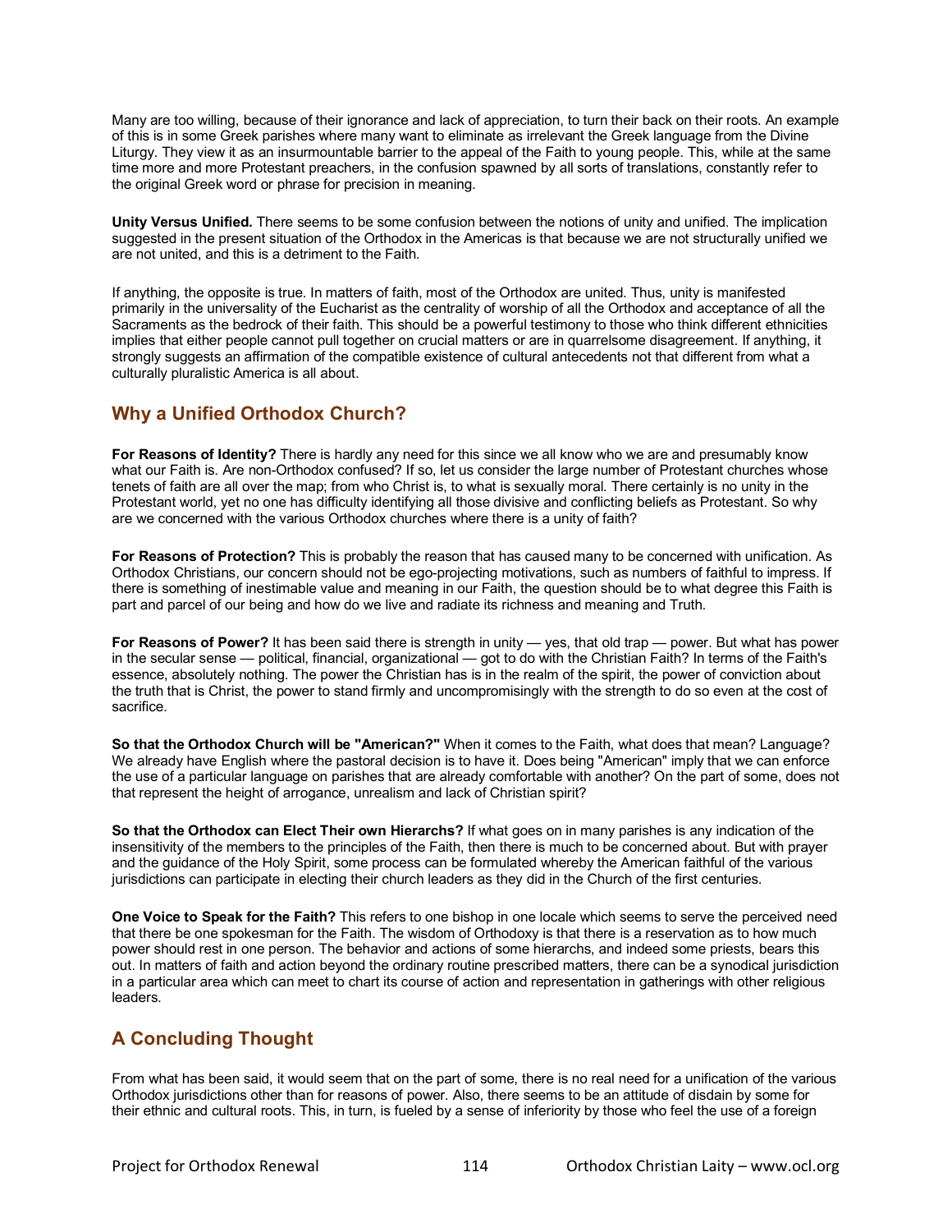Many are too willing, because of their ignorance and lack of appreciation, to turn their back on their roots. An example of this is in some Greek parishes where many want to eliminate as irrelevant the Greek language from the Divine Liturgy. They view it as an insurmountable barrier to the appeal of the Faith to young people. This, while at the same time more and more Protestant preachers, in the confusion spawned by all sorts of translations, constantly refer to the original Greek word or phrase for precision in meaning.

**Unity Versus Unified.** There seems to be some confusion between the notions of unity and unified. The implication suggested in the present situation of the Orthodox in the Americas is that because we are not structurally unified we are not united, and this is a detriment to the Faith.

If anything, the opposite is true. In matters of faith, most of the Orthodox are united. Thus, unity is manifested primarily in the universality of the Eucharist as the centrality of worship of all the Orthodox and acceptance of all the Sacraments as the bedrock of their faith. This should be a powerful testimony to those who think different ethnicities implies that either people cannot pull together on crucial matters or are in quarrelsome disagreement. If anything, it strongly suggests an affirmation of the compatible existence of cultural antecedents not that different from what a culturally pluralistic America is all about.

## Why a Unified Orthodox Church?

**For Reasons of Identity?** There is hardly any need for this since we all know who we are and presumably know what our Faith is. Are non-Orthodox confused? If so, let us consider the large number of Protestant churches whose tenets of faith are all over the map; from who Christ is, to what is sexually moral. There certainly is no unity in the Protestant world, yet no one has difficulty identifying all those divisive and conflicting beliefs as Protestant. So why are we concerned with the various Orthodox churches where there is a unity of faith?

**For Reasons of Protection?** This is probably the reason that has caused many to be concerned with unification. As Orthodox Christians, our concern should not be ego-projecting motivations, such as numbers of faithful to impress. If there is something of inestimable value and meaning in our Faith, the question should be to what degree this Faith is part and parcel of our being and how do we live and radiate its richness and meaning and Truth.

**For Reasons of Power?** It has been said there is strength in unity — yes, that old trap — power. But what has power in the secular sense — political, financial, organizational — got to do with the Christian Faith? In terms of the Faith's essence, absolutely nothing. The power the Christian has is in the realm of the spirit, the power of conviction about the truth that is Christ, the power to stand firmly and uncompromisingly with the strength to do so even at the cost of sacrifice.

**So that the Orthodox Church will be "American?"** When it comes to the Faith, what does that mean? Language? We already have English where the pastoral decision is to have it. Does being "American" imply that we can enforce the use of a particular language on parishes that are already comfortable with another? On the part of some, does not that represent the height of arrogance, unrealism and lack of Christian spirit?

**So that the Orthodox can Elect Their own Hierarchs?** If what goes on in many parishes is any indication of the insensitivity of the members to the principles of the Faith, then there is much to be concerned about. But with prayer and the guidance of the Holy Spirit, some process can be formulated whereby the American faithful of the various jurisdictions can participate in electing their church leaders as they did in the Church of the first centuries.

**One Voice to Speak for the Faith?** This refers to one bishop in one locale which seems to serve the perceived need that there be one spokesman for the Faith. The wisdom of Orthodoxy is that there is a reservation as to how much power should rest in one person. The behavior and actions of some hierarchs, and indeed some priests, bears this out. In matters of faith and action beyond the ordinary routine prescribed matters, there can be a synodical jurisdiction in a particular area which can meet to chart its course of action and representation in gatherings with other religious leaders.

## A Concluding Thought

From what has been said, it would seem that on the part of some, there is no real need for a unification of the various Orthodox jurisdictions other than for reasons of power. Also, there seems to be an attitude of disdain by some for their ethnic and cultural roots. This, in turn, is fueled by a sense of inferiority by those who feel the use of a foreign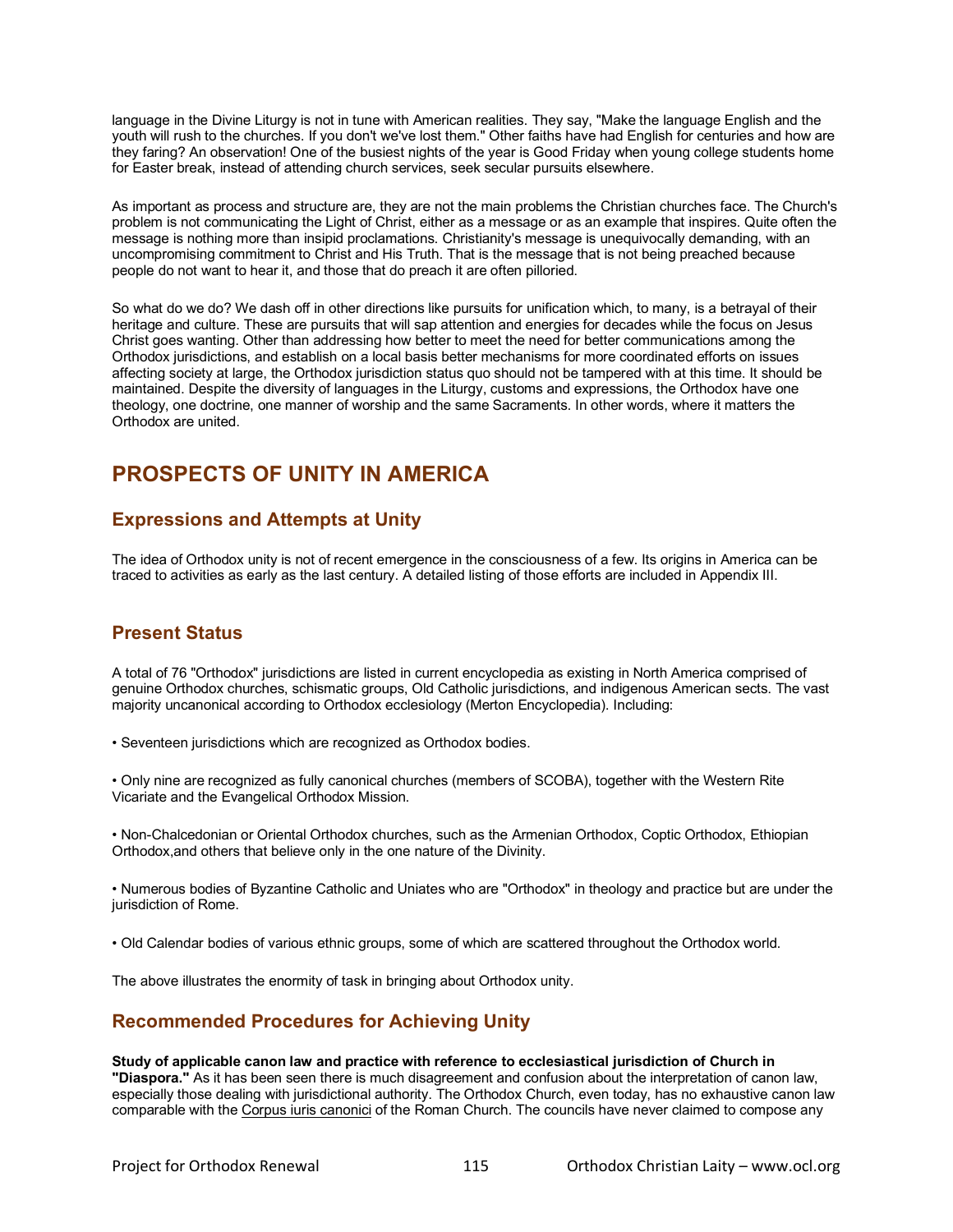language in the Divine Liturgy is not in tune with American realities. They say, "Make the language English and the youth will rush to the churches. If you don't we've lost them." Other faiths have had English for centuries and how are they faring? An observation! One of the busiest nights of the year is Good Friday when young college students home for Easter break, instead of attending church services, seek secular pursuits elsewhere.

As important as process and structure are, they are not the main problems the Christian churches face. The Church's problem is not communicating the Light of Christ, either as a message or as an example that inspires. Quite often the message is nothing more than insipid proclamations. Christianity's message is unequivocally demanding, with an uncompromising commitment to Christ and His Truth. That is the message that is not being preached because people do not want to hear it, and those that do preach it are often pilloried.

So what do we do? We dash off in other directions like pursuits for unification which, to many, is a betrayal of their heritage and culture. These are pursuits that will sap attention and energies for decades while the focus on Jesus Christ goes wanting. Other than addressing how better to meet the need for better communications among the Orthodox jurisdictions, and establish on a local basis better mechanisms for more coordinated efforts on issues affecting society at large, the Orthodox jurisdiction status quo should not be tampered with at this time. It should be maintained. Despite the diversity of languages in the Liturgy, customs and expressions, the Orthodox have one theology, one doctrine, one manner of worship and the same Sacraments. In other words, where it matters the Orthodox are united.

# PROSPECTS OF UNITY IN AMERICA

## Expressions and Attempts at Unity

The idea of Orthodox unity is not of recent emergence in the consciousness of a few. Its origins in America can be traced to activities as early as the last century. A detailed listing of those efforts are included in Appendix III.

## Present Status

A total of 76 "Orthodox" jurisdictions are listed in current encyclopedia as existing in North America comprised of genuine Orthodox churches, schismatic groups, Old Catholic jurisdictions, and indigenous American sects. The vast majority uncanonical according to Orthodox ecclesiology (Merton Encyclopedia). Including:

- Seventeen jurisdictions which are recognized as Orthodox bodies.
- Only nine are recognized as fully canonical churches (members of SCOBA), together with the Western Rite Vicariate and the Evangelical Orthodox Mission.
- Non-Chalcedonian or Oriental Orthodox churches, such as the Armenian Orthodox, Coptic Orthodox, Ethiopian Orthodox,and others that believe only in the one nature of the Divinity.
- Numerous bodies of Byzantine Catholic and Uniates who are "Orthodox" in theology and practice but are under the jurisdiction of Rome.
- Old Calendar bodies of various ethnic groups, some of which are scattered throughout the Orthodox world.

The above illustrates the enormity of task in bringing about Orthodox unity.

## Recommended Procedures for Achieving Unity

**Study of applicable canon law and practice with reference to ecclesiastical jurisdiction of Church in "Diaspora."** As it has been seen there is much disagreement and confusion about the interpretation of canon law, especially those dealing with jurisdictional authority. The Orthodox Church, even today, has no exhaustive canon law comparable with the Corpus iuris canonici of the Roman Church. The councils have never claimed to compose any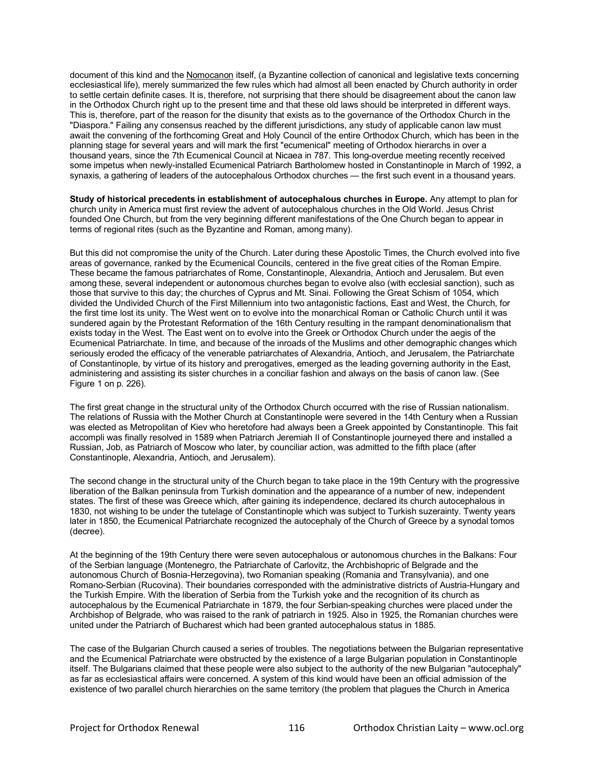document of this kind and the Nomocanon itself, (a Byzantine collection of canonical and legislative texts concerning ecclesiastical life), merely summarized the few rules which had almost all been enacted by Church authority in order to settle certain definite cases. It is, therefore, not surprising that there should be disagreement about the canon law in the Orthodox Church right up to the present time and that these old laws should be interpreted in different ways. This is, therefore, part of the reason for the disunity that exists as to the governance of the Orthodox Church in the "Diaspora." Failing any consensus reached by the different jurisdictions, any study of applicable canon law must await the convening of the forthcoming Great and Holy Council of the entire Orthodox Church, which has been in the planning stage for several years and will mark the first "ecumenical" meeting of Orthodox hierarchs in over a thousand years, since the 7th Ecumenical Council at Nicaea in 787. This long-overdue meeting recently received some impetus when newly-installed Ecumenical Patriarch Bartholomew hosted in Constantinople in March of 1992, a synaxis, a gathering of leaders of the autocephalous Orthodox churches — the first such event in a thousand years.

**Study of historical precedents in establishment of autocephalous churches in Europe.** Any attempt to plan for church unity in America must first review the advent of autocephalous churches in the Old World. Jesus Christ founded One Church, but from the very beginning different manifestations of the One Church began to appear in terms of regional rites (such as the Byzantine and Roman, among many).

But this did not compromise the unity of the Church. Later during these Apostolic Times, the Church evolved into five areas of governance, ranked by the Ecumenical Councils, centered in the five great cities of the Roman Empire. These became the famous patriarchates of Rome, Constantinople, Alexandria, Antioch and Jerusalem. But even among these, several independent or autonomous churches began to evolve also (with ecclesial sanction), such as those that survive to this day; the churches of Cyprus and Mt. Sinai. Following the Great Schism of 1054, which divided the Undivided Church of the First Millennium into two antagonistic factions, East and West, the Church, for the first time lost its unity. The West went on to evolve into the monarchical Roman or Catholic Church until it was sundered again by the Protestant Reformation of the 16th Century resulting in the rampant denominationalism that exists today in the West. The East went on to evolve into the Greek or Orthodox Church under the aegis of the Ecumenical Patriarchate. In time, and because of the inroads of the Muslims and other demographic changes which seriously eroded the efficacy of the venerable patriarchates of Alexandria, Antioch, and Jerusalem, the Patriarchate of Constantinople, by virtue of its history and prerogatives, emerged as the leading governing authority in the East, administering and assisting its sister churches in a conciliar fashion and always on the basis of canon law. (See Figure 1 on p. 226).

The first great change in the structural unity of the Orthodox Church occurred with the rise of Russian nationalism. The relations of Russia with the Mother Church at Constantinople were severed in the 14th Century when a Russian was elected as Metropolitan of Kiev who heretofore had always been a Greek appointed by Constantinople. This fait accompli was finally resolved in 1589 when Patriarch Jeremiah II of Constantinople journeyed there and installed a Russian, Job, as Patriarch of Moscow who later, by counciliar action, was admitted to the fifth place (after Constantinople, Alexandria, Antioch, and Jerusalem).

The second change in the structural unity of the Church began to take place in the 19th Century with the progressive liberation of the Balkan peninsula from Turkish domination and the appearance of a number of new, independent states. The first of these was Greece which, after gaining its independence, declared its church autocephalous in 1830, not wishing to be under the tutelage of Constantinople which was subject to Turkish suzerainty. Twenty years later in 1850, the Ecumenical Patriarchate recognized the autocephaly of the Church of Greece by a synodal tomos (decree).

At the beginning of the 19th Century there were seven autocephalous or autonomous churches in the Balkans: Four of the Serbian language (Montenegro, the Patriarchate of Carlovitz, the Archbishopric of Belgrade and the autonomous Church of Bosnia-Herzegovina), two Romanian speaking (Romania and Transylvania), and one Romano-Serbian (Rucovina). Their boundaries corresponded with the administrative districts of Austria-Hungary and the Turkish Empire. With the liberation of Serbia from the Turkish yoke and the recognition of its church as autocephalous by the Ecumenical Patriarchate in 1879, the four Serbian-speaking churches were placed under the Archbishop of Belgrade, who was raised to the rank of patriarch in 1925. Also in 1925, the Romanian churches were united under the Patriarch of Bucharest which had been granted autocephalous status in 1885.

The case of the Bulgarian Church caused a series of troubles. The negotiations between the Bulgarian representative and the Ecumenical Patriarchate were obstructed by the existence of a large Bulgarian population in Constantinople itself. The Bulgarians claimed that these people were also subject to the authority of the new Bulgarian "autocephaly" as far as ecclesiastical affairs were concerned. A system of this kind would have been an official admission of the existence of two parallel church hierarchies on the same territory (the problem that plagues the Church in America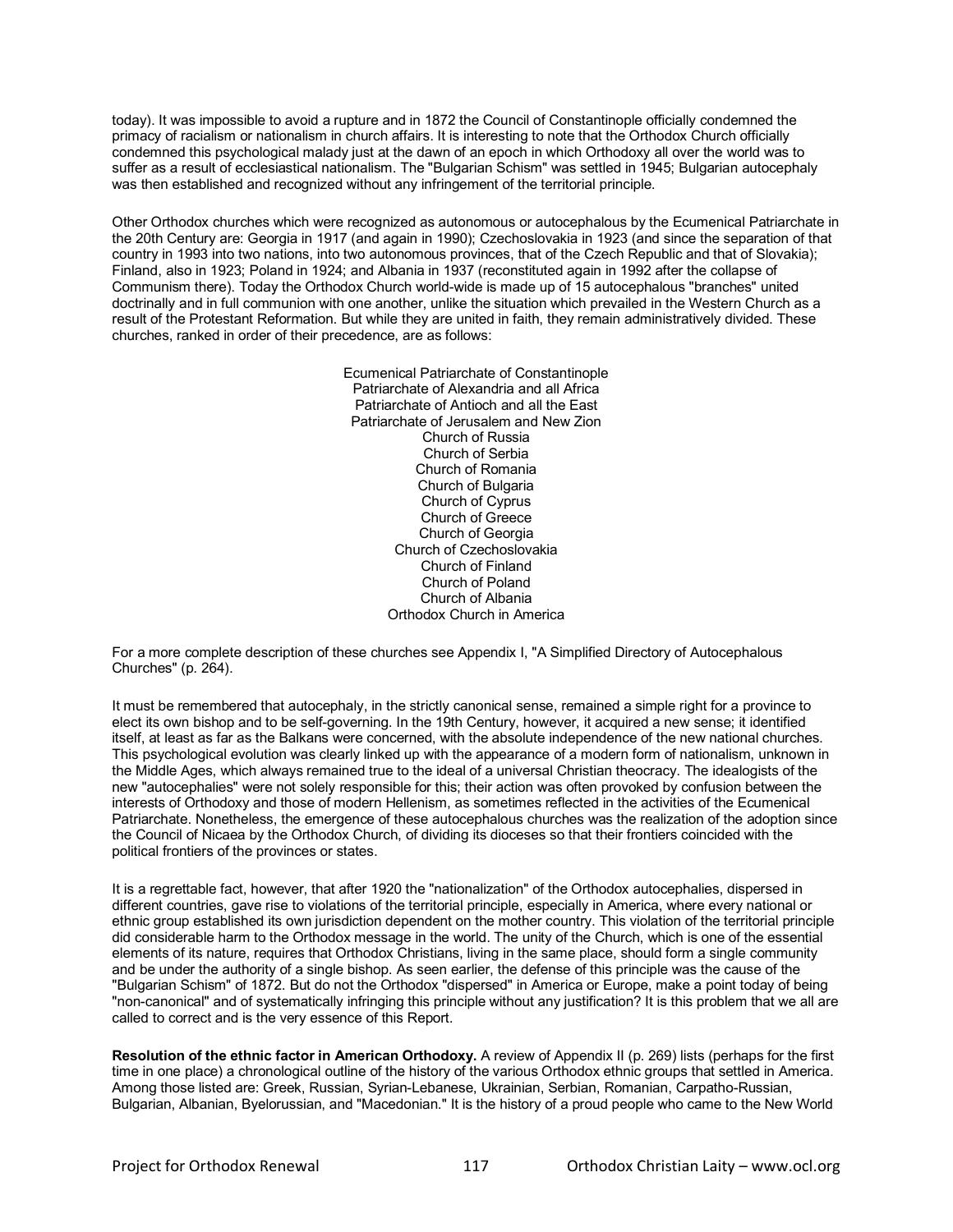today). It was impossible to avoid a rupture and in 1872 the Council of Constantinople officially condemned the primacy of racialism or nationalism in church affairs. It is interesting to note that the Orthodox Church officially condemned this psychological malady just at the dawn of an epoch in which Orthodoxy all over the world was to suffer as a result of ecclesiastical nationalism. The "Bulgarian Schism" was settled in 1945; Bulgarian autocephaly was then established and recognized without any infringement of the territorial principle.

Other Orthodox churches which were recognized as autonomous or autocephalous by the Ecumenical Patriarchate in the 20th Century are: Georgia in 1917 (and again in 1990); Czechoslovakia in 1923 (and since the separation of that country in 1993 into two nations, into two autonomous provinces, that of the Czech Republic and that of Slovakia); Finland, also in 1923; Poland in 1924; and Albania in 1937 (reconstituted again in 1992 after the collapse of Communism there). Today the Orthodox Church world-wide is made up of 15 autocephalous "branches" united doctrinally and in full communion with one another, unlike the situation which prevailed in the Western Church as a result of the Protestant Reformation. But while they are united in faith, they remain administratively divided. These churches, ranked in order of their precedence, are as follows:

Ecumenical Patriarchate of Constantinople
Patriarchate of Alexandria and all Africa
Patriarchate of Antioch and all the East
Patriarchate of Jerusalem and New Zion
Church of Russia
Church of Serbia
Church of Romania
Church of Bulgaria
Church of Cyprus
Church of Greece
Church of Georgia
Church of Czechoslovakia
Church of Finland
Church of Poland
Church of Albania
Orthodox Church in America

For a more complete description of these churches see Appendix I, "A Simplified Directory of Autocephalous Churches" (p. 264).

It must be remembered that autocephaly, in the strictly canonical sense, remained a simple right for a province to elect its own bishop and to be self-governing. In the 19th Century, however, it acquired a new sense; it identified itself, at least as far as the Balkans were concerned, with the absolute independence of the new national churches. This psychological evolution was clearly linked up with the appearance of a modern form of nationalism, unknown in the Middle Ages, which always remained true to the ideal of a universal Christian theocracy. The idealogists of the new "autocephalies" were not solely responsible for this; their action was often provoked by confusion between the interests of Orthodoxy and those of modern Hellenism, as sometimes reflected in the activities of the Ecumenical Patriarchate. Nonetheless, the emergence of these autocephalous churches was the realization of the adoption since the Council of Nicaea by the Orthodox Church, of dividing its dioceses so that their frontiers coincided with the political frontiers of the provinces or states.

It is a regrettable fact, however, that after 1920 the "nationalization" of the Orthodox autocephalies, dispersed in different countries, gave rise to violations of the territorial principle, especially in America, where every national or ethnic group established its own jurisdiction dependent on the mother country. This violation of the territorial principle did considerable harm to the Orthodox message in the world. The unity of the Church, which is one of the essential elements of its nature, requires that Orthodox Christians, living in the same place, should form a single community and be under the authority of a single bishop. As seen earlier, the defense of this principle was the cause of the "Bulgarian Schism" of 1872. But do not the Orthodox "dispersed" in America or Europe, make a point today of being "non-canonical" and of systematically infringing this principle without any justification? It is this problem that we all are called to correct and is the very essence of this Report.

**Resolution of the ethnic factor in American Orthodoxy.** A review of Appendix II (p. 269) lists (perhaps for the first time in one place) a chronological outline of the history of the various Orthodox ethnic groups that settled in America. Among those listed are: Greek, Russian, Syrian-Lebanese, Ukrainian, Serbian, Romanian, Carpatho-Russian, Bulgarian, Albanian, Byelorussian, and "Macedonian." It is the history of a proud people who came to the New World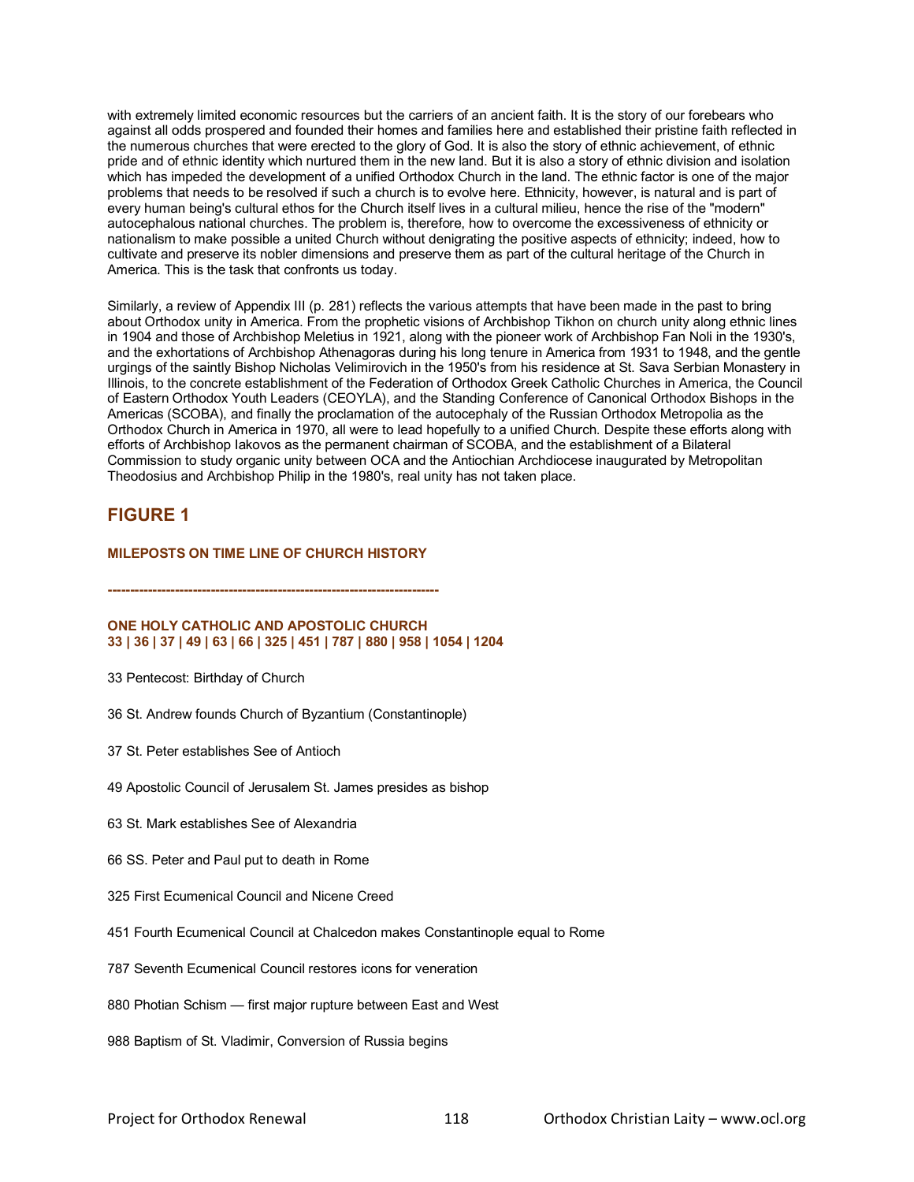with extremely limited economic resources but the carriers of an ancient faith. It is the story of our forebears who against all odds prospered and founded their homes and families here and established their pristine faith reflected in the numerous churches that were erected to the glory of God. It is also the story of ethnic achievement, of ethnic pride and of ethnic identity which nurtured them in the new land. But it is also a story of ethnic division and isolation which has impeded the development of a unified Orthodox Church in the land. The ethnic factor is one of the major problems that needs to be resolved if such a church is to evolve here. Ethnicity, however, is natural and is part of every human being's cultural ethos for the Church itself lives in a cultural milieu, hence the rise of the "modern" autocephalous national churches. The problem is, therefore, how to overcome the excessiveness of ethnicity or nationalism to make possible a united Church without denigrating the positive aspects of ethnicity; indeed, how to cultivate and preserve its nobler dimensions and preserve them as part of the cultural heritage of the Church in America. This is the task that confronts us today.

Similarly, a review of Appendix III (p. 281) reflects the various attempts that have been made in the past to bring about Orthodox unity in America. From the prophetic visions of Archbishop Tikhon on church unity along ethnic lines in 1904 and those of Archbishop Meletius in 1921, along with the pioneer work of Archbishop Fan Noli in the 1930's, and the exhortations of Archbishop Athenagoras during his long tenure in America from 1931 to 1948, and the gentle urgings of the saintly Bishop Nicholas Velimirovich in the 1950's from his residence at St. Sava Serbian Monastery in Illinois, to the concrete establishment of the Federation of Orthodox Greek Catholic Churches in America, the Council of Eastern Orthodox Youth Leaders (CEOYLA), and the Standing Conference of Canonical Orthodox Bishops in the Americas (SCOBA), and finally the proclamation of the autocephaly of the Russian Orthodox Metropolia as the Orthodox Church in America in 1970, all were to lead hopefully to a unified Church. Despite these efforts along with efforts of Archbishop Iakovos as the permanent chairman of SCOBA, and the establishment of a Bilateral Commission to study organic unity between OCA and the Antiochian Archdiocese inaugurated by Metropolitan Theodosius and Archbishop Philip in the 1980's, real unity has not taken place.

## FIGURE 1

**MILEPOSTS ON TIME LINE OF CHURCH HISTORY**

**------------------------------------------------------------------------**

**ONE HOLY CATHOLIC AND APOSTOLIC CHURCH**
**33 | 36 | 37 | 49 | 63 | 66 | 325 | 451 | 787 | 880 | 958 | 1054 | 1204**

33 Pentecost: Birthday of Church

36 St. Andrew founds Church of Byzantium (Constantinople)

37 St. Peter establishes See of Antioch

49 Apostolic Council of Jerusalem St. James presides as bishop

63 St. Mark establishes See of Alexandria

66 SS. Peter and Paul put to death in Rome

325 First Ecumenical Council and Nicene Creed

451 Fourth Ecumenical Council at Chalcedon makes Constantinople equal to Rome

787 Seventh Ecumenical Council restores icons for veneration

880 Photian Schism — first major rupture between East and West

988 Baptism of St. Vladimir, Conversion of Russia begins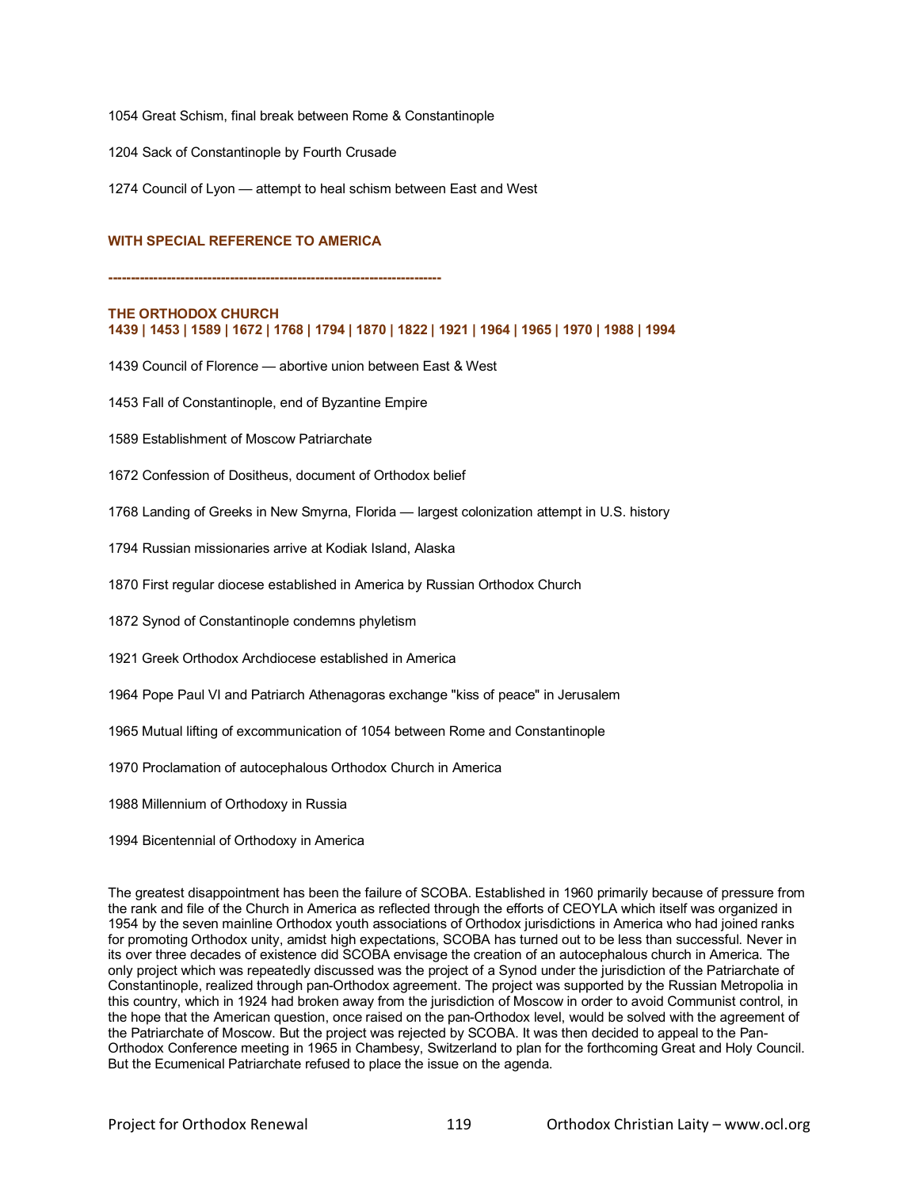1054 Great Schism, final break between Rome & Constantinople

1204 Sack of Constantinople by Fourth Crusade

1274 Council of Lyon — attempt to heal schism between East and West

**WITH SPECIAL REFERENCE TO AMERICA**

**------------------------------------------------------------------------**

**THE ORTHODOX CHURCH**
**1439 | 1453 | 1589 | 1672 | 1768 | 1794 | 1870 | 1822 | 1921 | 1964 | 1965 | 1970 | 1988 | 1994**

1439 Council of Florence — abortive union between East & West

1453 Fall of Constantinople, end of Byzantine Empire

1589 Establishment of Moscow Patriarchate

1672 Confession of Dositheus, document of Orthodox belief

1768 Landing of Greeks in New Smyrna, Florida — largest colonization attempt in U.S. history

1794 Russian missionaries arrive at Kodiak Island, Alaska

1870 First regular diocese established in America by Russian Orthodox Church

1872 Synod of Constantinople condemns phyletism

1921 Greek Orthodox Archdiocese established in America

1964 Pope Paul VI and Patriarch Athenagoras exchange "kiss of peace" in Jerusalem

1965 Mutual lifting of excommunication of 1054 between Rome and Constantinople

1970 Proclamation of autocephalous Orthodox Church in America

1988 Millennium of Orthodoxy in Russia

1994 Bicentennial of Orthodoxy in America

The greatest disappointment has been the failure of SCOBA. Established in 1960 primarily because of pressure from the rank and file of the Church in America as reflected through the efforts of CEOYLA which itself was organized in 1954 by the seven mainline Orthodox youth associations of Orthodox jurisdictions in America who had joined ranks for promoting Orthodox unity, amidst high expectations, SCOBA has turned out to be less than successful. Never in its over three decades of existence did SCOBA envisage the creation of an autocephalous church in America. The only project which was repeatedly discussed was the project of a Synod under the jurisdiction of the Patriarchate of Constantinople, realized through pan-Orthodox agreement. The project was supported by the Russian Metropolia in this country, which in 1924 had broken away from the jurisdiction of Moscow in order to avoid Communist control, in the hope that the American question, once raised on the pan-Orthodox level, would be solved with the agreement of the Patriarchate of Moscow. But the project was rejected by SCOBA. It was then decided to appeal to the Pan-Orthodox Conference meeting in 1965 in Chambesy, Switzerland to plan for the forthcoming Great and Holy Council. But the Ecumenical Patriarchate refused to place the issue on the agenda.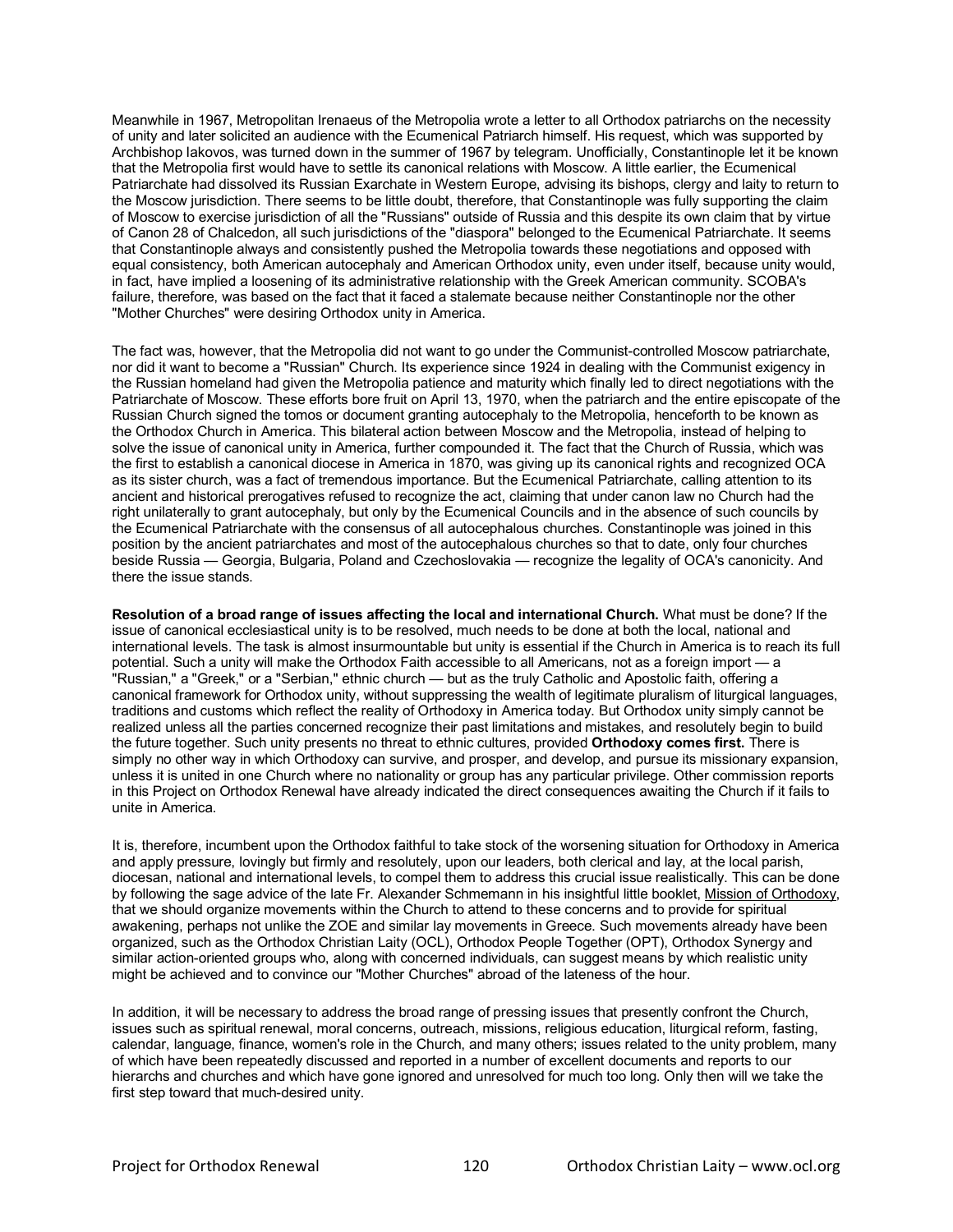Meanwhile in 1967, Metropolitan Irenaeus of the Metropolia wrote a letter to all Orthodox patriarchs on the necessity of unity and later solicited an audience with the Ecumenical Patriarch himself. His request, which was supported by Archbishop Iakovos, was turned down in the summer of 1967 by telegram. Unofficially, Constantinople let it be known that the Metropolia first would have to settle its canonical relations with Moscow. A little earlier, the Ecumenical Patriarchate had dissolved its Russian Exarchate in Western Europe, advising its bishops, clergy and laity to return to the Moscow jurisdiction. There seems to be little doubt, therefore, that Constantinople was fully supporting the claim of Moscow to exercise jurisdiction of all the "Russians" outside of Russia and this despite its own claim that by virtue of Canon 28 of Chalcedon, all such jurisdictions of the "diaspora" belonged to the Ecumenical Patriarchate. It seems that Constantinople always and consistently pushed the Metropolia towards these negotiations and opposed with equal consistency, both American autocephaly and American Orthodox unity, even under itself, because unity would, in fact, have implied a loosening of its administrative relationship with the Greek American community. SCOBA's failure, therefore, was based on the fact that it faced a stalemate because neither Constantinople nor the other "Mother Churches" were desiring Orthodox unity in America.

The fact was, however, that the Metropolia did not want to go under the Communist-controlled Moscow patriarchate, nor did it want to become a "Russian" Church. Its experience since 1924 in dealing with the Communist exigency in the Russian homeland had given the Metropolia patience and maturity which finally led to direct negotiations with the Patriarchate of Moscow. These efforts bore fruit on April 13, 1970, when the patriarch and the entire episcopate of the Russian Church signed the tomos or document granting autocephaly to the Metropolia, henceforth to be known as the Orthodox Church in America. This bilateral action between Moscow and the Metropolia, instead of helping to solve the issue of canonical unity in America, further compounded it. The fact that the Church of Russia, which was the first to establish a canonical diocese in America in 1870, was giving up its canonical rights and recognized OCA as its sister church, was a fact of tremendous importance. But the Ecumenical Patriarchate, calling attention to its ancient and historical prerogatives refused to recognize the act, claiming that under canon law no Church had the right unilaterally to grant autocephaly, but only by the Ecumenical Councils and in the absence of such councils by the Ecumenical Patriarchate with the consensus of all autocephalous churches. Constantinople was joined in this position by the ancient patriarchates and most of the autocephalous churches so that to date, only four churches beside Russia — Georgia, Bulgaria, Poland and Czechoslovakia — recognize the legality of OCA's canonicity. And there the issue stands.

**Resolution of a broad range of issues affecting the local and international Church.** What must be done? If the issue of canonical ecclesiastical unity is to be resolved, much needs to be done at both the local, national and international levels. The task is almost insurmountable but unity is essential if the Church in America is to reach its full potential. Such a unity will make the Orthodox Faith accessible to all Americans, not as a foreign import — a "Russian," a "Greek," or a "Serbian," ethnic church — but as the truly Catholic and Apostolic faith, offering a canonical framework for Orthodox unity, without suppressing the wealth of legitimate pluralism of liturgical languages, traditions and customs which reflect the reality of Orthodoxy in America today. But Orthodox unity simply cannot be realized unless all the parties concerned recognize their past limitations and mistakes, and resolutely begin to build the future together. Such unity presents no threat to ethnic cultures, provided **Orthodoxy comes first.** There is simply no other way in which Orthodoxy can survive, and prosper, and develop, and pursue its missionary expansion, unless it is united in one Church where no nationality or group has any particular privilege. Other commission reports in this Project on Orthodox Renewal have already indicated the direct consequences awaiting the Church if it fails to unite in America.

It is, therefore, incumbent upon the Orthodox faithful to take stock of the worsening situation for Orthodoxy in America and apply pressure, lovingly but firmly and resolutely, upon our leaders, both clerical and lay, at the local parish, diocesan, national and international levels, to compel them to address this crucial issue realistically. This can be done by following the sage advice of the late Fr. Alexander Schmemann in his insightful little booklet, Mission of Orthodoxy, that we should organize movements within the Church to attend to these concerns and to provide for spiritual awakening, perhaps not unlike the ZOE and similar lay movements in Greece. Such movements already have been organized, such as the Orthodox Christian Laity (OCL), Orthodox People Together (OPT), Orthodox Synergy and similar action-oriented groups who, along with concerned individuals, can suggest means by which realistic unity might be achieved and to convince our "Mother Churches" abroad of the lateness of the hour.

In addition, it will be necessary to address the broad range of pressing issues that presently confront the Church, issues such as spiritual renewal, moral concerns, outreach, missions, religious education, liturgical reform, fasting, calendar, language, finance, women's role in the Church, and many others; issues related to the unity problem, many of which have been repeatedly discussed and reported in a number of excellent documents and reports to our hierarchs and churches and which have gone ignored and unresolved for much too long. Only then will we take the first step toward that much-desired unity.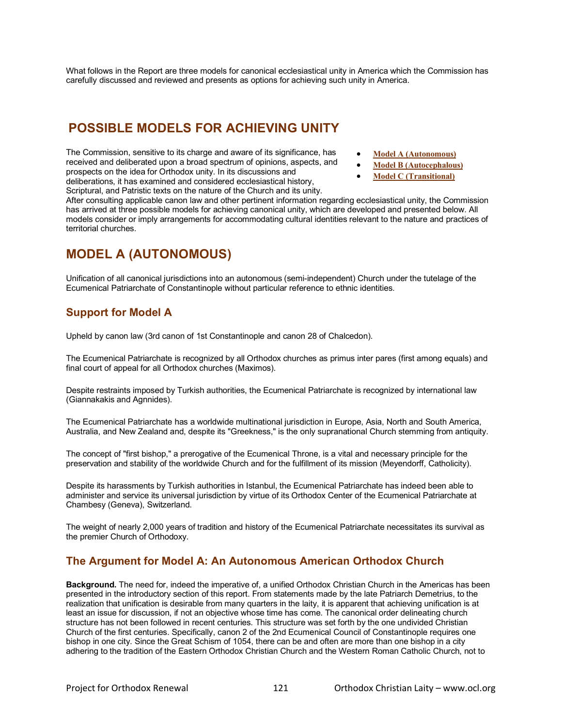What follows in the Report are three models for canonical ecclesiastical unity in America which the Commission has carefully discussed and reviewed and presents as options for achieving such unity in America.

## POSSIBLE MODELS FOR ACHIEVING UNITY

- **Model A (Autonomous)**
- **Model B (Autocephalous)**
- **Model C (Transitional)**

The Commission, sensitive to its charge and aware of its significance, has received and deliberated upon a broad spectrum of opinions, aspects, and prospects on the idea for Orthodox unity. In its discussions and deliberations, it has examined and considered ecclesiastical history, Scriptural, and Patristic texts on the nature of the Church and its unity. After consulting applicable canon law and other pertinent information regarding ecclesiastical unity, the Commission has arrived at three possible models for achieving canonical unity, which are developed and presented below. All models consider or imply arrangements for accommodating cultural identities relevant to the nature and practices of territorial churches.

## MODEL A (AUTONOMOUS)

Unification of all canonical jurisdictions into an autonomous (semi-independent) Church under the tutelage of the Ecumenical Patriarchate of Constantinople without particular reference to ethnic identities.

### Support for Model A

Upheld by canon law (3rd canon of 1st Constantinople and canon 28 of Chalcedon).

The Ecumenical Patriarchate is recognized by all Orthodox churches as primus inter pares (first among equals) and final court of appeal for all Orthodox churches (Maximos).

Despite restraints imposed by Turkish authorities, the Ecumenical Patriarchate is recognized by international law (Giannakakis and Agnnides).

The Ecumenical Patriarchate has a worldwide multinational jurisdiction in Europe, Asia, North and South America, Australia, and New Zealand and, despite its "Greekness," is the only supranational Church stemming from antiquity.

The concept of "first bishop," a prerogative of the Ecumenical Throne, is a vital and necessary principle for the preservation and stability of the worldwide Church and for the fulfillment of its mission (Meyendorff, Catholicity).

Despite its harassments by Turkish authorities in Istanbul, the Ecumenical Patriarchate has indeed been able to administer and service its universal jurisdiction by virtue of its Orthodox Center of the Ecumenical Patriarchate at Chambesy (Geneva), Switzerland.

The weight of nearly 2,000 years of tradition and history of the Ecumenical Patriarchate necessitates its survival as the premier Church of Orthodoxy.

### The Argument for Model A: An Autonomous American Orthodox Church

**Background.** The need for, indeed the imperative of, a unified Orthodox Christian Church in the Americas has been presented in the introductory section of this report. From statements made by the late Patriarch Demetrius, to the realization that unification is desirable from many quarters in the laity, it is apparent that achieving unification is at least an issue for discussion, if not an objective whose time has come. The canonical order delineating church structure has not been followed in recent centuries. This structure was set forth by the one undivided Christian Church of the first centuries. Specifically, canon 2 of the 2nd Ecumenical Council of Constantinople requires one bishop in one city. Since the Great Schism of 1054, there can be and often are more than one bishop in a city adhering to the tradition of the Eastern Orthodox Christian Church and the Western Roman Catholic Church, not to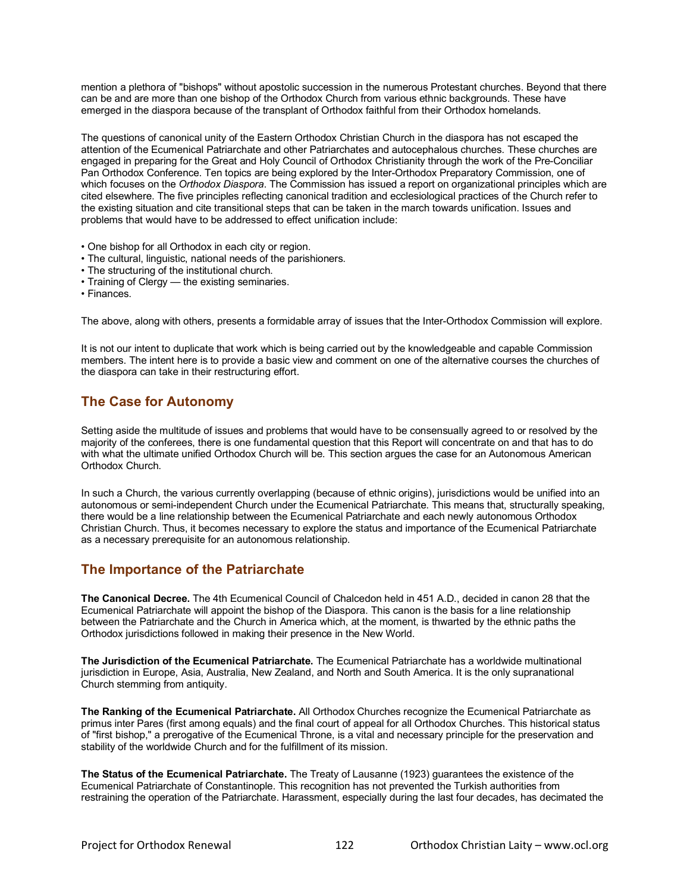mention a plethora of "bishops" without apostolic succession in the numerous Protestant churches. Beyond that there can be and are more than one bishop of the Orthodox Church from various ethnic backgrounds. These have emerged in the diaspora because of the transplant of Orthodox faithful from their Orthodox homelands.

The questions of canonical unity of the Eastern Orthodox Christian Church in the diaspora has not escaped the attention of the Ecumenical Patriarchate and other Patriarchates and autocephalous churches. These churches are engaged in preparing for the Great and Holy Council of Orthodox Christianity through the work of the Pre-Conciliar Pan Orthodox Conference. Ten topics are being explored by the Inter-Orthodox Preparatory Commission, one of which focuses on the *Orthodox Diaspora*. The Commission has issued a report on organizational principles which are cited elsewhere. The five principles reflecting canonical tradition and ecclesiological practices of the Church refer to the existing situation and cite transitional steps that can be taken in the march towards unification. Issues and problems that would have to be addressed to effect unification include:

- One bishop for all Orthodox in each city or region.
- The cultural, linguistic, national needs of the parishioners.
- The structuring of the institutional church.
- Training of Clergy — the existing seminaries.
- Finances.

The above, along with others, presents a formidable array of issues that the Inter-Orthodox Commission will explore.

It is not our intent to duplicate that work which is being carried out by the knowledgeable and capable Commission members. The intent here is to provide a basic view and comment on one of the alternative courses the churches of the diaspora can take in their restructuring effort.

## The Case for Autonomy

Setting aside the multitude of issues and problems that would have to be consensually agreed to or resolved by the majority of the conferees, there is one fundamental question that this Report will concentrate on and that has to do with what the ultimate unified Orthodox Church will be. This section argues the case for an Autonomous American Orthodox Church.

In such a Church, the various currently overlapping (because of ethnic origins), jurisdictions would be unified into an autonomous or semi-independent Church under the Ecumenical Patriarchate. This means that, structurally speaking, there would be a line relationship between the Ecumenical Patriarchate and each newly autonomous Orthodox Christian Church. Thus, it becomes necessary to explore the status and importance of the Ecumenical Patriarchate as a necessary prerequisite for an autonomous relationship.

## The Importance of the Patriarchate

**The Canonical Decree.** The 4th Ecumenical Council of Chalcedon held in 451 A.D., decided in canon 28 that the Ecumenical Patriarchate will appoint the bishop of the Diaspora. This canon is the basis for a line relationship between the Patriarchate and the Church in America which, at the moment, is thwarted by the ethnic paths the Orthodox jurisdictions followed in making their presence in the New World.

**The Jurisdiction of the Ecumenical Patriarchate.** The Ecumenical Patriarchate has a worldwide multinational jurisdiction in Europe, Asia, Australia, New Zealand, and North and South America. It is the only supranational Church stemming from antiquity.

**The Ranking of the Ecumenical Patriarchate.** All Orthodox Churches recognize the Ecumenical Patriarchate as primus inter Pares (first among equals) and the final court of appeal for all Orthodox Churches. This historical status of "first bishop," a prerogative of the Ecumenical Throne, is a vital and necessary principle for the preservation and stability of the worldwide Church and for the fulfillment of its mission.

**The Status of the Ecumenical Patriarchate.** The Treaty of Lausanne (1923) guarantees the existence of the Ecumenical Patriarchate of Constantinople. This recognition has not prevented the Turkish authorities from restraining the operation of the Patriarchate. Harassment, especially during the last four decades, has decimated the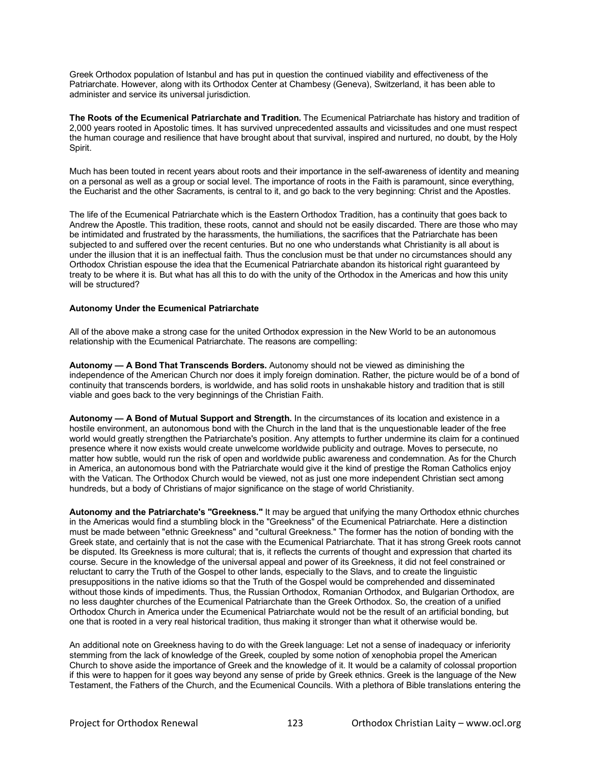Greek Orthodox population of Istanbul and has put in question the continued viability and effectiveness of the Patriarchate. However, along with its Orthodox Center at Chambesy (Geneva), Switzerland, it has been able to administer and service its universal jurisdiction.

**The Roots of the Ecumenical Patriarchate and Tradition.** The Ecumenical Patriarchate has history and tradition of 2,000 years rooted in Apostolic times. It has survived unprecedented assaults and vicissitudes and one must respect the human courage and resilience that have brought about that survival, inspired and nurtured, no doubt, by the Holy Spirit.

Much has been touted in recent years about roots and their importance in the self-awareness of identity and meaning on a personal as well as a group or social level. The importance of roots in the Faith is paramount, since everything, the Eucharist and the other Sacraments, is central to it, and go back to the very beginning: Christ and the Apostles.

The life of the Ecumenical Patriarchate which is the Eastern Orthodox Tradition, has a continuity that goes back to Andrew the Apostle. This tradition, these roots, cannot and should not be easily discarded. There are those who may be intimidated and frustrated by the harassments, the humiliations, the sacrifices that the Patriarchate has been subjected to and suffered over the recent centuries. But no one who understands what Christianity is all about is under the illusion that it is an ineffectual faith. Thus the conclusion must be that under no circumstances should any Orthodox Christian espouse the idea that the Ecumenical Patriarchate abandon its historical right guaranteed by treaty to be where it is. But what has all this to do with the unity of the Orthodox in the Americas and how this unity will be structured?

### Autonomy Under the Ecumenical Patriarchate

All of the above make a strong case for the united Orthodox expression in the New World to be an autonomous relationship with the Ecumenical Patriarchate. The reasons are compelling:

**Autonomy — A Bond That Transcends Borders.** Autonomy should not be viewed as diminishing the independence of the American Church nor does it imply foreign domination. Rather, the picture would be of a bond of continuity that transcends borders, is worldwide, and has solid roots in unshakable history and tradition that is still viable and goes back to the very beginnings of the Christian Faith.

**Autonomy — A Bond of Mutual Support and Strength.** In the circumstances of its location and existence in a hostile environment, an autonomous bond with the Church in the land that is the unquestionable leader of the free world would greatly strengthen the Patriarchate's position. Any attempts to further undermine its claim for a continued presence where it now exists would create unwelcome worldwide publicity and outrage. Moves to persecute, no matter how subtle, would run the risk of open and worldwide public awareness and condemnation. As for the Church in America, an autonomous bond with the Patriarchate would give it the kind of prestige the Roman Catholics enjoy with the Vatican. The Orthodox Church would be viewed, not as just one more independent Christian sect among hundreds, but a body of Christians of major significance on the stage of world Christianity.

**Autonomy and the Patriarchate's "Greekness."** It may be argued that unifying the many Orthodox ethnic churches in the Americas would find a stumbling block in the "Greekness" of the Ecumenical Patriarchate. Here a distinction must be made between "ethnic Greekness" and "cultural Greekness." The former has the notion of bonding with the Greek state, and certainly that is not the case with the Ecumenical Patriarchate. That it has strong Greek roots cannot be disputed. Its Greekness is more cultural; that is, it reflects the currents of thought and expression that charted its course. Secure in the knowledge of the universal appeal and power of its Greekness, it did not feel constrained or reluctant to carry the Truth of the Gospel to other lands, especially to the Slavs, and to create the linguistic presuppositions in the native idioms so that the Truth of the Gospel would be comprehended and disseminated without those kinds of impediments. Thus, the Russian Orthodox, Romanian Orthodox, and Bulgarian Orthodox, are no less daughter churches of the Ecumenical Patriarchate than the Greek Orthodox. So, the creation of a unified Orthodox Church in America under the Ecumenical Patriarchate would not be the result of an artificial bonding, but one that is rooted in a very real historical tradition, thus making it stronger than what it otherwise would be.

An additional note on Greekness having to do with the Greek language: Let not a sense of inadequacy or inferiority stemming from the lack of knowledge of the Greek, coupled by some notion of xenophobia propel the American Church to shove aside the importance of Greek and the knowledge of it. It would be a calamity of colossal proportion if this were to happen for it goes way beyond any sense of pride by Greek ethnics. Greek is the language of the New Testament, the Fathers of the Church, and the Ecumenical Councils. With a plethora of Bible translations entering the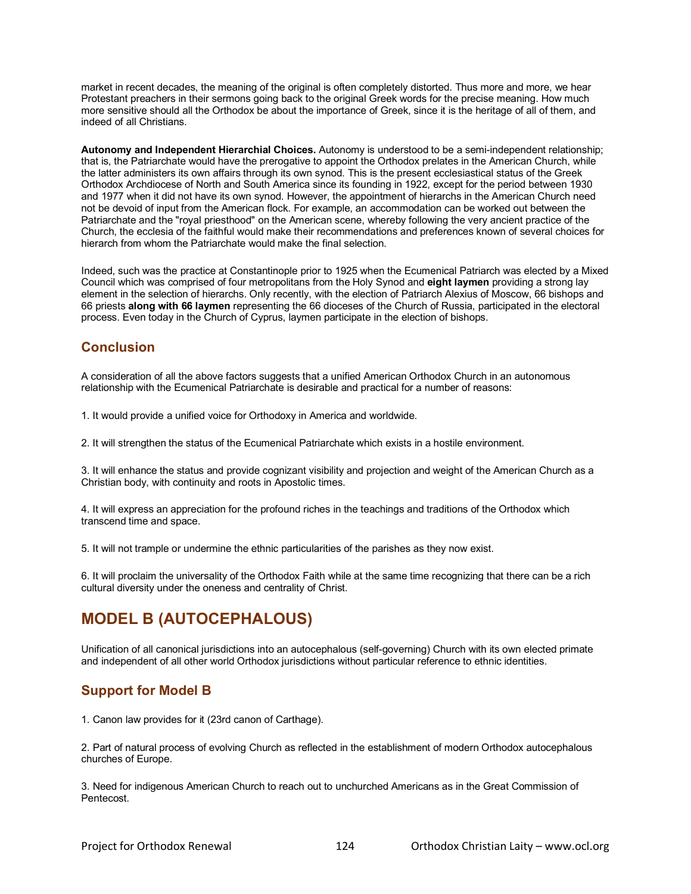market in recent decades, the meaning of the original is often completely distorted. Thus more and more, we hear Protestant preachers in their sermons going back to the original Greek words for the precise meaning. How much more sensitive should all the Orthodox be about the importance of Greek, since it is the heritage of all of them, and indeed of all Christians.

**Autonomy and Independent Hierarchial Choices.** Autonomy is understood to be a semi-independent relationship; that is, the Patriarchate would have the prerogative to appoint the Orthodox prelates in the American Church, while the latter administers its own affairs through its own synod. This is the present ecclesiastical status of the Greek Orthodox Archdiocese of North and South America since its founding in 1922, except for the period between 1930 and 1977 when it did not have its own synod. However, the appointment of hierarchs in the American Church need not be devoid of input from the American flock. For example, an accommodation can be worked out between the Patriarchate and the "royal priesthood" on the American scene, whereby following the very ancient practice of the Church, the ecclesia of the faithful would make their recommendations and preferences known of several choices for hierarch from whom the Patriarchate would make the final selection.

Indeed, such was the practice at Constantinople prior to 1925 when the Ecumenical Patriarch was elected by a Mixed Council which was comprised of four metropolitans from the Holy Synod and **eight laymen** providing a strong lay element in the selection of hierarchs. Only recently, with the election of Patriarch Alexius of Moscow, 66 bishops and 66 priests **along with 66 laymen** representing the 66 dioceses of the Church of Russia, participated in the electoral process. Even today in the Church of Cyprus, laymen participate in the election of bishops.

### Conclusion

A consideration of all the above factors suggests that a unified American Orthodox Church in an autonomous relationship with the Ecumenical Patriarchate is desirable and practical for a number of reasons:

1. It would provide a unified voice for Orthodoxy in America and worldwide.

2. It will strengthen the status of the Ecumenical Patriarchate which exists in a hostile environment.

3. It will enhance the status and provide cognizant visibility and projection and weight of the American Church as a Christian body, with continuity and roots in Apostolic times.

4. It will express an appreciation for the profound riches in the teachings and traditions of the Orthodox which transcend time and space.

5. It will not trample or undermine the ethnic particularities of the parishes as they now exist.

6. It will proclaim the universality of the Orthodox Faith while at the same time recognizing that there can be a rich cultural diversity under the oneness and centrality of Christ.

## MODEL B (AUTOCEPHALOUS)

Unification of all canonical jurisdictions into an autocephalous (self-governing) Church with its own elected primate and independent of all other world Orthodox jurisdictions without particular reference to ethnic identities.

### Support for Model B

1. Canon law provides for it (23rd canon of Carthage).

2. Part of natural process of evolving Church as reflected in the establishment of modern Orthodox autocephalous churches of Europe.

3. Need for indigenous American Church to reach out to unchurched Americans as in the Great Commission of Pentecost.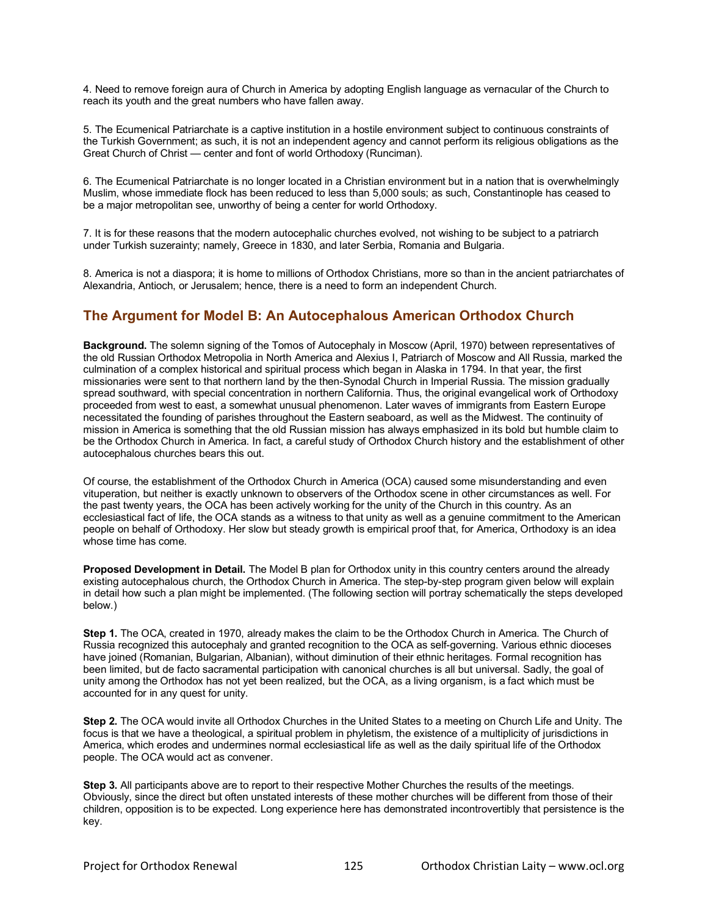4. Need to remove foreign aura of Church in America by adopting English language as vernacular of the Church to reach its youth and the great numbers who have fallen away.

5. The Ecumenical Patriarchate is a captive institution in a hostile environment subject to continuous constraints of the Turkish Government; as such, it is not an independent agency and cannot perform its religious obligations as the Great Church of Christ — center and font of world Orthodoxy (Runciman).

6. The Ecumenical Patriarchate is no longer located in a Christian environment but in a nation that is overwhelmingly Muslim, whose immediate flock has been reduced to less than 5,000 souls; as such, Constantinople has ceased to be a major metropolitan see, unworthy of being a center for world Orthodoxy.

7. It is for these reasons that the modern autocephalic churches evolved, not wishing to be subject to a patriarch under Turkish suzerainty; namely, Greece in 1830, and later Serbia, Romania and Bulgaria.

8. America is not a diaspora; it is home to millions of Orthodox Christians, more so than in the ancient patriarchates of Alexandria, Antioch, or Jerusalem; hence, there is a need to form an independent Church.

## The Argument for Model B: An Autocephalous American Orthodox Church

**Background.** The solemn signing of the Tomos of Autocephaly in Moscow (April, 1970) between representatives of the old Russian Orthodox Metropolia in North America and Alexius I, Patriarch of Moscow and All Russia, marked the culmination of a complex historical and spiritual process which began in Alaska in 1794. In that year, the first missionaries were sent to that northern land by the then-Synodal Church in Imperial Russia. The mission gradually spread southward, with special concentration in northern California. Thus, the original evangelical work of Orthodoxy proceeded from west to east, a somewhat unusual phenomenon. Later waves of immigrants from Eastern Europe necessitated the founding of parishes throughout the Eastern seaboard, as well as the Midwest. The continuity of mission in America is something that the old Russian mission has always emphasized in its bold but humble claim to be the Orthodox Church in America. In fact, a careful study of Orthodox Church history and the establishment of other autocephalous churches bears this out.

Of course, the establishment of the Orthodox Church in America (OCA) caused some misunderstanding and even vituperation, but neither is exactly unknown to observers of the Orthodox scene in other circumstances as well. For the past twenty years, the OCA has been actively working for the unity of the Church in this country. As an ecclesiastical fact of life, the OCA stands as a witness to that unity as well as a genuine commitment to the American people on behalf of Orthodoxy. Her slow but steady growth is empirical proof that, for America, Orthodoxy is an idea whose time has come.

**Proposed Development in Detail.** The Model B plan for Orthodox unity in this country centers around the already existing autocephalous church, the Orthodox Church in America. The step-by-step program given below will explain in detail how such a plan might be implemented. (The following section will portray schematically the steps developed below.)

**Step 1.** The OCA, created in 1970, already makes the claim to be the Orthodox Church in America. The Church of Russia recognized this autocephaly and granted recognition to the OCA as self-governing. Various ethnic dioceses have joined (Romanian, Bulgarian, Albanian), without diminution of their ethnic heritages. Formal recognition has been limited, but de facto sacramental participation with canonical churches is all but universal. Sadly, the goal of unity among the Orthodox has not yet been realized, but the OCA, as a living organism, is a fact which must be accounted for in any quest for unity.

**Step 2.** The OCA would invite all Orthodox Churches in the United States to a meeting on Church Life and Unity. The focus is that we have a theological, a spiritual problem in phyletism, the existence of a multiplicity of jurisdictions in America, which erodes and undermines normal ecclesiastical life as well as the daily spiritual life of the Orthodox people. The OCA would act as convener.

**Step 3.** All participants above are to report to their respective Mother Churches the results of the meetings. Obviously, since the direct but often unstated interests of these mother churches will be different from those of their children, opposition is to be expected. Long experience here has demonstrated incontrovertibly that persistence is the key.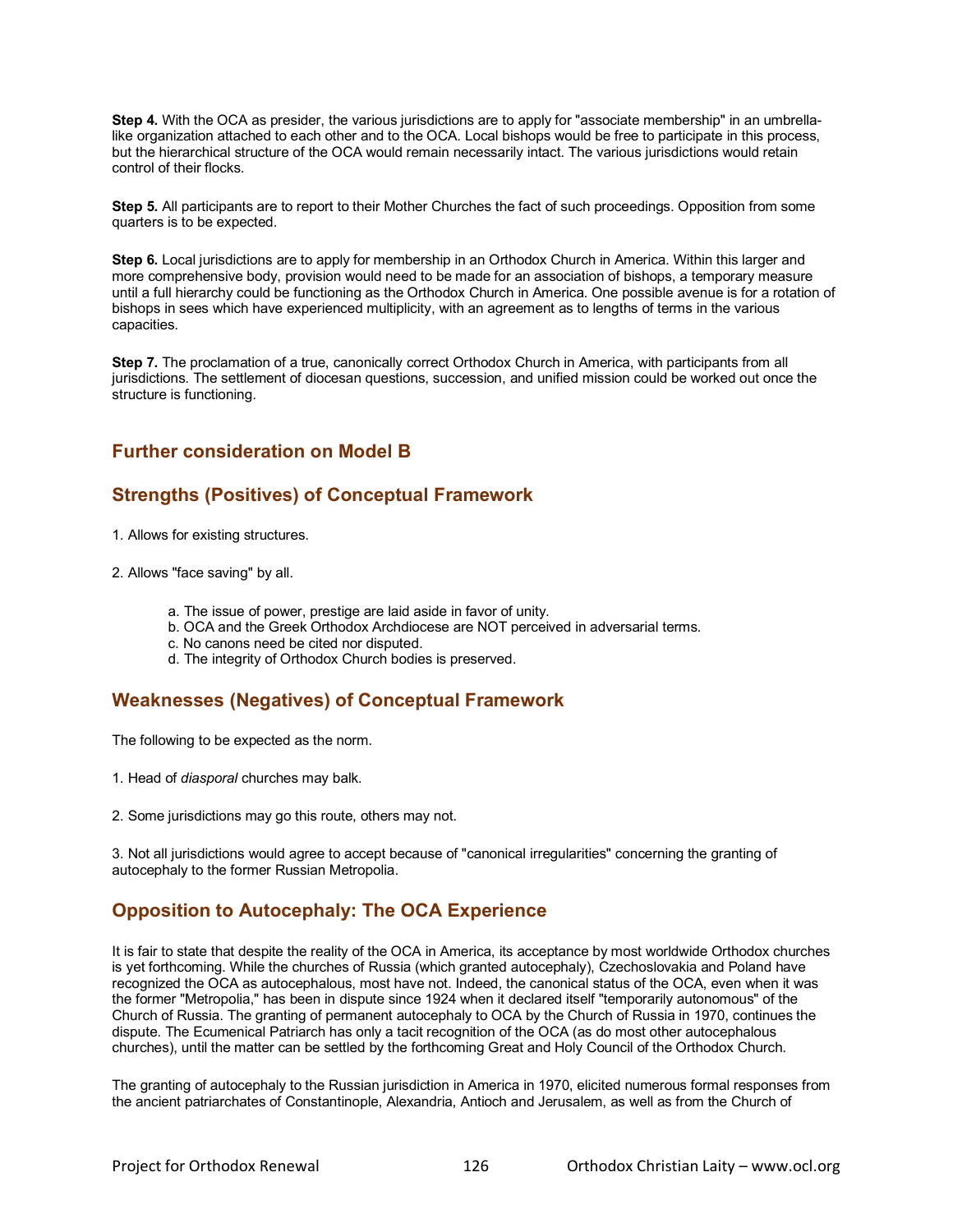**Step 4.** With the OCA as presider, the various jurisdictions are to apply for "associate membership" in an umbrella-like organization attached to each other and to the OCA. Local bishops would be free to participate in this process, but the hierarchical structure of the OCA would remain necessarily intact. The various jurisdictions would retain control of their flocks.

**Step 5.** All participants are to report to their Mother Churches the fact of such proceedings. Opposition from some quarters is to be expected.

**Step 6.** Local jurisdictions are to apply for membership in an Orthodox Church in America. Within this larger and more comprehensive body, provision would need to be made for an association of bishops, a temporary measure until a full hierarchy could be functioning as the Orthodox Church in America. One possible avenue is for a rotation of bishops in sees which have experienced multiplicity, with an agreement as to lengths of terms in the various capacities.

**Step 7.** The proclamation of a true, canonically correct Orthodox Church in America, with participants from all jurisdictions. The settlement of diocesan questions, succession, and unified mission could be worked out once the structure is functioning.

## Further consideration on Model B

## Strengths (Positives) of Conceptual Framework

1. Allows for existing structures.

2. Allows "face saving" by all.

    a. The issue of power, prestige are laid aside in favor of unity.
    b. OCA and the Greek Orthodox Archdiocese are NOT perceived in adversarial terms.
    c. No canons need be cited nor disputed.
    d. The integrity of Orthodox Church bodies is preserved.

## Weaknesses (Negatives) of Conceptual Framework

The following to be expected as the norm.

1. Head of *diasporal* churches may balk.

2. Some jurisdictions may go this route, others may not.

3. Not all jurisdictions would agree to accept because of "canonical irregularities" concerning the granting of autocephaly to the former Russian Metropolia.

## Opposition to Autocephaly: The OCA Experience

It is fair to state that despite the reality of the OCA in America, its acceptance by most worldwide Orthodox churches is yet forthcoming. While the churches of Russia (which granted autocephaly), Czechoslovakia and Poland have recognized the OCA as autocephalous, most have not. Indeed, the canonical status of the OCA, even when it was the former "Metropolia," has been in dispute since 1924 when it declared itself "temporarily autonomous" of the Church of Russia. The granting of permanent autocephaly to OCA by the Church of Russia in 1970, continues the dispute. The Ecumenical Patriarch has only a tacit recognition of the OCA (as do most other autocephalous churches), until the matter can be settled by the forthcoming Great and Holy Council of the Orthodox Church.

The granting of autocephaly to the Russian jurisdiction in America in 1970, elicited numerous formal responses from the ancient patriarchates of Constantinople, Alexandria, Antioch and Jerusalem, as well as from the Church of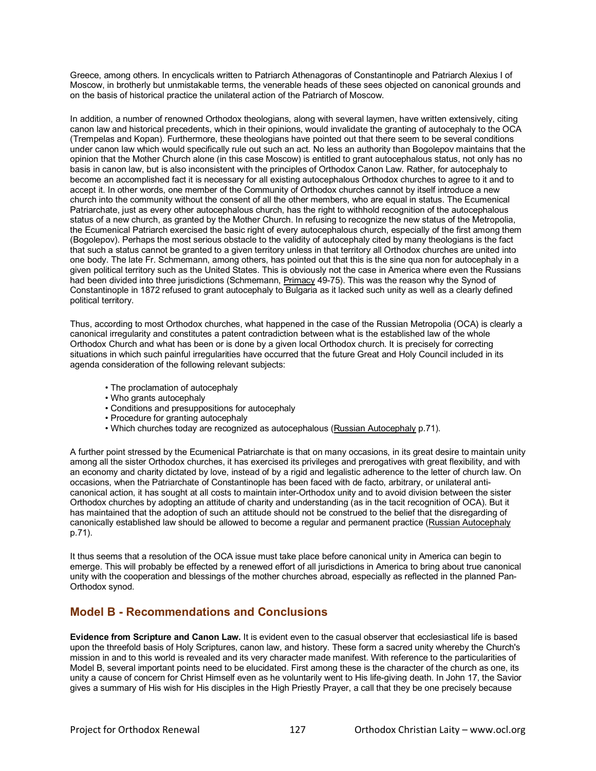Greece, among others. In encyclicals written to Patriarch Athenagoras of Constantinople and Patriarch Alexius I of Moscow, in brotherly but unmistakable terms, the venerable heads of these sees objected on canonical grounds and on the basis of historical practice the unilateral action of the Patriarch of Moscow.

In addition, a number of renowned Orthodox theologians, along with several laymen, have written extensively, citing canon law and historical precedents, which in their opinions, would invalidate the granting of autocephaly to the OCA (Trempelas and Kopan). Furthermore, these theologians have pointed out that there seem to be several conditions under canon law which would specifically rule out such an act. No less an authority than Bogolepov maintains that the opinion that the Mother Church alone (in this case Moscow) is entitled to grant autocephalous status, not only has no basis in canon law, but is also inconsistent with the principles of Orthodox Canon Law. Rather, for autocephaly to become an accomplished fact it is necessary for all existing autocephalous Orthodox churches to agree to it and to accept it. In other words, one member of the Community of Orthodox churches cannot by itself introduce a new church into the community without the consent of all the other members, who are equal in status. The Ecumenical Patriarchate, just as every other autocephalous church, has the right to withhold recognition of the autocephalous status of a new church, as granted by the Mother Church. In refusing to recognize the new status of the Metropolia, the Ecumenical Patriarch exercised the basic right of every autocephalous church, especially of the first among them (Bogolepov). Perhaps the most serious obstacle to the validity of autocephaly cited by many theologians is the fact that such a status cannot be granted to a given territory unless in that territory all Orthodox churches are united into one body. The late Fr. Schmemann, among others, has pointed out that this is the sine qua non for autocephaly in a given political territory such as the United States. This is obviously not the case in America where even the Russians had been divided into three jurisdictions (Schmemann, Primacy 49-75). This was the reason why the Synod of Constantinople in 1872 refused to grant autocephaly to Bulgaria as it lacked such unity as well as a clearly defined political territory.

Thus, according to most Orthodox churches, what happened in the case of the Russian Metropolia (OCA) is clearly a canonical irregularity and constitutes a patent contradiction between what is the established law of the whole Orthodox Church and what has been or is done by a given local Orthodox church. It is precisely for correcting situations in which such painful irregularities have occurred that the future Great and Holy Council included in its agenda consideration of the following relevant subjects:

- The proclamation of autocephaly
- Who grants autocephaly
- Conditions and presuppositions for autocephaly
- Procedure for granting autocephaly
- Which churches today are recognized as autocephalous (Russian Autocephaly p.71).

A further point stressed by the Ecumenical Patriarchate is that on many occasions, in its great desire to maintain unity among all the sister Orthodox churches, it has exercised its privileges and prerogatives with great flexibility, and with an economy and charity dictated by love, instead of by a rigid and legalistic adherence to the letter of church law. On occasions, when the Patriarchate of Constantinople has been faced with de facto, arbitrary, or unilateral anti-canonical action, it has sought at all costs to maintain inter-Orthodox unity and to avoid division between the sister Orthodox churches by adopting an attitude of charity and understanding (as in the tacit recognition of OCA). But it has maintained that the adoption of such an attitude should not be construed to the belief that the disregarding of canonically established law should be allowed to become a regular and permanent practice (Russian Autocephaly p.71).

It thus seems that a resolution of the OCA issue must take place before canonical unity in America can begin to emerge. This will probably be effected by a renewed effort of all jurisdictions in America to bring about true canonical unity with the cooperation and blessings of the mother churches abroad, especially as reflected in the planned Pan-Orthodox synod.

## Model B - Recommendations and Conclusions

**Evidence from Scripture and Canon Law.** It is evident even to the casual observer that ecclesiastical life is based upon the threefold basis of Holy Scriptures, canon law, and history. These form a sacred unity whereby the Church's mission in and to this world is revealed and its very character made manifest. With reference to the particularities of Model B, several important points need to be elucidated. First among these is the character of the church as one, its unity a cause of concern for Christ Himself even as he voluntarily went to His life-giving death. In John 17, the Savior gives a summary of His wish for His disciples in the High Priestly Prayer, a call that they be one precisely because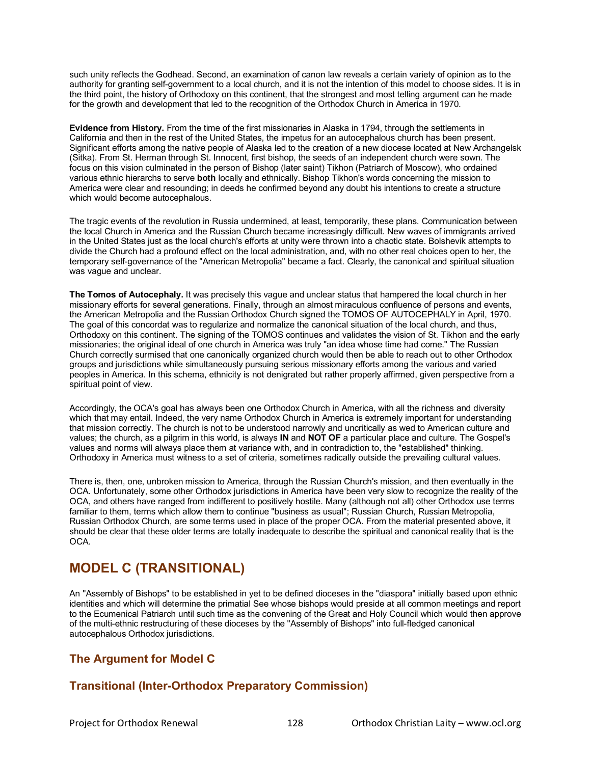such unity reflects the Godhead. Second, an examination of canon law reveals a certain variety of opinion as to the authority for granting self-government to a local church, and it is not the intention of this model to choose sides. It is in the third point, the history of Orthodoxy on this continent, that the strongest and most telling argument can he made for the growth and development that led to the recognition of the Orthodox Church in America in 1970.

**Evidence from History.** From the time of the first missionaries in Alaska in 1794, through the settlements in California and then in the rest of the United States, the impetus for an autocephalous church has been present. Significant efforts among the native people of Alaska led to the creation of a new diocese located at New Archangelsk (Sitka). From St. Herman through St. Innocent, first bishop, the seeds of an independent church were sown. The focus on this vision culminated in the person of Bishop (later saint) Tikhon (Patriarch of Moscow), who ordained various ethnic hierarchs to serve **both** locally and ethnically. Bishop Tikhon's words concerning the mission to America were clear and resounding; in deeds he confirmed beyond any doubt his intentions to create a structure which would become autocephalous.

The tragic events of the revolution in Russia undermined, at least, temporarily, these plans. Communication between the local Church in America and the Russian Church became increasingly difficult. New waves of immigrants arrived in the United States just as the local church's efforts at unity were thrown into a chaotic state. Bolshevik attempts to divide the Church had a profound effect on the local administration, and, with no other real choices open to her, the temporary self-governance of the "American Metropolia" became a fact. Clearly, the canonical and spiritual situation was vague and unclear.

**The Tomos of Autocephaly.** It was precisely this vague and unclear status that hampered the local church in her missionary efforts for several generations. Finally, through an almost miraculous confluence of persons and events, the American Metropolia and the Russian Orthodox Church signed the TOMOS OF AUTOCEPHALY in April, 1970. The goal of this concordat was to regularize and normalize the canonical situation of the local church, and thus, Orthodoxy on this continent. The signing of the TOMOS continues and validates the vision of St. Tikhon and the early missionaries; the original ideal of one church in America was truly "an idea whose time had come." The Russian Church correctly surmised that one canonically organized church would then be able to reach out to other Orthodox groups and jurisdictions while simultaneously pursuing serious missionary efforts among the various and varied peoples in America. In this schema, ethnicity is not denigrated but rather properly affirmed, given perspective from a spiritual point of view.

Accordingly, the OCA's goal has always been one Orthodox Church in America, with all the richness and diversity which that may entail. Indeed, the very name Orthodox Church in America is extremely important for understanding that mission correctly. The church is not to be understood narrowly and uncritically as wed to American culture and values; the church, as a pilgrim in this world, is always **IN** and **NOT OF** a particular place and culture. The Gospel's values and norms will always place them at variance with, and in contradiction to, the "established" thinking. Orthodoxy in America must witness to a set of criteria, sometimes radically outside the prevailing cultural values.

There is, then, one, unbroken mission to America, through the Russian Church's mission, and then eventually in the OCA. Unfortunately, some other Orthodox jurisdictions in America have been very slow to recognize the reality of the OCA, and others have ranged from indifferent to positively hostile. Many (although not all) other Orthodox use terms familiar to them, terms which allow them to continue "business as usual"; Russian Church, Russian Metropolia, Russian Orthodox Church, are some terms used in place of the proper OCA. From the material presented above, it should be clear that these older terms are totally inadequate to describe the spiritual and canonical reality that is the OCA.

# MODEL C (TRANSITIONAL)

An "Assembly of Bishops" to be established in yet to be defined dioceses in the "diaspora" initially based upon ethnic identities and which will determine the primatial See whose bishops would preside at all common meetings and report to the Ecumenical Patriarch until such time as the convening of the Great and Holy Council which would then approve of the multi-ethnic restructuring of these dioceses by the "Assembly of Bishops" into full-fledged canonical autocephalous Orthodox jurisdictions.

## The Argument for Model C

## Transitional (Inter-Orthodox Preparatory Commission)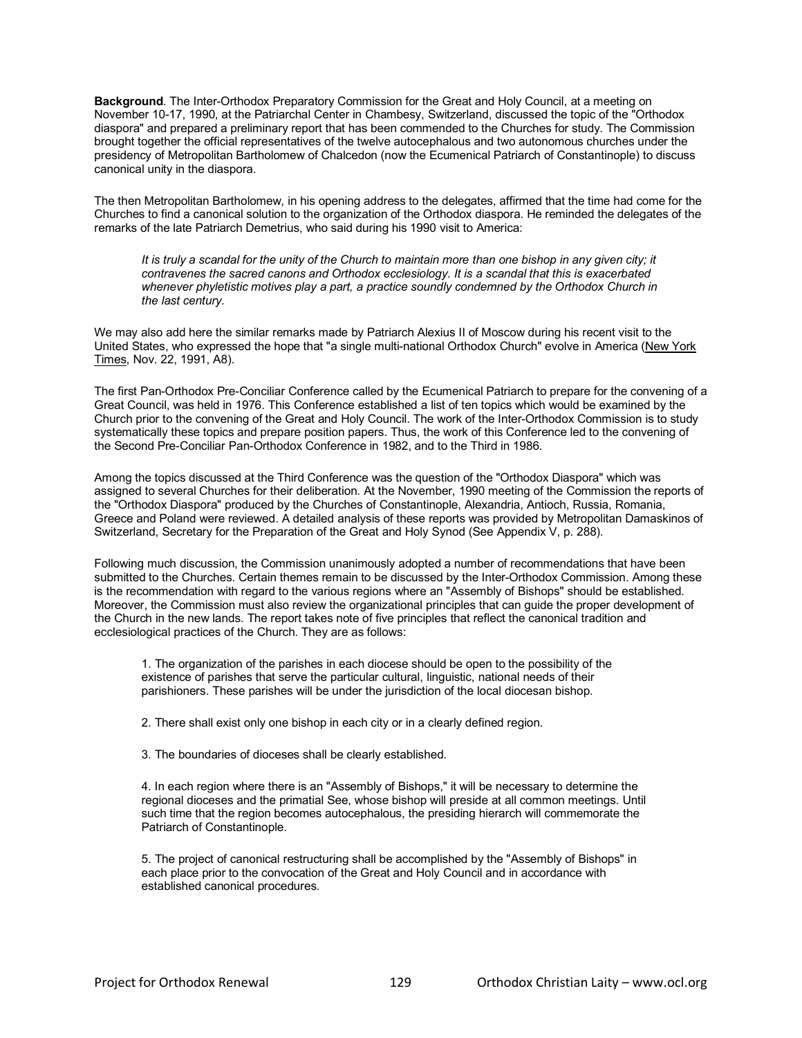**Background**. The Inter-Orthodox Preparatory Commission for the Great and Holy Council, at a meeting on November 10-17, 1990, at the Patriarchal Center in Chambesy, Switzerland, discussed the topic of the "Orthodox diaspora" and prepared a preliminary report that has been commended to the Churches for study. The Commission brought together the official representatives of the twelve autocephalous and two autonomous churches under the presidency of Metropolitan Bartholomew of Chalcedon (now the Ecumenical Patriarch of Constantinople) to discuss canonical unity in the diaspora.

The then Metropolitan Bartholomew, in his opening address to the delegates, affirmed that the time had come for the Churches to find a canonical solution to the organization of the Orthodox diaspora. He reminded the delegates of the remarks of the late Patriarch Demetrius, who said during his 1990 visit to America:

> *It is truly a scandal for the unity of the Church to maintain more than one bishop in any given city; it contravenes the sacred canons and Orthodox ecclesiology. It is a scandal that this is exacerbated whenever phyletistic motives play a part, a practice soundly condemned by the Orthodox Church in the last century.*

We may also add here the similar remarks made by Patriarch Alexius II of Moscow during his recent visit to the United States, who expressed the hope that "a single multi-national Orthodox Church" evolve in America (New York Times, Nov. 22, 1991, A8).

The first Pan-Orthodox Pre-Conciliar Conference called by the Ecumenical Patriarch to prepare for the convening of a Great Council, was held in 1976. This Conference established a list of ten topics which would be examined by the Church prior to the convening of the Great and Holy Council. The work of the Inter-Orthodox Commission is to study systematically these topics and prepare position papers. Thus, the work of this Conference led to the convening of the Second Pre-Conciliar Pan-Orthodox Conference in 1982, and to the Third in 1986.

Among the topics discussed at the Third Conference was the question of the "Orthodox Diaspora" which was assigned to several Churches for their deliberation. At the November, 1990 meeting of the Commission the reports of the "Orthodox Diaspora" produced by the Churches of Constantinople, Alexandria, Antioch, Russia, Romania, Greece and Poland were reviewed. A detailed analysis of these reports was provided by Metropolitan Damaskinos of Switzerland, Secretary for the Preparation of the Great and Holy Synod (See Appendix V, p. 288).

Following much discussion, the Commission unanimously adopted a number of recommendations that have been submitted to the Churches. Certain themes remain to be discussed by the Inter-Orthodox Commission. Among these is the recommendation with regard to the various regions where an "Assembly of Bishops" should be established. Moreover, the Commission must also review the organizational principles that can guide the proper development of the Church in the new lands. The report takes note of five principles that reflect the canonical tradition and ecclesiological practices of the Church. They are as follows:

1. The organization of the parishes in each diocese should be open to the possibility of the existence of parishes that serve the particular cultural, linguistic, national needs of their parishioners. These parishes will be under the jurisdiction of the local diocesan bishop.

2. There shall exist only one bishop in each city or in a clearly defined region.

3. The boundaries of dioceses shall be clearly established.

4. In each region where there is an "Assembly of Bishops," it will be necessary to determine the regional dioceses and the primatial See, whose bishop will preside at all common meetings. Until such time that the region becomes autocephalous, the presiding hierarch will commemorate the Patriarch of Constantinople.

5. The project of canonical restructuring shall be accomplished by the "Assembly of Bishops" in each place prior to the convocation of the Great and Holy Council and in accordance with established canonical procedures.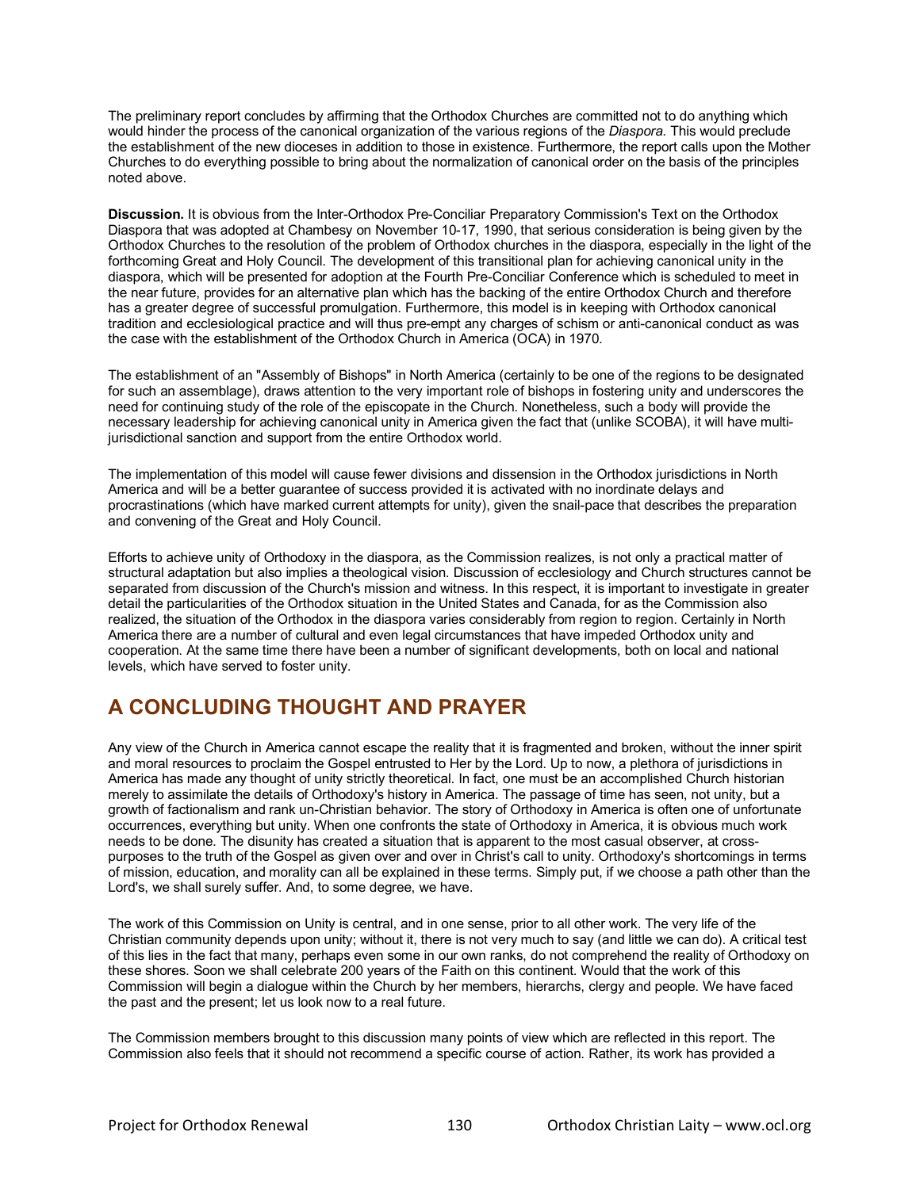The preliminary report concludes by affirming that the Orthodox Churches are committed not to do anything which would hinder the process of the canonical organization of the various regions of the *Diaspora*. This would preclude the establishment of the new dioceses in addition to those in existence. Furthermore, the report calls upon the Mother Churches to do everything possible to bring about the normalization of canonical order on the basis of the principles noted above.

**Discussion.** It is obvious from the Inter-Orthodox Pre-Conciliar Preparatory Commission's Text on the Orthodox Diaspora that was adopted at Chambesy on November 10-17, 1990, that serious consideration is being given by the Orthodox Churches to the resolution of the problem of Orthodox churches in the diaspora, especially in the light of the forthcoming Great and Holy Council. The development of this transitional plan for achieving canonical unity in the diaspora, which will be presented for adoption at the Fourth Pre-Conciliar Conference which is scheduled to meet in the near future, provides for an alternative plan which has the backing of the entire Orthodox Church and therefore has a greater degree of successful promulgation. Furthermore, this model is in keeping with Orthodox canonical tradition and ecclesiological practice and will thus pre-empt any charges of schism or anti-canonical conduct as was the case with the establishment of the Orthodox Church in America (OCA) in 1970.

The establishment of an "Assembly of Bishops" in North America (certainly to be one of the regions to be designated for such an assemblage), draws attention to the very important role of bishops in fostering unity and underscores the need for continuing study of the role of the episcopate in the Church. Nonetheless, such a body will provide the necessary leadership for achieving canonical unity in America given the fact that (unlike SCOBA), it will have multi-jurisdictional sanction and support from the entire Orthodox world.

The implementation of this model will cause fewer divisions and dissension in the Orthodox jurisdictions in North America and will be a better guarantee of success provided it is activated with no inordinate delays and procrastinations (which have marked current attempts for unity), given the snail-pace that describes the preparation and convening of the Great and Holy Council.

Efforts to achieve unity of Orthodoxy in the diaspora, as the Commission realizes, is not only a practical matter of structural adaptation but also implies a theological vision. Discussion of ecclesiology and Church structures cannot be separated from discussion of the Church's mission and witness. In this respect, it is important to investigate in greater detail the particularities of the Orthodox situation in the United States and Canada, for as the Commission also realized, the situation of the Orthodox in the diaspora varies considerably from region to region. Certainly in North America there are a number of cultural and even legal circumstances that have impeded Orthodox unity and cooperation. At the same time there have been a number of significant developments, both on local and national levels, which have served to foster unity.

## A CONCLUDING THOUGHT AND PRAYER

Any view of the Church in America cannot escape the reality that it is fragmented and broken, without the inner spirit and moral resources to proclaim the Gospel entrusted to Her by the Lord. Up to now, a plethora of jurisdictions in America has made any thought of unity strictly theoretical. In fact, one must be an accomplished Church historian merely to assimilate the details of Orthodoxy's history in America. The passage of time has seen, not unity, but a growth of factionalism and rank un-Christian behavior. The story of Orthodoxy in America is often one of unfortunate occurrences, everything but unity. When one confronts the state of Orthodoxy in America, it is obvious much work needs to be done. The disunity has created a situation that is apparent to the most casual observer, at cross-purposes to the truth of the Gospel as given over and over in Christ's call to unity. Orthodoxy's shortcomings in terms of mission, education, and morality can all be explained in these terms. Simply put, if we choose a path other than the Lord's, we shall surely suffer. And, to some degree, we have.

The work of this Commission on Unity is central, and in one sense, prior to all other work. The very life of the Christian community depends upon unity; without it, there is not very much to say (and little we can do). A critical test of this lies in the fact that many, perhaps even some in our own ranks, do not comprehend the reality of Orthodoxy on these shores. Soon we shall celebrate 200 years of the Faith on this continent. Would that the work of this Commission will begin a dialogue within the Church by her members, hierarchs, clergy and people. We have faced the past and the present; let us look now to a real future.

The Commission members brought to this discussion many points of view which are reflected in this report. The Commission also feels that it should not recommend a specific course of action. Rather, its work has provided a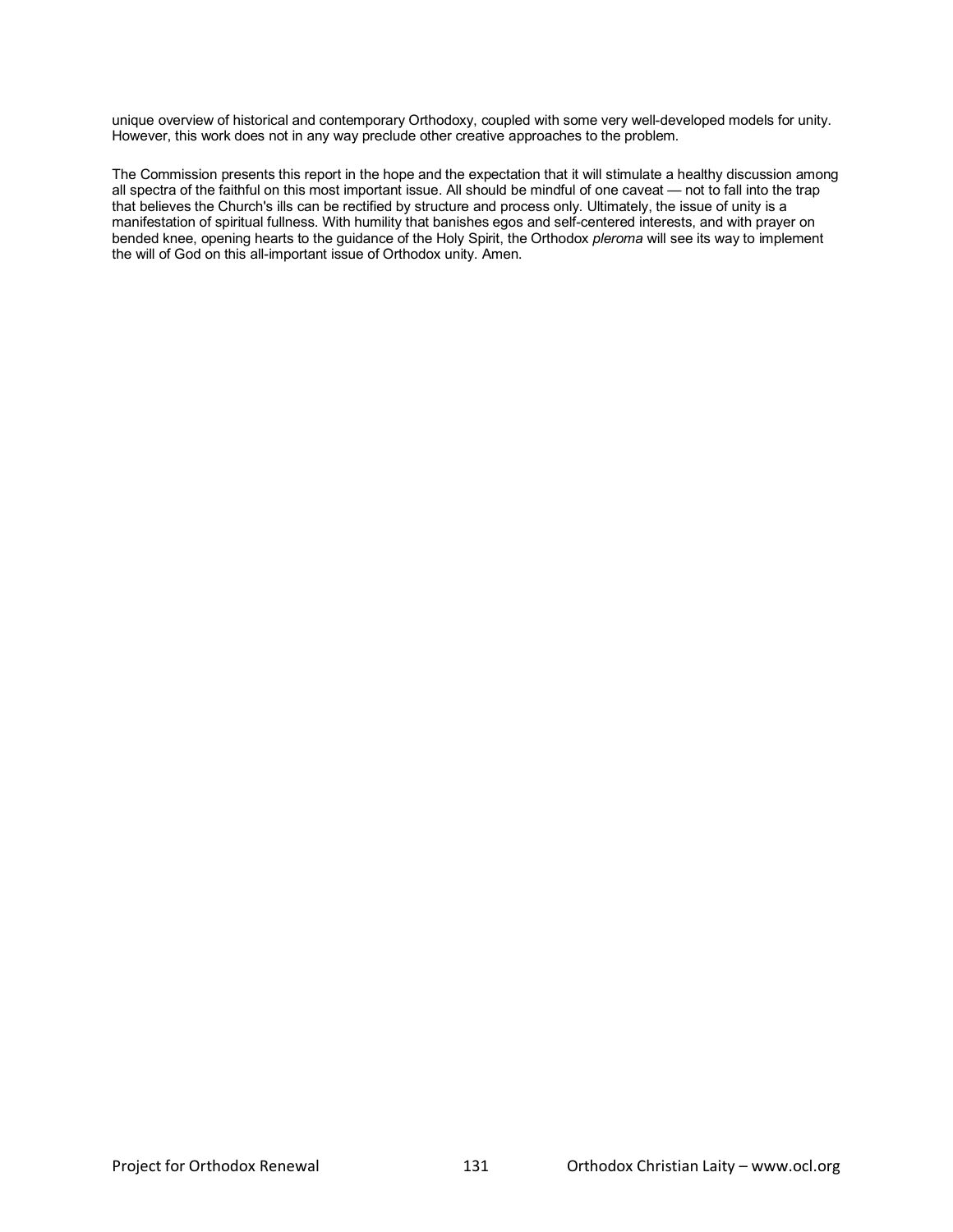unique overview of historical and contemporary Orthodoxy, coupled with some very well-developed models for unity. However, this work does not in any way preclude other creative approaches to the problem.

The Commission presents this report in the hope and the expectation that it will stimulate a healthy discussion among all spectra of the faithful on this most important issue. All should be mindful of one caveat — not to fall into the trap that believes the Church's ills can be rectified by structure and process only. Ultimately, the issue of unity is a manifestation of spiritual fullness. With humility that banishes egos and self-centered interests, and with prayer on bended knee, opening hearts to the guidance of the Holy Spirit, the Orthodox *pleroma* will see its way to implement the will of God on this all-important issue of Orthodox unity. Amen.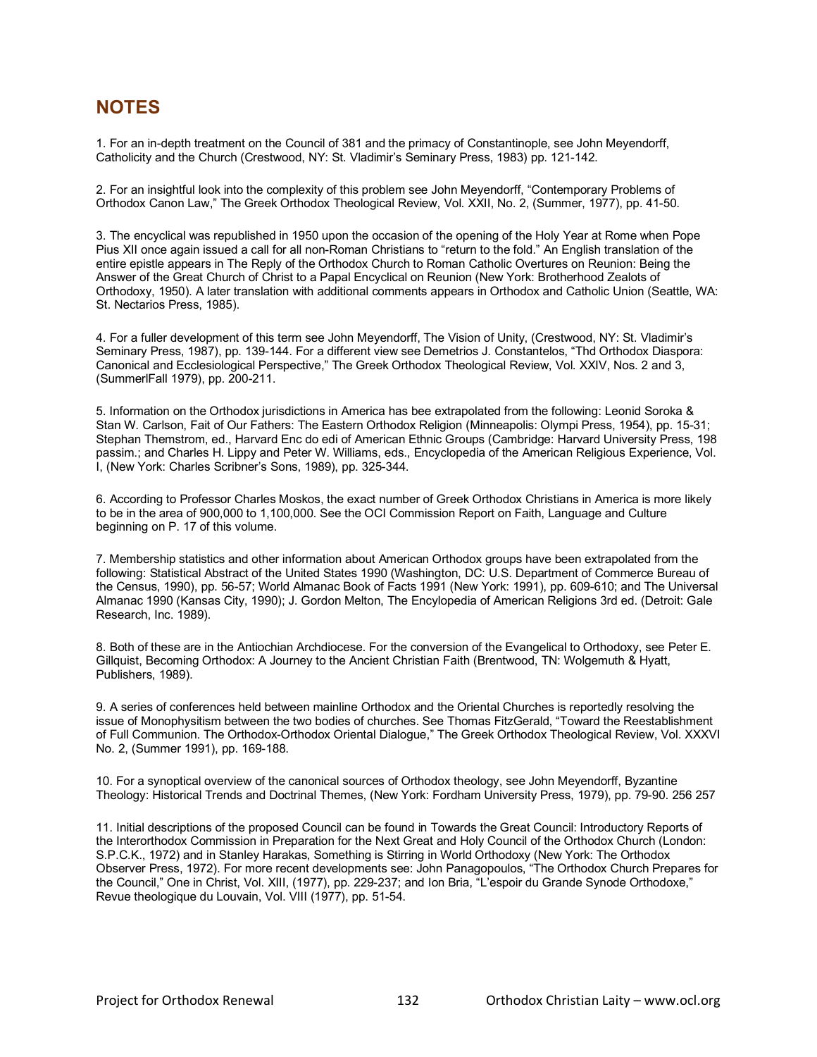## NOTES

1. For an in-depth treatment on the Council of 381 and the primacy of Constantinople, see John Meyendorff, Catholicity and the Church (Crestwood, NY: St. Vladimir's Seminary Press, 1983) pp. 121-142.

2. For an insightful look into the complexity of this problem see John Meyendorff, "Contemporary Problems of Orthodox Canon Law," The Greek Orthodox Theological Review, Vol. XXII, No. 2, (Summer, 1977), pp. 41-50.

3. The encyclical was republished in 1950 upon the occasion of the opening of the Holy Year at Rome when Pope Pius XII once again issued a call for all non-Roman Christians to "return to the fold." An English translation of the entire epistle appears in The Reply of the Orthodox Church to Roman Catholic Overtures on Reunion: Being the Answer of the Great Church of Christ to a Papal Encyclical on Reunion (New York: Brotherhood Zealots of Orthodoxy, 1950). A later translation with additional comments appears in Orthodox and Catholic Union (Seattle, WA: St. Nectarios Press, 1985).

4. For a fuller development of this term see John Meyendorff, The Vision of Unity, (Crestwood, NY: St. Vladimir's Seminary Press, 1987), pp. 139-144. For a different view see Demetrios J. Constantelos, "Thd Orthodox Diaspora: Canonical and Ecclesiological Perspective," The Greek Orthodox Theological Review, Vol. XXIV, Nos. 2 and 3, (SummerlFall 1979), pp. 200-211.

5. Information on the Orthodox jurisdictions in America has bee extrapolated from the following: Leonid Soroka & Stan W. Carlson, Fait of Our Fathers: The Eastern Orthodox Religion (Minneapolis: Olympi Press, 1954), pp. 15-31; Stephan Themstrom, ed., Harvard Enc do edi of American Ethnic Groups (Cambridge: Harvard University Press, 198 passim.; and Charles H. Lippy and Peter W. Williams, eds., Encyclopedia of the American Religious Experience, Vol. I, (New York: Charles Scribner's Sons, 1989), pp. 325-344.

6. According to Professor Charles Moskos, the exact number of Greek Orthodox Christians in America is more likely to be in the area of 900,000 to 1,100,000. See the OCI Commission Report on Faith, Language and Culture beginning on P. 17 of this volume.

7. Membership statistics and other information about American Orthodox groups have been extrapolated from the following: Statistical Abstract of the United States 1990 (Washington, DC: U.S. Department of Commerce Bureau of the Census, 1990), pp. 56-57; World Almanac Book of Facts 1991 (New York: 1991), pp. 609-610; and The Universal Almanac 1990 (Kansas City, 1990); J. Gordon Melton, The Encylopedia of American Religions 3rd ed. (Detroit: Gale Research, Inc. 1989).

8. Both of these are in the Antiochian Archdiocese. For the conversion of the Evangelical to Orthodoxy, see Peter E. Gillquist, Becoming Orthodox: A Journey to the Ancient Christian Faith (Brentwood, TN: Wolgemuth & Hyatt, Publishers, 1989).

9. A series of conferences held between mainline Orthodox and the Oriental Churches is reportedly resolving the issue of Monophysitism between the two bodies of churches. See Thomas FitzGerald, "Toward the Reestablishment of Full Communion. The Orthodox-Orthodox Oriental Dialogue," The Greek Orthodox Theological Review, Vol. XXXVI No. 2, (Summer 1991), pp. 169-188.

10. For a synoptical overview of the canonical sources of Orthodox theology, see John Meyendorff, Byzantine Theology: Historical Trends and Doctrinal Themes, (New York: Fordham University Press, 1979), pp. 79-90. 256 257

11. Initial descriptions of the proposed Council can be found in Towards the Great Council: Introductory Reports of the Interorthodox Commission in Preparation for the Next Great and Holy Council of the Orthodox Church (London: S.P.C.K., 1972) and in Stanley Harakas, Something is Stirring in World Orthodoxy (New York: The Orthodox Observer Press, 1972). For more recent developments see: John Panagopoulos, "The Orthodox Church Prepares for the Council," One in Christ, Vol. XIII, (1977), pp. 229-237; and Ion Bria, "L'espoir du Grande Synode Orthodoxe," Revue theologique du Louvain, Vol. VIII (1977), pp. 51-54.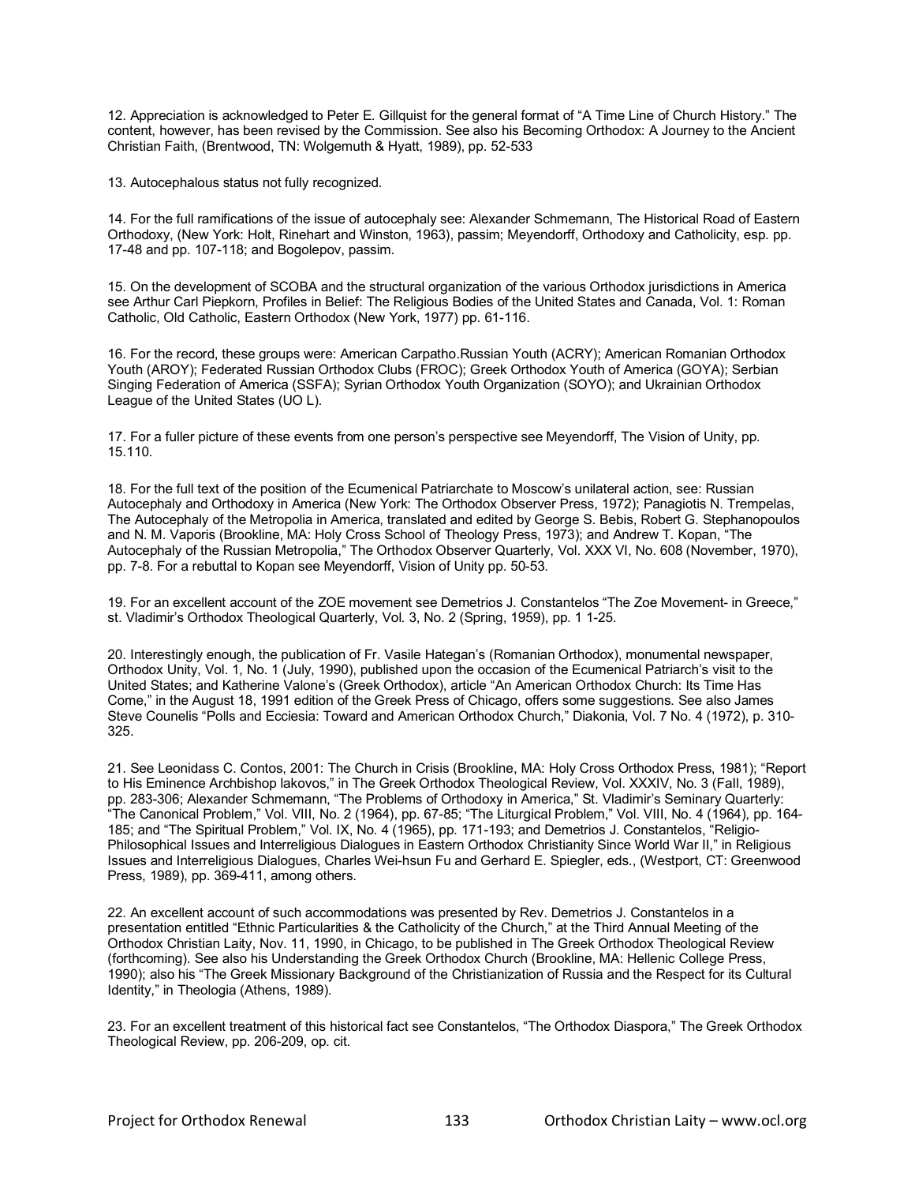12. Appreciation is acknowledged to Peter E. Gillquist for the general format of "A Time Line of Church History." The content, however, has been revised by the Commission. See also his Becoming Orthodox: A Journey to the Ancient Christian Faith, (Brentwood, TN: Wolgemuth & Hyatt, 1989), pp. 52-533

13. Autocephalous status not fully recognized.

14. For the full ramifications of the issue of autocephaly see: Alexander Schmemann, The Historical Road of Eastern Orthodoxy, (New York: Holt, Rinehart and Winston, 1963), passim; Meyendorff, Orthodoxy and Catholicity, esp. pp. 17-48 and pp. 107-118; and Bogolepov, passim.

15. On the development of SCOBA and the structural organization of the various Orthodox jurisdictions in America see Arthur Carl Piepkorn, Profiles in Belief: The Religious Bodies of the United States and Canada, Vol. 1: Roman Catholic, Old Catholic, Eastern Orthodox (New York, 1977) pp. 61-116.

16. For the record, these groups were: American Carpatho.Russian Youth (ACRY); American Romanian Orthodox Youth (AROY); Federated Russian Orthodox Clubs (FROC); Greek Orthodox Youth of America (GOYA); Serbian Singing Federation of America (SSFA); Syrian Orthodox Youth Organization (SOYO); and Ukrainian Orthodox League of the United States (UO L).

17. For a fuller picture of these events from one person's perspective see Meyendorff, The Vision of Unity, pp. 15.110.

18. For the full text of the position of the Ecumenical Patriarchate to Moscow's unilateral action, see: Russian Autocephaly and Orthodoxy in America (New York: The Orthodox Observer Press, 1972); Panagiotis N. Trempelas, The Autocephaly of the Metropolia in America, translated and edited by George S. Bebis, Robert G. Stephanopoulos and N. M. Vaporis (Brookline, MA: Holy Cross School of Theology Press, 1973); and Andrew T. Kopan, "The Autocephaly of the Russian Metropolia," The Orthodox Observer Quarterly, Vol. XXX VI, No. 608 (November, 1970), pp. 7-8. For a rebuttal to Kopan see Meyendorff, Vision of Unity pp. 50-53.

19. For an excellent account of the ZOE movement see Demetrios J. Constantelos "The Zoe Movement- in Greece," st. Vladimir's Orthodox Theological Quarterly, Vol. 3, No. 2 (Spring, 1959), pp. 1 1-25.

20. Interestingly enough, the publication of Fr. Vasile Hategan's (Romanian Orthodox), monumental newspaper, Orthodox Unity, Vol. 1, No. 1 (July, 1990), published upon the occasion of the Ecumenical Patriarch's visit to the United States; and Katherine Valone's (Greek Orthodox), article "An American Orthodox Church: Its Time Has Come," in the August 18, 1991 edition of the Greek Press of Chicago, offers some suggestions. See also James Steve Counelis "Polls and Ecciesia: Toward and American Orthodox Church," Diakonia, Vol. 7 No. 4 (1972), p. 310-325.

21. See Leonidass C. Contos, 2001: The Church in Crisis (Brookline, MA: Holy Cross Orthodox Press, 1981); "Report to His Eminence Archbishop lakovos," in The Greek Orthodox Theological Review, Vol. XXXIV, No. 3 (Fall, 1989), pp. 283-306; Alexander Schmemann, "The Problems of Orthodoxy in America," St. Vladimir's Seminary Quarterly: "The Canonical Problem," Vol. VIII, No. 2 (1964), pp. 67-85; "The Liturgical Problem," Vol. VIII, No. 4 (1964), pp. 164-185; and "The Spiritual Problem," Vol. IX, No. 4 (1965), pp. 171-193; and Demetrios J. Constantelos, "Religio-Philosophical Issues and Interreligious Dialogues in Eastern Orthodox Christianity Since World War II," in Religious Issues and Interreligious Dialogues, Charles Wei-hsun Fu and Gerhard E. Spiegler, eds., (Westport, CT: Greenwood Press, 1989), pp. 369-411, among others.

22. An excellent account of such accommodations was presented by Rev. Demetrios J. Constantelos in a presentation entitled "Ethnic Particularities & the Catholicity of the Church," at the Third Annual Meeting of the Orthodox Christian Laity, Nov. 11, 1990, in Chicago, to be published in The Greek Orthodox Theological Review (forthcoming). See also his Understanding the Greek Orthodox Church (Brookline, MA: Hellenic College Press, 1990); also his "The Greek Missionary Background of the Christianization of Russia and the Respect for its Cultural Identity," in Theologia (Athens, 1989).

23. For an excellent treatment of this historical fact see Constantelos, "The Orthodox Diaspora," The Greek Orthodox Theological Review, pp. 206-209, op. cit.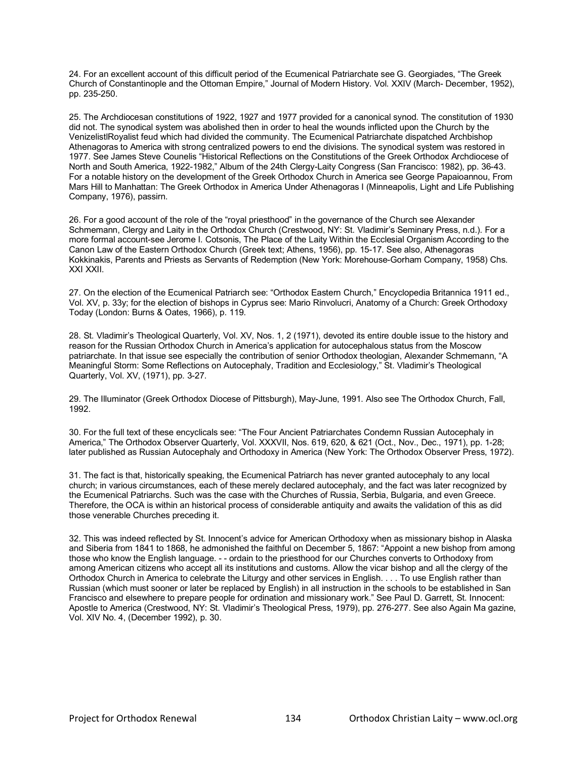24. For an excellent account of this difficult period of the Ecumenical Patriarchate see G. Georgiades, "The Greek Church of Constantinople and the Ottoman Empire," Journal of Modern History. Vol. XXIV (March- December, 1952), pp. 235-250.

25. The Archdiocesan constitutions of 1922, 1927 and 1977 provided for a canonical synod. The constitution of 1930 did not. The synodical system was abolished then in order to heal the wounds inflicted upon the Church by the VenizelistlRoyalist feud which had divided the community. The Ecumenical Patriarchate dispatched Archbishop Athenagoras to America with strong centralized powers to end the divisions. The synodical system was restored in 1977. See James Steve Counelis "Historical Reflections on the Constitutions of the Greek Orthodox Archdiocese of North and South America, 1922-1982," Album of the 24th Clergy-Laity Congress (San Francisco: 1982), pp. 36-43. For a notable history on the development of the Greek Orthodox Church in America see George Papaioannou, From Mars Hill to Manhattan: The Greek Orthodox in America Under Athenagoras I (Minneapolis, Light and Life Publishing Company, 1976), passirn.

26. For a good account of the role of the "royal priesthood" in the governance of the Church see Alexander Schmemann, Clergy and Laity in the Orthodox Church (Crestwood, NY: St. Vladimir's Seminary Press, n.d.). For a more formal account-see Jerome I. Cotsonis, The Place of the Laity Within the Ecclesial Organism According to the Canon Law of the Eastern Orthodox Church (Greek text; Athens, 1956), pp. 15-17. See also, Athenagoras Kokkinakis, Parents and Priests as Servants of Redemption (New York: Morehouse-Gorham Company, 1958) Chs. XXI XXII.

27. On the election of the Ecumenical Patriarch see: "Orthodox Eastern Church," Encyclopedia Britannica 1911 ed., Vol. XV, p. 33y; for the election of bishops in Cyprus see: Mario Rinvolucri, Anatomy of a Church: Greek Orthodoxy Today (London: Burns & Oates, 1966), p. 119.

28. St. Vladimir's Theological Quarterly, Vol. XV, Nos. 1, 2 (1971), devoted its entire double issue to the history and reason for the Russian Orthodox Church in America's application for autocephalous status from the Moscow patriarchate. In that issue see especially the contribution of senior Orthodox theologian, Alexander Schmemann, "A Meaningful Storm: Some Reflections on Autocephaly, Tradition and Ecclesiology," St. Vladimir's Theological Quarterly, Vol. XV, (1971), pp. 3-27.

29. The Illuminator (Greek Orthodox Diocese of Pittsburgh), May-June, 1991. Also see The Orthodox Church, Fall, 1992.

30. For the full text of these encyclicals see: "The Four Ancient Patriarchates Condemn Russian Autocephaly in America," The Orthodox Observer Quarterly, Vol. XXXVII, Nos. 619, 620, & 621 (Oct., Nov., Dec., 1971), pp. 1-28; later published as Russian Autocephaly and Orthodoxy in America (New York: The Orthodox Observer Press, 1972).

31. The fact is that, historically speaking, the Ecumenical Patriarch has never granted autocephaly to any local church; in various circumstances, each of these merely declared autocephaly, and the fact was later recognized by the Ecumenical Patriarchs. Such was the case with the Churches of Russia, Serbia, Bulgaria, and even Greece. Therefore, the OCA is within an historical process of considerable antiquity and awaits the validation of this as did those venerable Churches preceding it.

32. This was indeed reflected by St. Innocent's advice for American Orthodoxy when as missionary bishop in Alaska and Siberia from 1841 to 1868, he admonished the faithful on December 5, 1867: "Appoint a new bishop from among those who know the English language. - - ordain to the priesthood for our Churches converts to Orthodoxy from among American citizens who accept all its institutions and customs. Allow the vicar bishop and all the clergy of the Orthodox Church in America to celebrate the Liturgy and other services in English. . . . To use English rather than Russian (which must sooner or later be replaced by English) in all instruction in the schools to be established in San Francisco and elsewhere to prepare people for ordination and missionary work." See Paul D. Garrett, St. Innocent: Apostle to America (Crestwood, NY: St. Vladimir's Theological Press, 1979), pp. 276-277. See also Again Ma gazine, Vol. XIV No. 4, (December 1992), p. 30.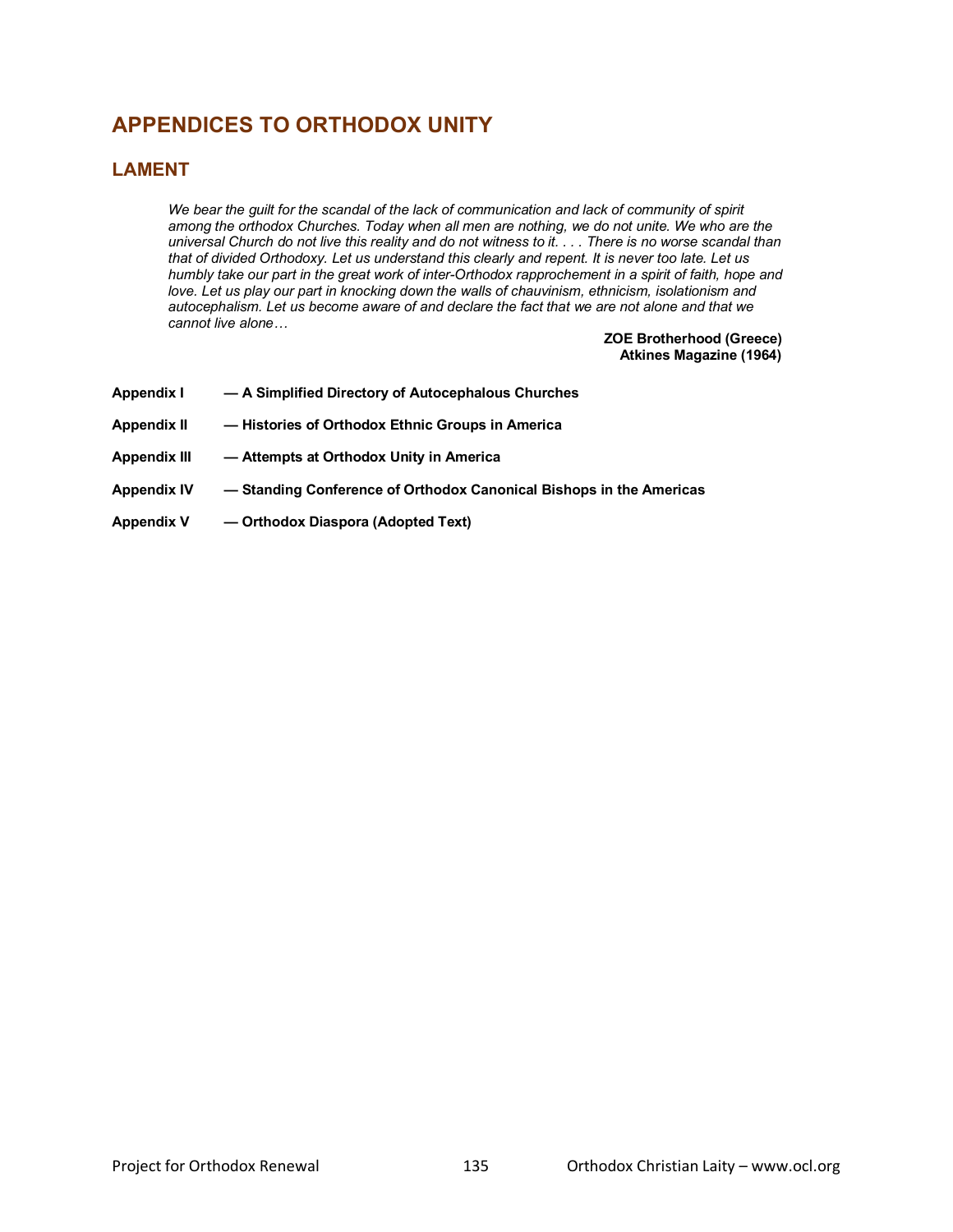# APPENDICES TO ORTHODOX UNITY

## LAMENT

> *We bear the guilt for the scandal of the lack of communication and lack of community of spirit among the orthodox Churches. Today when all men are nothing, we do not unite. We who are the universal Church do not live this reality and do not witness to it. . . . There is no worse scandal than that of divided Orthodoxy. Let us understand this clearly and repent. It is never too late. Let us humbly take our part in the great work of inter-Orthodox rapprochement in a spirit of faith, hope and love. Let us play our part in knocking down the walls of chauvinism, ethnicism, isolationism and autocephalism. Let us become aware of and declare the fact that we are not alone and that we cannot live alone…*
>
> **ZOE Brotherhood (Greece)**
> **Atkines Magazine (1964)**

**Appendix I** — **A Simplified Directory of Autocephalous Churches**

**Appendix II** — **Histories of Orthodox Ethnic Groups in America**

**Appendix III** — **Attempts at Orthodox Unity in America**

**Appendix IV** — **Standing Conference of Orthodox Canonical Bishops in the Americas**

**Appendix V** — **Orthodox Diaspora (Adopted Text)**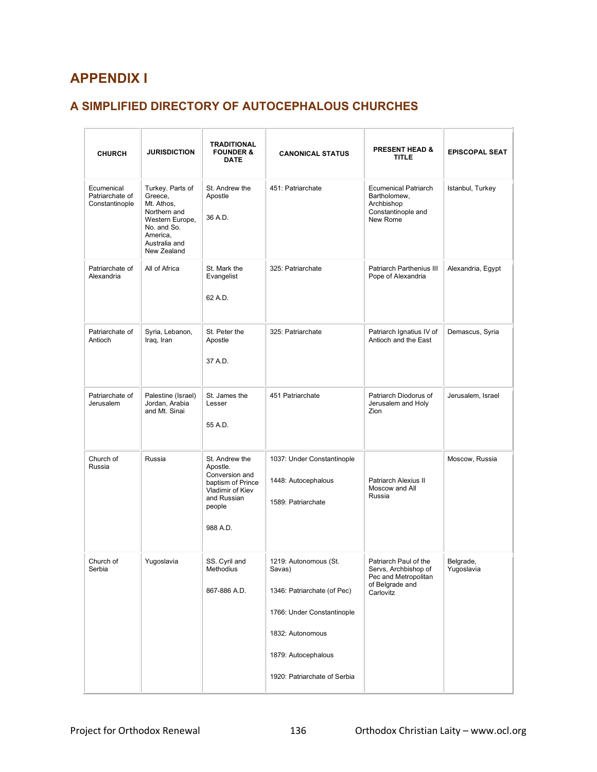# APPENDIX I

## A SIMPLIFIED DIRECTORY OF AUTOCEPHALOUS CHURCHES

| CHURCH | JURISDICTION | TRADITIONAL FOUNDER & DATE | CANONICAL STATUS | PRESENT HEAD & TITLE | EPISCOPAL SEAT |
|---|---|---|---|---|---|
| Ecumenical Patriarchate of Constantinople | Turkey. Parts of Greece, Mt. Athos, Northern and Western Europe, No. and So. America, Australia and New Zealand | St. Andrew the Apostle<br><br>36 A.D. | 451: Patriarchate | Ecumenical Patriarch Bartholomew, Archbishop Constantinople and New Rome | Istanbul, Turkey |
| Patriarchate of Alexandria | All of Africa | St. Mark the Evangelist<br><br>62 A.D. | 325: Patriarchate | Patriarch Parthenius III Pope of Alexandria | Alexandria, Egypt |
| Patriarchate of Antioch | Syria, Lebanon, Iraq, Iran | St. Peter the Apostle<br><br>37 A.D. | 325: Patriarchate | Patriarch Ignatius IV of Antioch and the East | Demascus, Syria |
| Patriarchate of Jerusalem | Palestine (Israel) Jordan, Arabia and Mt. Sinai | St. James the Lesser<br><br>55 A.D. | 451 Patriarchate | Patriarch Diodorus of Jerusalem and Holy Zion | Jerusalem, Israel |
| Church of Russia | Russia | St. Andrew the Apostle. Conversion and baptism of Prince Vladimir of Kiev and Russian people<br><br>988 A.D. | 1037: Under Constantinople<br><br>1448: Autocephalous<br><br>1589: Patriarchate | Patriarch Alexius II Moscow and All Russia | Moscow, Russia |
| Church of Serbia | Yugoslavia | SS. Cyril and Methodius<br><br>867-886 A.D. | 1219: Autonomous (St. Savas)<br><br>1346: Patriarchate (of Pec)<br><br>1766: Under Constantinople<br><br>1832: Autonomous<br><br>1879: Autocephalous<br><br>1920: Patriarchate of Serbia | Patriarch Paul of the Servs, Archbishop of Pec and Metropolitan of Belgrade and Carlovitz | Belgrade, Yugoslavia |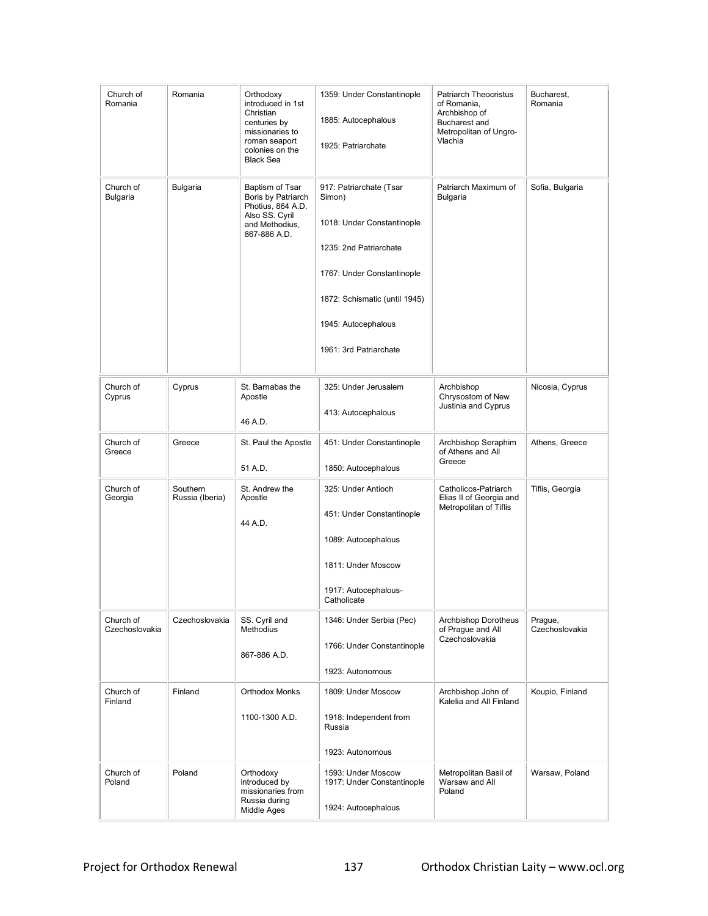| Church of Romania | Romania | Orthodoxy introduced in 1st Christian centuries by missionaries to roman seaport colonies on the Black Sea | 1359: Under Constantinople<br><br>1885: Autocephalous<br><br>1925: Patriarchate | Patriarch Theocristus of Romania, Archbishop of Bucharest and Metropolitan of Ungro-Vlachia | Bucharest, Romania |
|---|---|---|---|---|---|
| Church of Bulgaria | Bulgaria | Baptism of Tsar Boris by Patriarch Photius, 864 A.D. Also SS. Cyril and Methodius, 867-886 A.D. | 917: Patriarchate (Tsar Simon)<br><br>1018: Under Constantinople<br><br>1235: 2nd Patriarchate<br><br>1767: Under Constantinople<br><br>1872: Schismatic (until 1945)<br><br>1945: Autocephalous<br><br>1961: 3rd Patriarchate | Patriarch Maximum of Bulgaria | Sofia, Bulgaria |
| Church of Cyprus | Cyprus | St. Barnabas the Apostle<br><br>46 A.D. | 325: Under Jerusalem<br><br>413: Autocephalous | Archbishop Chrysostom of New Justinia and Cyprus | Nicosia, Cyprus |
| Church of Greece | Greece | St. Paul the Apostle<br><br>51 A.D. | 451: Under Constantinople<br><br>1850: Autocephalous | Archbishop Seraphim of Athens and All Greece | Athens, Greece |
| Church of Georgia | Southern Russia (Iberia) | St. Andrew the Apostle<br><br>44 A.D. | 325: Under Antioch<br><br>451: Under Constantinople<br><br>1089: Autocephalous<br><br>1811: Under Moscow<br><br>1917: Autocephalous-Catholicate | Catholicos-Patriarch Elias II of Georgia and Metropolitan of Tiflis | Tiflis, Georgia |
| Church of Czechoslovakia | Czechoslovakia | SS. Cyril and Methodius<br><br>867-886 A.D. | 1346: Under Serbia (Pec)<br><br>1766: Under Constantinople<br><br>1923: Autonomous | Archbishop Dorotheus of Prague and All Czechoslovakia | Prague, Czechoslovakia |
| Church of Finland | Finland | Orthodox Monks<br><br>1100-1300 A.D. | 1809: Under Moscow<br><br>1918: Independent from Russia<br><br>1923: Autonomous | Archbishop John of Kalelia and All Finland | Koupio, Finland |
| Church of Poland | Poland | Orthodoxy introduced by missionaries from Russia during Middle Ages | 1593: Under Moscow<br>1917: Under Constantinople<br><br>1924: Autocephalous | Metropolitan Basil of Warsaw and All Poland | Warsaw, Poland |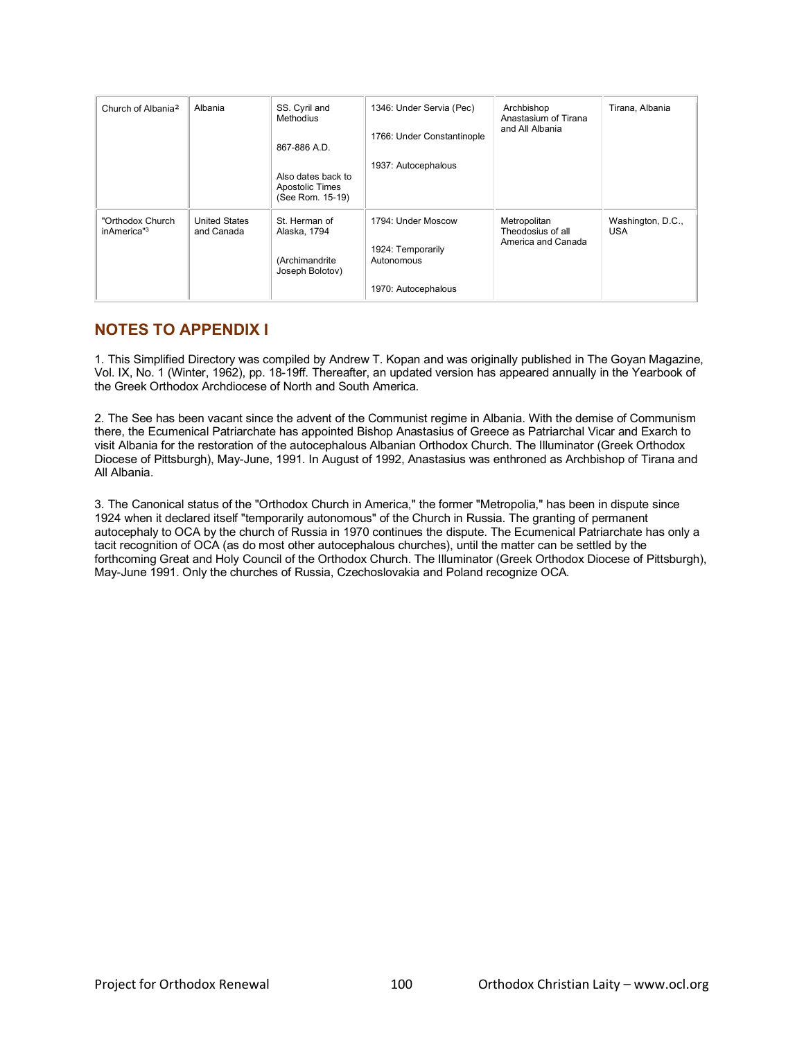| Church of Albania[2] | Albania | SS. Cyril and Methodius<br><br>867-886 A.D.<br><br>Also dates back to Apostolic Times (See Rom. 15-19) | 1346: Under Servia (Pec)<br><br>1766: Under Constantinople<br><br>1937: Autocephalous | Archbishop Anastasium of Tirana and All Albania | Tirana, Albania |
|---|---|---|---|---|---|
| "Orthodox Church inAmerica"[3] | United States and Canada | St. Herman of Alaska, 1794<br><br>(Archimandrite Joseph Bolotov) | 1794: Under Moscow<br><br>1924: Temporarily Autonomous<br><br>1970: Autocephalous | Metropolitan Theodosius of all America and Canada | Washington, D.C., USA |

## NOTES TO APPENDIX I

1. This Simplified Directory was compiled by Andrew T. Kopan and was originally published in The Goyan Magazine, Vol. IX, No. 1 (Winter, 1962), pp. 18-19ff. Thereafter, an updated version has appeared annually in the Yearbook of the Greek Orthodox Archdiocese of North and South America.

2. The See has been vacant since the advent of the Communist regime in Albania. With the demise of Communism there, the Ecumenical Patriarchate has appointed Bishop Anastasius of Greece as Patriarchal Vicar and Exarch to visit Albania for the restoration of the autocephalous Albanian Orthodox Church. The Illuminator (Greek Orthodox Diocese of Pittsburgh), May-June, 1991. In August of 1992, Anastasius was enthroned as Archbishop of Tirana and All Albania.

3. The Canonical status of the "Orthodox Church in America," the former "Metropolia," has been in dispute since 1924 when it declared itself "temporarily autonomous" of the Church in Russia. The granting of permanent autocephaly to OCA by the church of Russia in 1970 continues the dispute. The Ecumenical Patriarchate has only a tacit recognition of OCA (as do most other autocephalous churches), until the matter can be settled by the forthcoming Great and Holy Council of the Orthodox Church. The Illuminator (Greek Orthodox Diocese of Pittsburgh), May-June 1991. Only the churches of Russia, Czechoslovakia and Poland recognize OCA.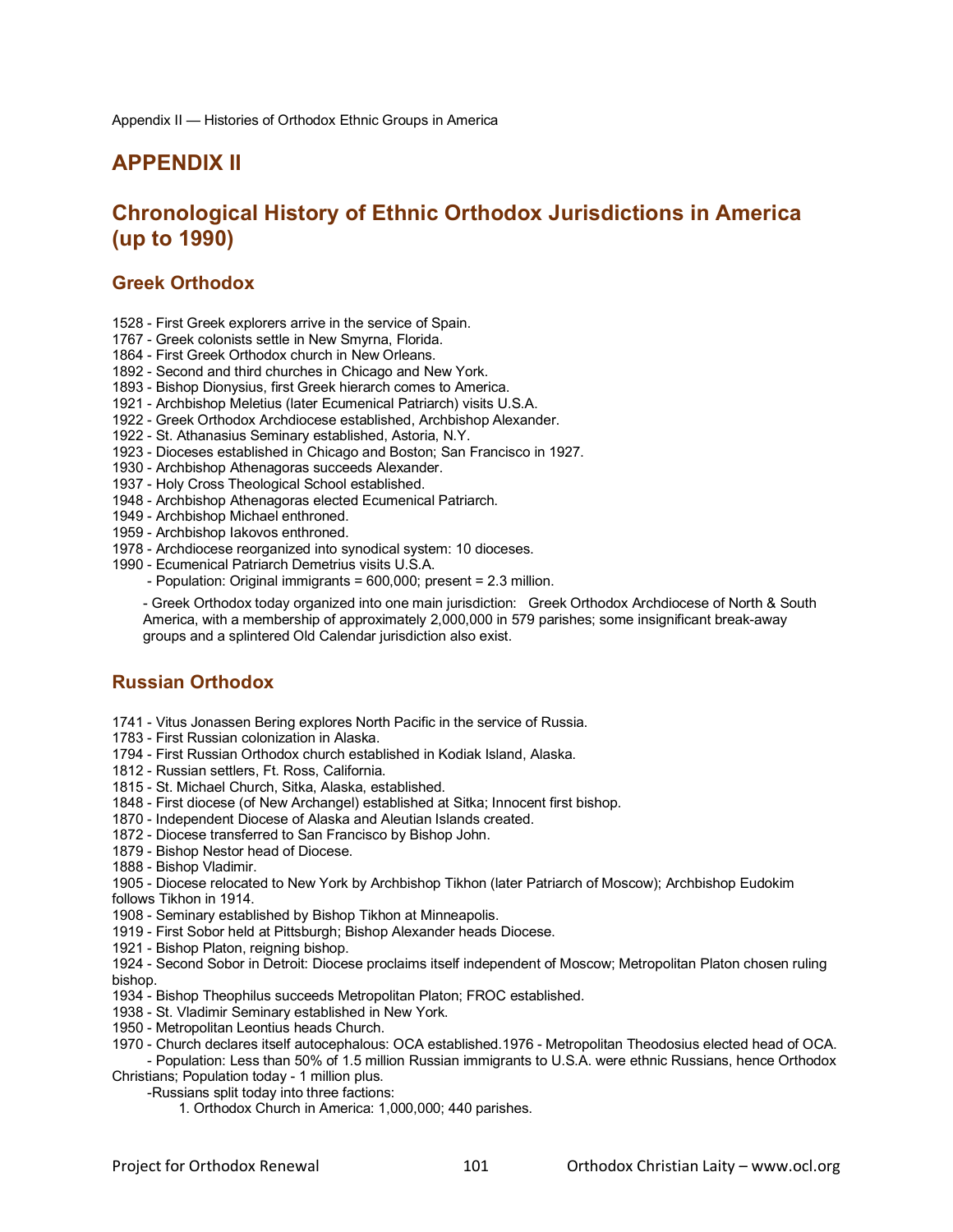# APPENDIX II

## Chronological History of Ethnic Orthodox Jurisdictions in America (up to 1990)

### Greek Orthodox

1528 - First Greek explorers arrive in the service of Spain.
1767 - Greek colonists settle in New Smyrna, Florida.
1864 - First Greek Orthodox church in New Orleans.
1892 - Second and third churches in Chicago and New York.
1893 - Bishop Dionysius, first Greek hierarch comes to America.
1921 - Archbishop Meletius (later Ecumenical Patriarch) visits U.S.A.
1922 - Greek Orthodox Archdiocese established, Archbishop Alexander.
1922 - St. Athanasius Seminary established, Astoria, N.Y.
1923 - Dioceses established in Chicago and Boston; San Francisco in 1927.
1930 - Archbishop Athenagoras succeeds Alexander.
1937 - Holy Cross Theological School established.
1948 - Archbishop Athenagoras elected Ecumenical Patriarch.
1949 - Archbishop Michael enthroned.
1959 - Archbishop Iakovos enthroned.
1978 - Archdiocese reorganized into synodical system: 10 dioceses.
1990 - Ecumenical Patriarch Demetrius visits U.S.A.
- Population: Original immigrants = 600,000; present = 2.3 million.

- Greek Orthodox today organized into one main jurisdiction: Greek Orthodox Archdiocese of North & South America, with a membership of approximately 2,000,000 in 579 parishes; some insignificant break-away groups and a splintered Old Calendar jurisdiction also exist.

### Russian Orthodox

1741 - Vitus Jonassen Bering explores North Pacific in the service of Russia.
1783 - First Russian colonization in Alaska.
1794 - First Russian Orthodox church established in Kodiak Island, Alaska.
1812 - Russian settlers, Ft. Ross, California.
1815 - St. Michael Church, Sitka, Alaska, established.
1848 - First diocese (of New Archangel) established at Sitka; Innocent first bishop.
1870 - Independent Diocese of Alaska and Aleutian Islands created.
1872 - Diocese transferred to San Francisco by Bishop John.
1879 - Bishop Nestor head of Diocese.
1888 - Bishop Vladimir.
1905 - Diocese relocated to New York by Archbishop Tikhon (later Patriarch of Moscow); Archbishop Eudokim follows Tikhon in 1914.
1908 - Seminary established by Bishop Tikhon at Minneapolis.
1919 - First Sobor held at Pittsburgh; Bishop Alexander heads Diocese.
1921 - Bishop Platon, reigning bishop.
1924 - Second Sobor in Detroit: Diocese proclaims itself independent of Moscow; Metropolitan Platon chosen ruling bishop.
1934 - Bishop Theophilus succeeds Metropolitan Platon; FROC established.
1938 - St. Vladimir Seminary established in New York.
1950 - Metropolitan Leontius heads Church.
1970 - Church declares itself autocephalous: OCA established.1976 - Metropolitan Theodosius elected head of OCA.
- Population: Less than 50% of 1.5 million Russian immigrants to U.S.A. were ethnic Russians, hence Orthodox Christians; Population today - 1 million plus.
- Russians split today into three factions:
1. Orthodox Church in America: 1,000,000; 440 parishes.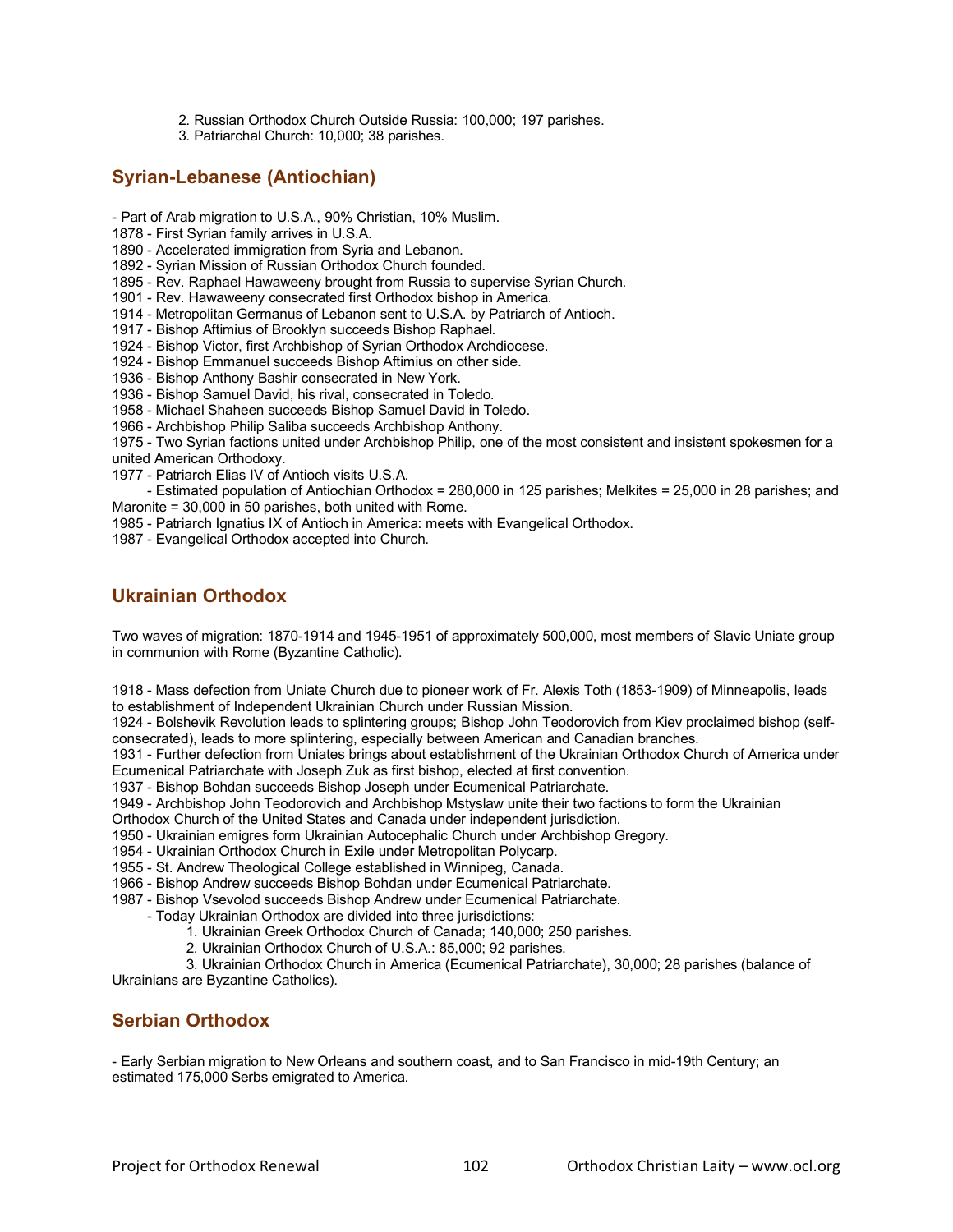2. Russian Orthodox Church Outside Russia: 100,000; 197 parishes.
3. Patriarchal Church: 10,000; 38 parishes.

## Syrian-Lebanese (Antiochian)

- Part of Arab migration to U.S.A., 90% Christian, 10% Muslim.
1878 - First Syrian family arrives in U.S.A.
1890 - Accelerated immigration from Syria and Lebanon.
1892 - Syrian Mission of Russian Orthodox Church founded.
1895 - Rev. Raphael Hawaweeny brought from Russia to supervise Syrian Church.
1901 - Rev. Hawaweeny consecrated first Orthodox bishop in America.
1914 - Metropolitan Germanus of Lebanon sent to U.S.A. by Patriarch of Antioch.
1917 - Bishop Aftimius of Brooklyn succeeds Bishop Raphael.
1924 - Bishop Victor, first Archbishop of Syrian Orthodox Archdiocese.
1924 - Bishop Emmanuel succeeds Bishop Aftimius on other side.
1936 - Bishop Anthony Bashir consecrated in New York.
1936 - Bishop Samuel David, his rival, consecrated in Toledo.
1958 - Michael Shaheen succeeds Bishop Samuel David in Toledo.
1966 - Archbishop Philip Saliba succeeds Archbishop Anthony.
1975 - Two Syrian factions united under Archbishop Philip, one of the most consistent and insistent spokesmen for a united American Orthodoxy.
1977 - Patriarch Elias IV of Antioch visits U.S.A.
- Estimated population of Antiochian Orthodox = 280,000 in 125 parishes; Melkites = 25,000 in 28 parishes; and Maronite = 30,000 in 50 parishes, both united with Rome.
1985 - Patriarch Ignatius IX of Antioch in America: meets with Evangelical Orthodox.
1987 - Evangelical Orthodox accepted into Church.

## Ukrainian Orthodox

Two waves of migration: 1870-1914 and 1945-1951 of approximately 500,000, most members of Slavic Uniate group in communion with Rome (Byzantine Catholic).

1918 - Mass defection from Uniate Church due to pioneer work of Fr. Alexis Toth (1853-1909) of Minneapolis, leads to establishment of Independent Ukrainian Church under Russian Mission.
1924 - Bolshevik Revolution leads to splintering groups; Bishop John Teodorovich from Kiev proclaimed bishop (self-consecrated), leads to more splintering, especially between American and Canadian branches.
1931 - Further defection from Uniates brings about establishment of the Ukrainian Orthodox Church of America under Ecumenical Patriarchate with Joseph Zuk as first bishop, elected at first convention.
1937 - Bishop Bohdan succeeds Bishop Joseph under Ecumenical Patriarchate.
1949 - Archbishop John Teodorovich and Archbishop Mstyslaw unite their two factions to form the Ukrainian Orthodox Church of the United States and Canada under independent jurisdiction.
1950 - Ukrainian emigres form Ukrainian Autocephalic Church under Archbishop Gregory.
1954 - Ukrainian Orthodox Church in Exile under Metropolitan Polycarp.
1955 - St. Andrew Theological College established in Winnipeg, Canada.
1966 - Bishop Andrew succeeds Bishop Bohdan under Ecumenical Patriarchate.
1987 - Bishop Vsevolod succeeds Bishop Andrew under Ecumenical Patriarchate.
- Today Ukrainian Orthodox are divided into three jurisdictions:
1. Ukrainian Greek Orthodox Church of Canada; 140,000; 250 parishes.
2. Ukrainian Orthodox Church of U.S.A.: 85,000; 92 parishes.
3. Ukrainian Orthodox Church in America (Ecumenical Patriarchate), 30,000; 28 parishes (balance of Ukrainians are Byzantine Catholics).

## Serbian Orthodox

- Early Serbian migration to New Orleans and southern coast, and to San Francisco in mid-19th Century; an estimated 175,000 Serbs emigrated to America.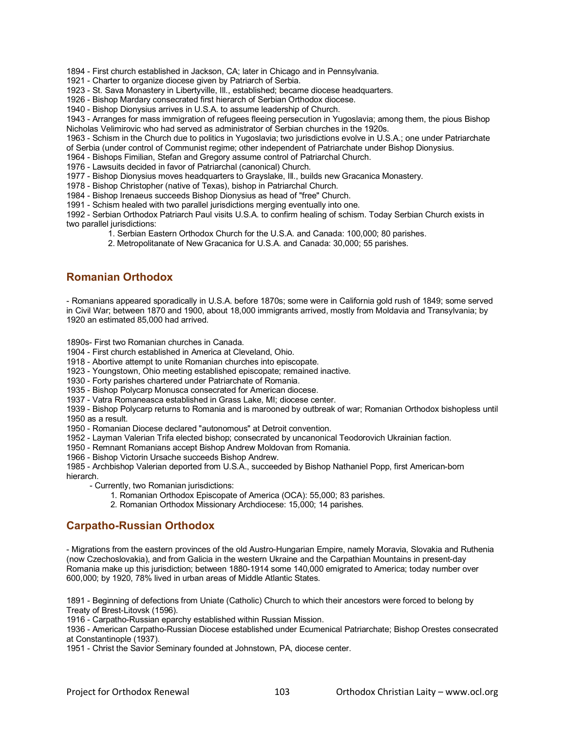1894 - First church established in Jackson, CA; later in Chicago and in Pennsylvania.
1921 - Charter to organize diocese given by Patriarch of Serbia.
1923 - St. Sava Monastery in Libertyville, Ill., established; became diocese headquarters.
1926 - Bishop Mardary consecrated first hierarch of Serbian Orthodox diocese.
1940 - Bishop Dionysius arrives in U.S.A. to assume leadership of Church.
1943 - Arranges for mass immigration of refugees fleeing persecution in Yugoslavia; among them, the pious Bishop Nicholas Velimirovic who had served as administrator of Serbian churches in the 1920s.
1963 - Schism in the Church due to politics in Yugoslavia; two jurisdictions evolve in U.S.A.; one under Patriarchate of Serbia (under control of Communist regime; other independent of Patriarchate under Bishop Dionysius.
1964 - Bishops Fimilian, Stefan and Gregory assume control of Patriarchal Church.
1976 - Lawsuits decided in favor of Patriarchal (canonical) Church.
1977 - Bishop Dionysius moves headquarters to Grayslake, Ill., builds new Gracanica Monastery.
1978 - Bishop Christopher (native of Texas), bishop in Patriarchal Church.
1984 - Bishop Irenaeus succeeds Bishop Dionysius as head of "free" Church.
1991 - Schism healed with two parallel jurisdictions merging eventually into one.
1992 - Serbian Orthodox Patriarch Paul visits U.S.A. to confirm healing of schism. Today Serbian Church exists in two parallel jurisdictions:

1. Serbian Eastern Orthodox Church for the U.S.A. and Canada: 100,000; 80 parishes.
2. Metropolitanate of New Gracanica for U.S.A. and Canada: 30,000; 55 parishes.

## Romanian Orthodox

- Romanians appeared sporadically in U.S.A. before 1870s; some were in California gold rush of 1849; some served in Civil War; between 1870 and 1900, about 18,000 immigrants arrived, mostly from Moldavia and Transylvania; by 1920 an estimated 85,000 had arrived.

1890s- First two Romanian churches in Canada.
1904 - First church established in America at Cleveland, Ohio.
1918 - Abortive attempt to unite Romanian churches into episcopate.
1923 - Youngstown, Ohio meeting established episcopate; remained inactive.
1930 - Forty parishes chartered under Patriarchate of Romania.
1935 - Bishop Polycarp Monusca consecrated for American diocese.
1937 - Vatra Romaneasca established in Grass Lake, MI; diocese center.
1939 - Bishop Polycarp returns to Romania and is marooned by outbreak of war; Romanian Orthodox bishopless until 1950 as a result.
1950 - Romanian Diocese declared "autonomous" at Detroit convention.
1952 - Layman Valerian Trifa elected bishop; consecrated by uncanonical Teodorovich Ukrainian faction.
1950 - Remnant Romanians accept Bishop Andrew Moldovan from Romania.
1966 - Bishop Victorin Ursache succeeds Bishop Andrew.
1985 - Archbishop Valerian deported from U.S.A., succeeded by Bishop Nathaniel Popp, first American-born hierarch.

- Currently, two Romanian jurisdictions:
  1. Romanian Orthodox Episcopate of America (OCA): 55,000; 83 parishes.
  2. Romanian Orthodox Missionary Archdiocese: 15,000; 14 parishes.

## Carpatho-Russian Orthodox

- Migrations from the eastern provinces of the old Austro-Hungarian Empire, namely Moravia, Slovakia and Ruthenia (now Czechoslovakia), and from Galicia in the western Ukraine and the Carpathian Mountains in present-day Romania make up this jurisdiction; between 1880-1914 some 140,000 emigrated to America; today number over 600,000; by 1920, 78% lived in urban areas of Middle Atlantic States.

1891 - Beginning of defections from Uniate (Catholic) Church to which their ancestors were forced to belong by Treaty of Brest-Litovsk (1596).
1916 - Carpatho-Russian eparchy established within Russian Mission.
1936 - American Carpatho-Russian Diocese established under Ecumenical Patriarchate; Bishop Orestes consecrated at Constantinople (1937).
1951 - Christ the Savior Seminary founded at Johnstown, PA, diocese center.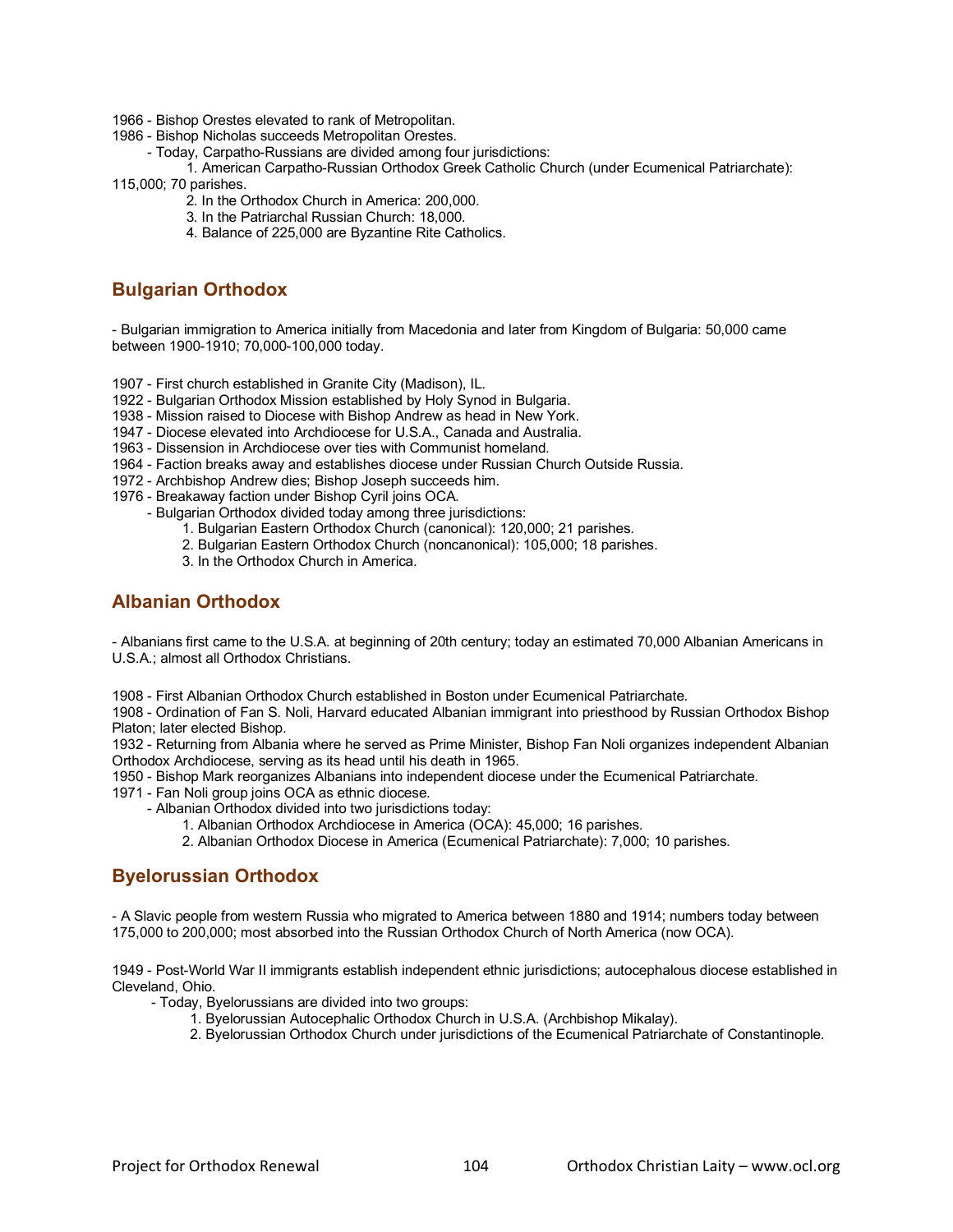1966 - Bishop Orestes elevated to rank of Metropolitan.
1986 - Bishop Nicholas succeeds Metropolitan Orestes.

- Today, Carpatho-Russians are divided among four jurisdictions:
    1. American Carpatho-Russian Orthodox Greek Catholic Church (under Ecumenical Patriarchate): 115,000; 70 parishes.
    2. In the Orthodox Church in America: 200,000.
    3. In the Patriarchal Russian Church: 18,000.
    4. Balance of 225,000 are Byzantine Rite Catholics.

## Bulgarian Orthodox

- Bulgarian immigration to America initially from Macedonia and later from Kingdom of Bulgaria: 50,000 came between 1900-1910; 70,000-100,000 today.

1907 - First church established in Granite City (Madison), IL.
1922 - Bulgarian Orthodox Mission established by Holy Synod in Bulgaria.
1938 - Mission raised to Diocese with Bishop Andrew as head in New York.
1947 - Diocese elevated into Archdiocese for U.S.A., Canada and Australia.
1963 - Dissension in Archdiocese over ties with Communist homeland.
1964 - Faction breaks away and establishes diocese under Russian Church Outside Russia.
1972 - Archbishop Andrew dies; Bishop Joseph succeeds him.
1976 - Breakaway faction under Bishop Cyril joins OCA.

- Bulgarian Orthodox divided today among three jurisdictions:
    1. Bulgarian Eastern Orthodox Church (canonical): 120,000; 21 parishes.
    2. Bulgarian Eastern Orthodox Church (noncanonical): 105,000; 18 parishes.
    3. In the Orthodox Church in America.

## Albanian Orthodox

- Albanians first came to the U.S.A. at beginning of 20th century; today an estimated 70,000 Albanian Americans in U.S.A.; almost all Orthodox Christians.

1908 - First Albanian Orthodox Church established in Boston under Ecumenical Patriarchate.
1908 - Ordination of Fan S. Noli, Harvard educated Albanian immigrant into priesthood by Russian Orthodox Bishop Platon; later elected Bishop.
1932 - Returning from Albania where he served as Prime Minister, Bishop Fan Noli organizes independent Albanian Orthodox Archdiocese, serving as its head until his death in 1965.
1950 - Bishop Mark reorganizes Albanians into independent diocese under the Ecumenical Patriarchate.
1971 - Fan Noli group joins OCA as ethnic diocese.

- Albanian Orthodox divided into two jurisdictions today:
    1. Albanian Orthodox Archdiocese in America (OCA): 45,000; 16 parishes.
    2. Albanian Orthodox Diocese in America (Ecumenical Patriarchate): 7,000; 10 parishes.

## Byelorussian Orthodox

- A Slavic people from western Russia who migrated to America between 1880 and 1914; numbers today between 175,000 to 200,000; most absorbed into the Russian Orthodox Church of North America (now OCA).

1949 - Post-World War II immigrants establish independent ethnic jurisdictions; autocephalous diocese established in Cleveland, Ohio.

- Today, Byelorussians are divided into two groups:
    1. Byelorussian Autocephalic Orthodox Church in U.S.A. (Archbishop Mikalay).
    2. Byelorussian Orthodox Church under jurisdictions of the Ecumenical Patriarchate of Constantinople.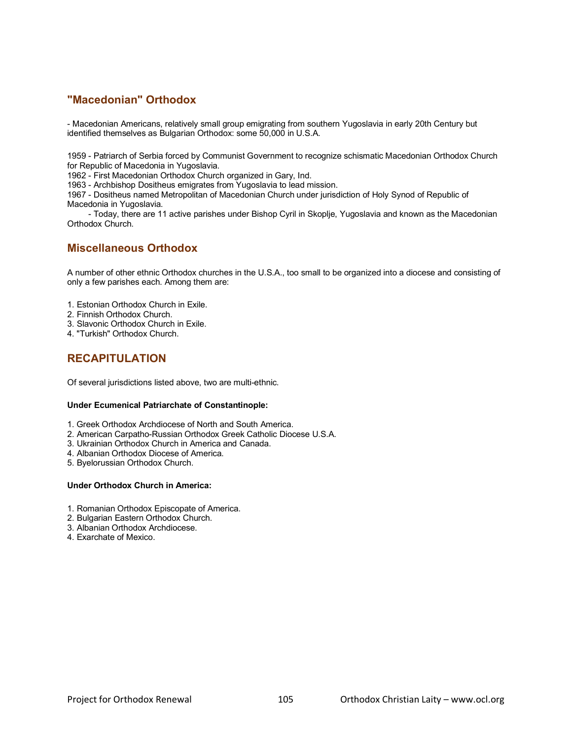## "Macedonian" Orthodox

- Macedonian Americans, relatively small group emigrating from southern Yugoslavia in early 20th Century but identified themselves as Bulgarian Orthodox: some 50,000 in U.S.A.

1959 - Patriarch of Serbia forced by Communist Government to recognize schismatic Macedonian Orthodox Church for Republic of Macedonia in Yugoslavia.
1962 - First Macedonian Orthodox Church organized in Gary, Ind.
1963 - Archbishop Dositheus emigrates from Yugoslavia to lead mission.
1967 - Dositheus named Metropolitan of Macedonian Church under jurisdiction of Holy Synod of Republic of Macedonia in Yugoslavia.
- Today, there are 11 active parishes under Bishop Cyril in Skoplje, Yugoslavia and known as the Macedonian Orthodox Church.

## Miscellaneous Orthodox

A number of other ethnic Orthodox churches in the U.S.A., too small to be organized into a diocese and consisting of only a few parishes each. Among them are:

1. Estonian Orthodox Church in Exile.
2. Finnish Orthodox Church.
3. Slavonic Orthodox Church in Exile.
4. "Turkish" Orthodox Church.

## RECAPITULATION

Of several jurisdictions listed above, two are multi-ethnic.

**Under Ecumenical Patriarchate of Constantinople:**

1. Greek Orthodox Archdiocese of North and South America.
2. American Carpatho-Russian Orthodox Greek Catholic Diocese U.S.A.
3. Ukrainian Orthodox Church in America and Canada.
4. Albanian Orthodox Diocese of America.
5. Byelorussian Orthodox Church.

**Under Orthodox Church in America:**

1. Romanian Orthodox Episcopate of America.
2. Bulgarian Eastern Orthodox Church.
3. Albanian Orthodox Archdiocese.
4. Exarchate of Mexico.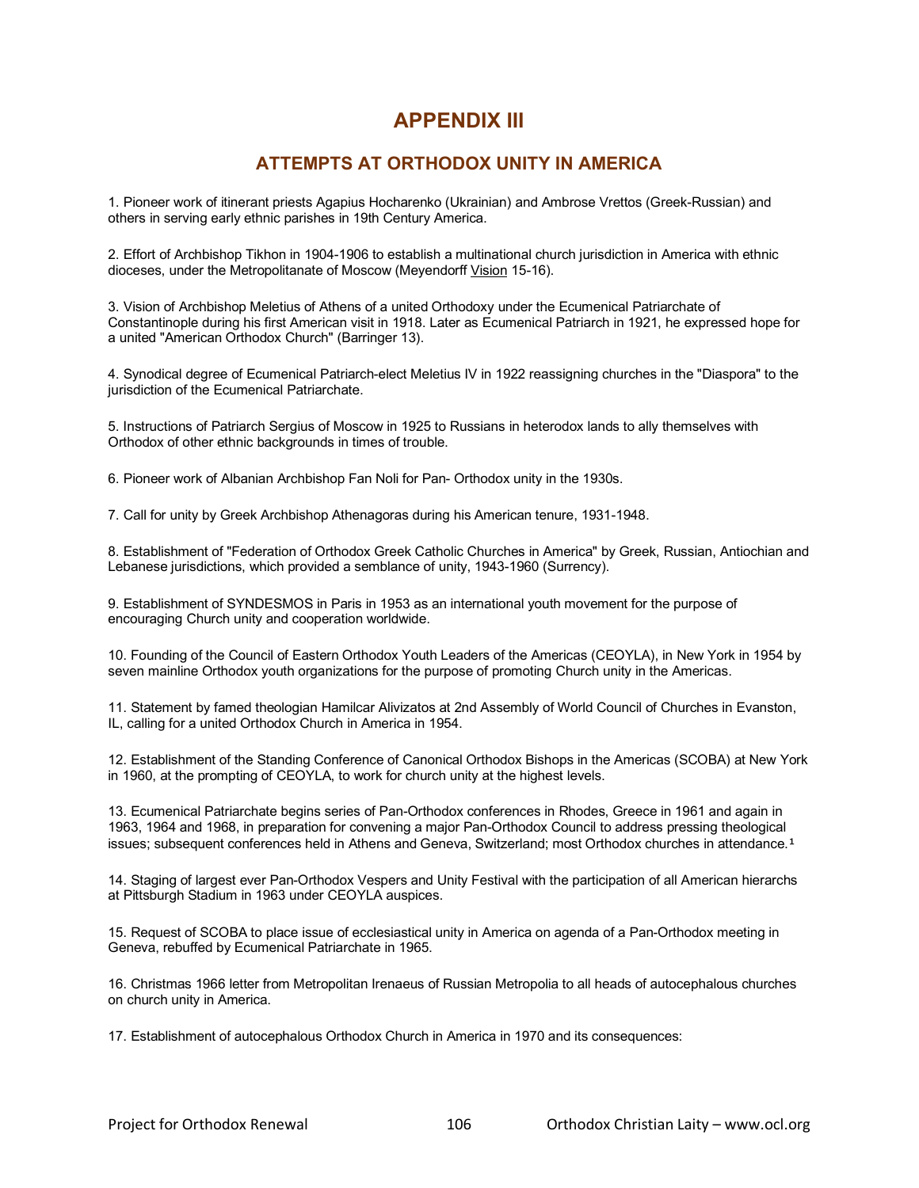# APPENDIX III

## ATTEMPTS AT ORTHODOX UNITY IN AMERICA

1. Pioneer work of itinerant priests Agapius Hocharenko (Ukrainian) and Ambrose Vrettos (Greek-Russian) and others in serving early ethnic parishes in 19th Century America.

2. Effort of Archbishop Tikhon in 1904-1906 to establish a multinational church jurisdiction in America with ethnic dioceses, under the Metropolitanate of Moscow (Meyendorff Vision 15-16).

3. Vision of Archbishop Meletius of Athens of a united Orthodoxy under the Ecumenical Patriarchate of Constantinople during his first American visit in 1918. Later as Ecumenical Patriarch in 1921, he expressed hope for a united "American Orthodox Church" (Barringer 13).

4. Synodical degree of Ecumenical Patriarch-elect Meletius IV in 1922 reassigning churches in the "Diaspora" to the jurisdiction of the Ecumenical Patriarchate.

5. Instructions of Patriarch Sergius of Moscow in 1925 to Russians in heterodox lands to ally themselves with Orthodox of other ethnic backgrounds in times of trouble.

6. Pioneer work of Albanian Archbishop Fan Noli for Pan- Orthodox unity in the 1930s.

7. Call for unity by Greek Archbishop Athenagoras during his American tenure, 1931-1948.

8. Establishment of "Federation of Orthodox Greek Catholic Churches in America" by Greek, Russian, Antiochian and Lebanese jurisdictions, which provided a semblance of unity, 1943-1960 (Surrency).

9. Establishment of SYNDESMOS in Paris in 1953 as an international youth movement for the purpose of encouraging Church unity and cooperation worldwide.

10. Founding of the Council of Eastern Orthodox Youth Leaders of the Americas (CEOYLA), in New York in 1954 by seven mainline Orthodox youth organizations for the purpose of promoting Church unity in the Americas.

11. Statement by famed theologian Hamilcar Alivizatos at 2nd Assembly of World Council of Churches in Evanston, IL, calling for a united Orthodox Church in America in 1954.

12. Establishment of the Standing Conference of Canonical Orthodox Bishops in the Americas (SCOBA) at New York in 1960, at the prompting of CEOYLA, to work for church unity at the highest levels.

13. Ecumenical Patriarchate begins series of Pan-Orthodox conferences in Rhodes, Greece in 1961 and again in 1963, 1964 and 1968, in preparation for convening a major Pan-Orthodox Council to address pressing theological issues; subsequent conferences held in Athens and Geneva, Switzerland; most Orthodox churches in attendance.[1]

14. Staging of largest ever Pan-Orthodox Vespers and Unity Festival with the participation of all American hierarchs at Pittsburgh Stadium in 1963 under CEOYLA auspices.

15. Request of SCOBA to place issue of ecclesiastical unity in America on agenda of a Pan-Orthodox meeting in Geneva, rebuffed by Ecumenical Patriarchate in 1965.

16. Christmas 1966 letter from Metropolitan Irenaeus of Russian Metropolia to all heads of autocephalous churches on church unity in America.

17. Establishment of autocephalous Orthodox Church in America in 1970 and its consequences: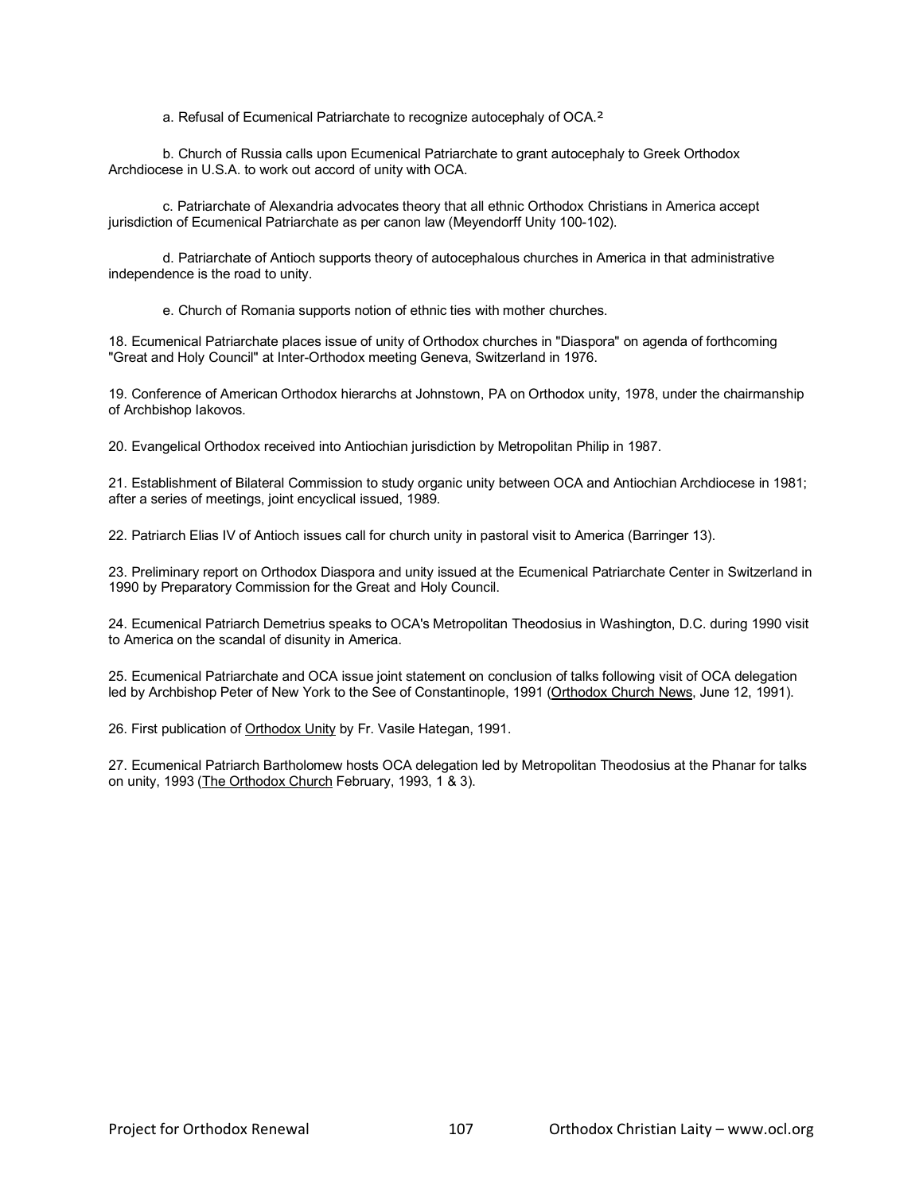a. Refusal of Ecumenical Patriarchate to recognize autocephaly of OCA.[2]

b. Church of Russia calls upon Ecumenical Patriarchate to grant autocephaly to Greek Orthodox Archdiocese in U.S.A. to work out accord of unity with OCA.

c. Patriarchate of Alexandria advocates theory that all ethnic Orthodox Christians in America accept jurisdiction of Ecumenical Patriarchate as per canon law (Meyendorff Unity 100-102).

d. Patriarchate of Antioch supports theory of autocephalous churches in America in that administrative independence is the road to unity.

e. Church of Romania supports notion of ethnic ties with mother churches.

18. Ecumenical Patriarchate places issue of unity of Orthodox churches in "Diaspora" on agenda of forthcoming "Great and Holy Council" at Inter-Orthodox meeting Geneva, Switzerland in 1976.

19. Conference of American Orthodox hierarchs at Johnstown, PA on Orthodox unity, 1978, under the chairmanship of Archbishop Iakovos.

20. Evangelical Orthodox received into Antiochian jurisdiction by Metropolitan Philip in 1987.

21. Establishment of Bilateral Commission to study organic unity between OCA and Antiochian Archdiocese in 1981; after a series of meetings, joint encyclical issued, 1989.

22. Patriarch Elias IV of Antioch issues call for church unity in pastoral visit to America (Barringer 13).

23. Preliminary report on Orthodox Diaspora and unity issued at the Ecumenical Patriarchate Center in Switzerland in 1990 by Preparatory Commission for the Great and Holy Council.

24. Ecumenical Patriarch Demetrius speaks to OCA's Metropolitan Theodosius in Washington, D.C. during 1990 visit to America on the scandal of disunity in America.

25. Ecumenical Patriarchate and OCA issue joint statement on conclusion of talks following visit of OCA delegation led by Archbishop Peter of New York to the See of Constantinople, 1991 (Orthodox Church News, June 12, 1991).

26. First publication of Orthodox Unity by Fr. Vasile Hategan, 1991.

27. Ecumenical Patriarch Bartholomew hosts OCA delegation led by Metropolitan Theodosius at the Phanar for talks on unity, 1993 (The Orthodox Church February, 1993, 1 & 3).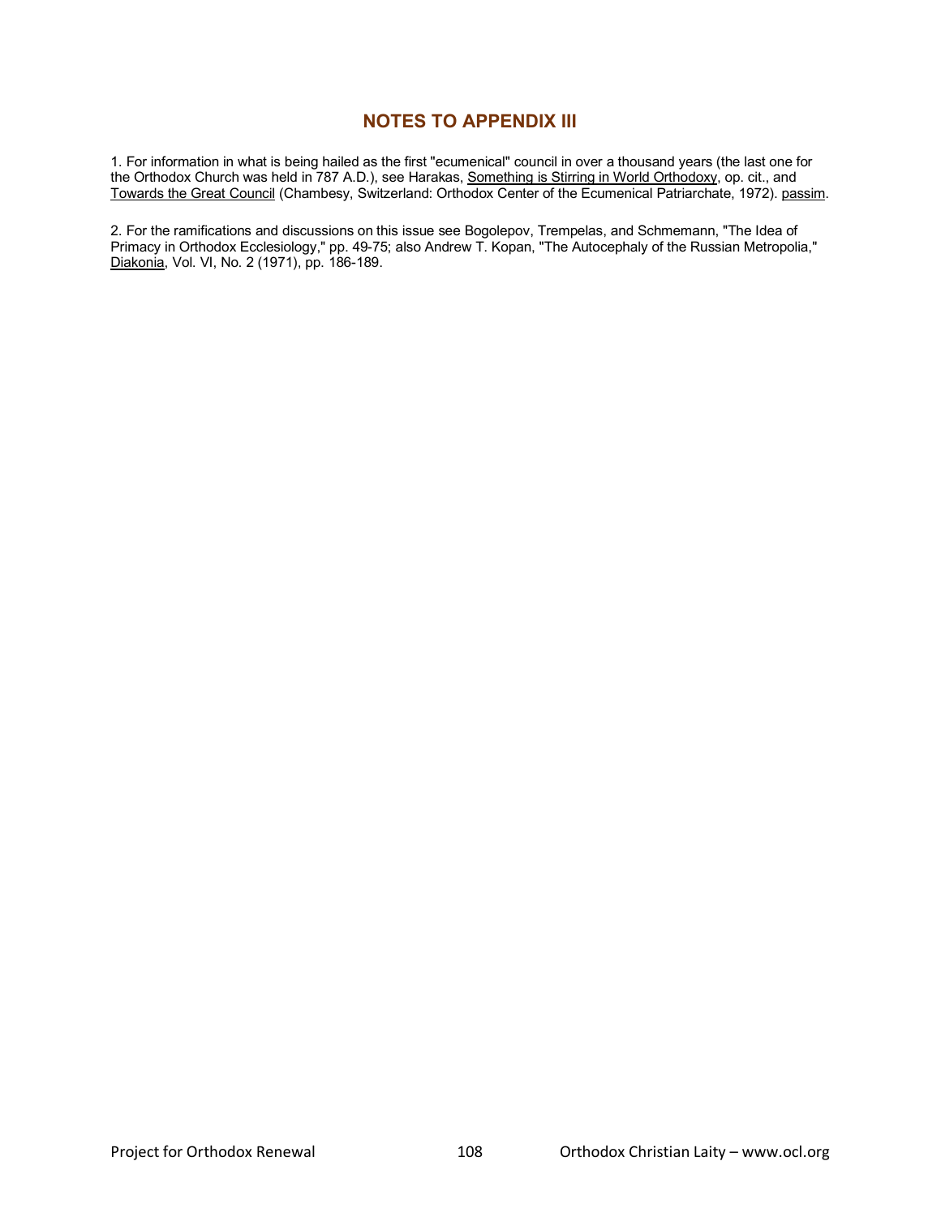## NOTES TO APPENDIX III

1. For information in what is being hailed as the first "ecumenical" council in over a thousand years (the last one for the Orthodox Church was held in 787 A.D.), see Harakas, Something is Stirring in World Orthodoxy, op. cit., and Towards the Great Council (Chambesy, Switzerland: Orthodox Center of the Ecumenical Patriarchate, 1972). passim.

2. For the ramifications and discussions on this issue see Bogolepov, Trempelas, and Schmemann, "The Idea of Primacy in Orthodox Ecclesiology," pp. 49-75; also Andrew T. Kopan, "The Autocephaly of the Russian Metropolia," Diakonia, Vol. VI, No. 2 (1971), pp. 186-189.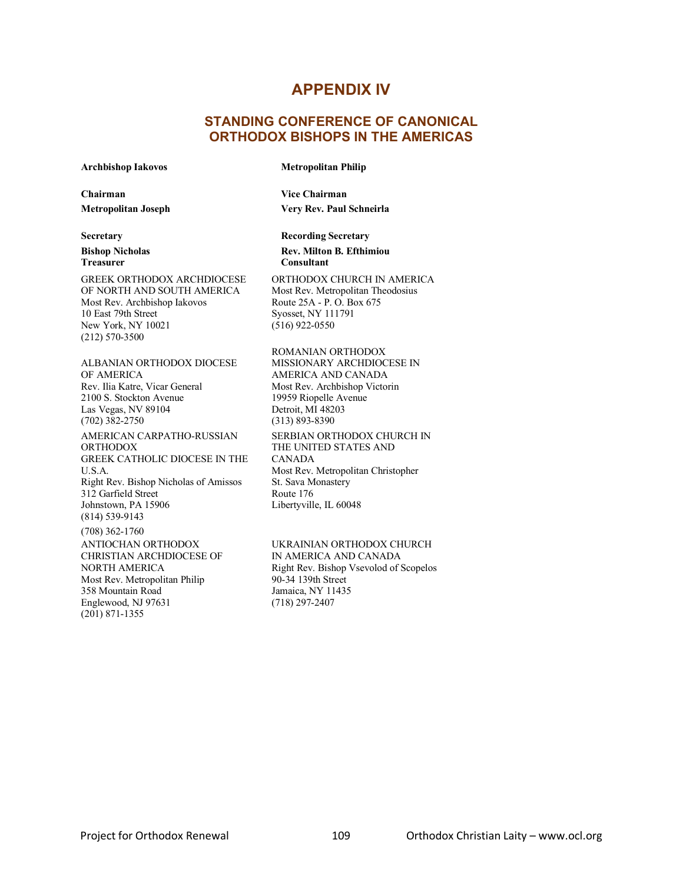# APPENDIX IV

## STANDING CONFERENCE OF CANONICAL ORTHODOX BISHOPS IN THE AMERICAS

**Archbishop Iakovos**
**Chairman**

**Metropolitan Philip**
**Vice Chairman**

**Metropolitan Joseph**
**Secretary**

**Very Rev. Paul Schneirla**
**Recording Secretary**

**Bishop Nicholas**
**Treasurer**

**Rev. Milton B. Efthimiou**
**Consultant**

GREEK ORTHODOX ARCHDIOCESE OF NORTH AND SOUTH AMERICA
Most Rev. Archbishop Iakovos
10 East 79th Street
New York, NY 10021
(212) 570-3500

ALBANIAN ORTHODOX DIOCESE OF AMERICA
Rev. Ilia Katre, Vicar General
2100 S. Stockton Avenue
Las Vegas, NV 89104
(702) 382-2750

AMERICAN CARPATHO-RUSSIAN ORTHODOX
GREEK CATHOLIC DIOCESE IN THE U.S.A.
Right Rev. Bishop Nicholas of Amissos
312 Garfield Street
Johnstown, PA 15906
(814) 539-9143

(708) 362-1760

ANTIOCHAN ORTHODOX CHRISTIAN ARCHDIOCESE OF NORTH AMERICA
Most Rev. Metropolitan Philip
358 Mountain Road
Englewood, NJ 97631
(201) 871-1355

ORTHODOX CHURCH IN AMERICA
Most Rev. Metropolitan Theodosius
Route 25A - P. O. Box 675
Syosset, NY 111791
(516) 922-0550

ROMANIAN ORTHODOX MISSIONARY ARCHDIOCESE IN AMERICA AND CANADA
Most Rev. Archbishop Victorin
19959 Riopelle Avenue
Detroit, MI 48203
(313) 893-8390

SERBIAN ORTHODOX CHURCH IN THE UNITED STATES AND CANADA
Most Rev. Metropolitan Christopher
St. Sava Monastery
Route 176
Libertyville, IL 60048

UKRAINIAN ORTHODOX CHURCH IN AMERICA AND CANADA
Right Rev. Bishop Vsevolod of Scopelos
90-34 139th Street
Jamaica, NY 11435
(718) 297-2407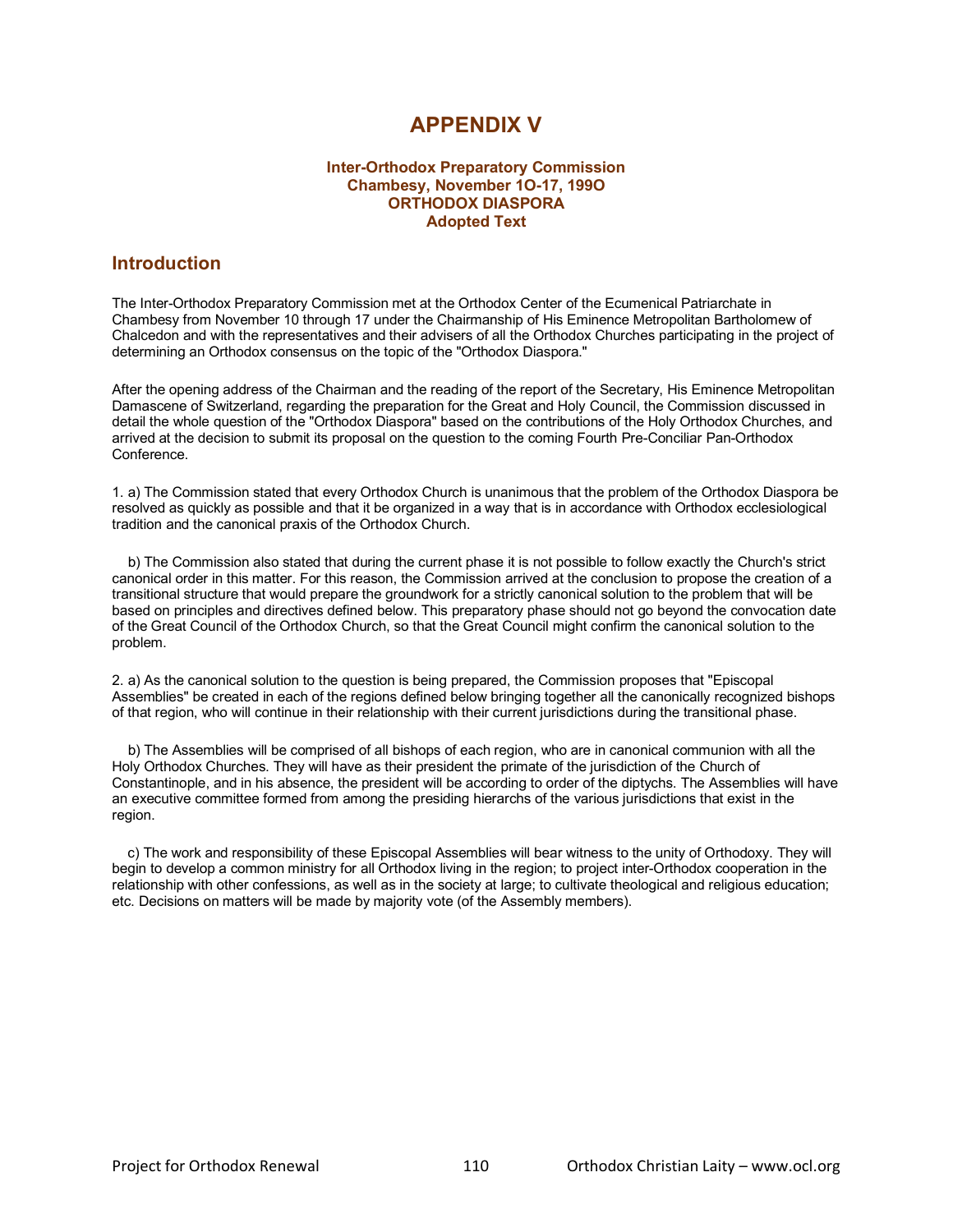# APPENDIX V

**Inter-Orthodox Preparatory Commission**
**Chambesy, November 1O-17, 199O**
**ORTHODOX DIASPORA**
**Adopted Text**

## Introduction

The Inter-Orthodox Preparatory Commission met at the Orthodox Center of the Ecumenical Patriarchate in Chambesy from November 10 through 17 under the Chairmanship of His Eminence Metropolitan Bartholomew of Chalcedon and with the representatives and their advisers of all the Orthodox Churches participating in the project of determining an Orthodox consensus on the topic of the "Orthodox Diaspora."

After the opening address of the Chairman and the reading of the report of the Secretary, His Eminence Metropolitan Damascene of Switzerland, regarding the preparation for the Great and Holy Council, the Commission discussed in detail the whole question of the "Orthodox Diaspora" based on the contributions of the Holy Orthodox Churches, and arrived at the decision to submit its proposal on the question to the coming Fourth Pre-Conciliar Pan-Orthodox Conference.

1. a) The Commission stated that every Orthodox Church is unanimous that the problem of the Orthodox Diaspora be resolved as quickly as possible and that it be organized in a way that is in accordance with Orthodox ecclesiological tradition and the canonical praxis of the Orthodox Church.

b) The Commission also stated that during the current phase it is not possible to follow exactly the Church's strict canonical order in this matter. For this reason, the Commission arrived at the conclusion to propose the creation of a transitional structure that would prepare the groundwork for a strictly canonical solution to the problem that will be based on principles and directives defined below. This preparatory phase should not go beyond the convocation date of the Great Council of the Orthodox Church, so that the Great Council might confirm the canonical solution to the problem.

2. a) As the canonical solution to the question is being prepared, the Commission proposes that "Episcopal Assemblies" be created in each of the regions defined below bringing together all the canonically recognized bishops of that region, who will continue in their relationship with their current jurisdictions during the transitional phase.

b) The Assemblies will be comprised of all bishops of each region, who are in canonical communion with all the Holy Orthodox Churches. They will have as their president the primate of the jurisdiction of the Church of Constantinople, and in his absence, the president will be according to order of the diptychs. The Assemblies will have an executive committee formed from among the presiding hierarchs of the various jurisdictions that exist in the region.

c) The work and responsibility of these Episcopal Assemblies will bear witness to the unity of Orthodoxy. They will begin to develop a common ministry for all Orthodox living in the region; to project inter-Orthodox cooperation in the relationship with other confessions, as well as in the society at large; to cultivate theological and religious education; etc. Decisions on matters will be made by majority vote (of the Assembly members).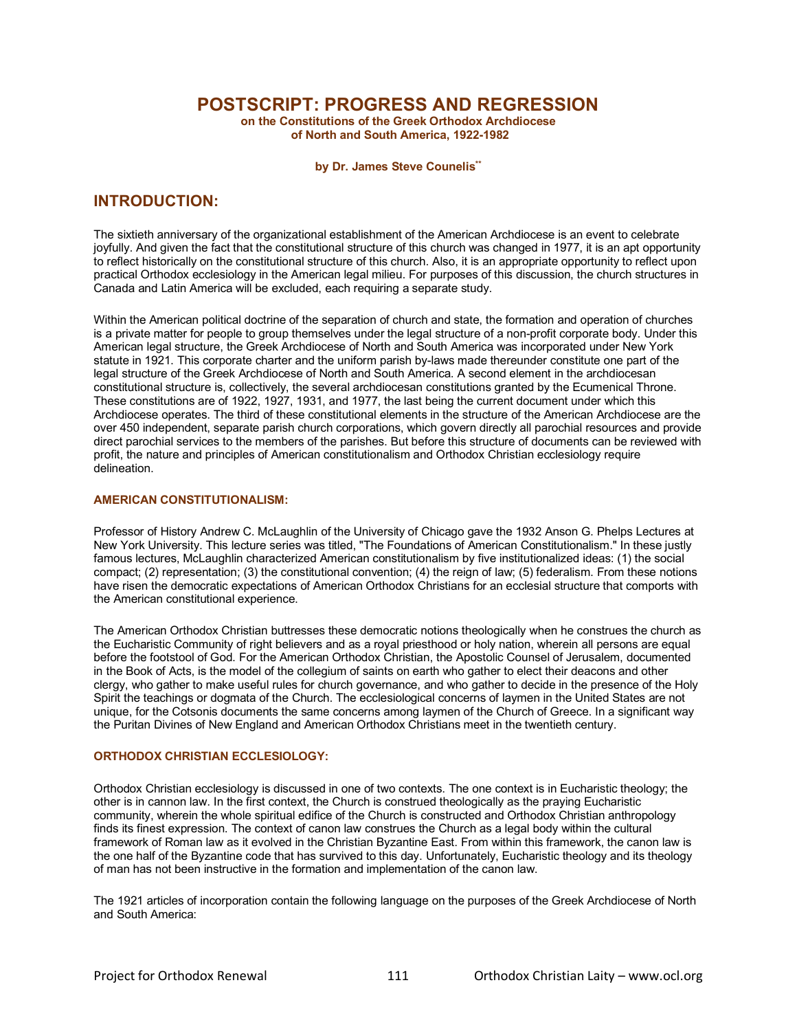# POSTSCRIPT: PROGRESS AND REGRESSION

**on the Constitutions of the Greek Orthodox Archdiocese of North and South America, 1922-1982**

**by Dr. James Steve Counelis****

## INTRODUCTION:

The sixtieth anniversary of the organizational establishment of the American Archdiocese is an event to celebrate joyfully. And given the fact that the constitutional structure of this church was changed in 1977, it is an apt opportunity to reflect historically on the constitutional structure of this church. Also, it is an appropriate opportunity to reflect upon practical Orthodox ecclesiology in the American legal milieu. For purposes of this discussion, the church structures in Canada and Latin America will be excluded, each requiring a separate study.

Within the American political doctrine of the separation of church and state, the formation and operation of churches is a private matter for people to group themselves under the legal structure of a non-profit corporate body. Under this American legal structure, the Greek Archdiocese of North and South America was incorporated under New York statute in 1921. This corporate charter and the uniform parish by-laws made thereunder constitute one part of the legal structure of the Greek Archdiocese of North and South America. A second element in the archdiocesan constitutional structure is, collectively, the several archdiocesan constitutions granted by the Ecumenical Throne. These constitutions are of 1922, 1927, 1931, and 1977, the last being the current document under which this Archdiocese operates. The third of these constitutional elements in the structure of the American Archdiocese are the over 450 independent, separate parish church corporations, which govern directly all parochial resources and provide direct parochial services to the members of the parishes. But before this structure of documents can be reviewed with profit, the nature and principles of American constitutionalism and Orthodox Christian ecclesiology require delineation.

### AMERICAN CONSTITUTIONALISM:

Professor of History Andrew C. McLaughlin of the University of Chicago gave the 1932 Anson G. Phelps Lectures at New York University. This lecture series was titled, "The Foundations of American Constitutionalism." In these justly famous lectures, McLaughlin characterized American constitutionalism by five institutionalized ideas: (1) the social compact; (2) representation; (3) the constitutional convention; (4) the reign of law; (5) federalism. From these notions have risen the democratic expectations of American Orthodox Christians for an ecclesial structure that comports with the American constitutional experience.

The American Orthodox Christian buttresses these democratic notions theologically when he construes the church as the Eucharistic Community of right believers and as a royal priesthood or holy nation, wherein all persons are equal before the footstool of God. For the American Orthodox Christian, the Apostolic Counsel of Jerusalem, documented in the Book of Acts, is the model of the collegium of saints on earth who gather to elect their deacons and other clergy, who gather to make useful rules for church governance, and who gather to decide in the presence of the Holy Spirit the teachings or dogmata of the Church. The ecclesiological concerns of laymen in the United States are not unique, for the Cotsonis documents the same concerns among laymen of the Church of Greece. In a significant way the Puritan Divines of New England and American Orthodox Christians meet in the twentieth century.

### ORTHODOX CHRISTIAN ECCLESIOLOGY:

Orthodox Christian ecclesiology is discussed in one of two contexts. The one context is in Eucharistic theology; the other is in cannon law. In the first context, the Church is construed theologically as the praying Eucharistic community, wherein the whole spiritual edifice of the Church is constructed and Orthodox Christian anthropology finds its finest expression. The context of canon law construes the Church as a legal body within the cultural framework of Roman law as it evolved in the Christian Byzantine East. From within this framework, the canon law is the one half of the Byzantine code that has survived to this day. Unfortunately, Eucharistic theology and its theology of man has not been instructive in the formation and implementation of the canon law.

The 1921 articles of incorporation contain the following language on the purposes of the Greek Archdiocese of North and South America: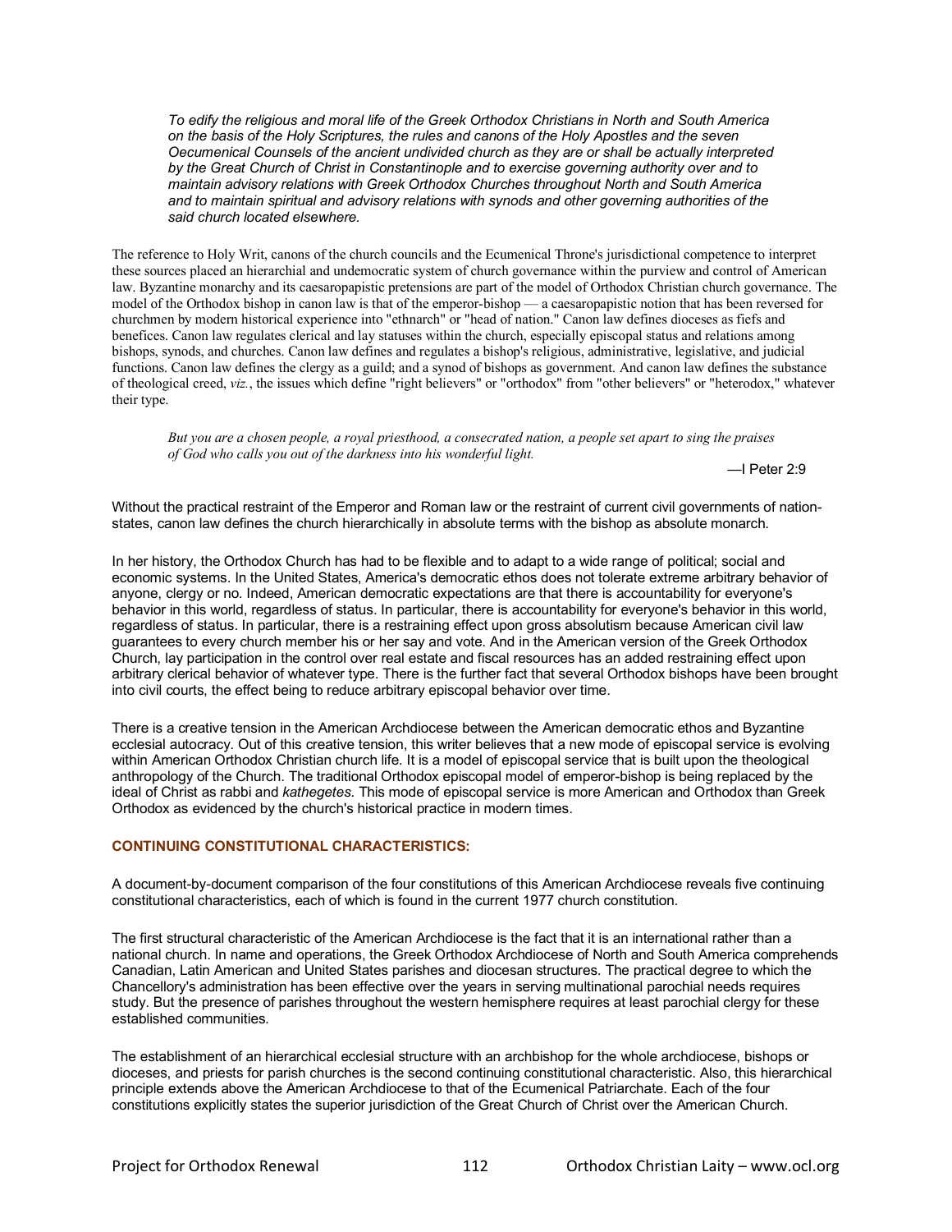> *To edify the religious and moral life of the Greek Orthodox Christians in North and South America on the basis of the Holy Scriptures, the rules and canons of the Holy Apostles and the seven Oecumenical Counsels of the ancient undivided church as they are or shall be actually interpreted by the Great Church of Christ in Constantinople and to exercise governing authority over and to maintain advisory relations with Greek Orthodox Churches throughout North and South America and to maintain spiritual and advisory relations with synods and other governing authorities of the said church located elsewhere.*

The reference to Holy Writ, canons of the church councils and the Ecumenical Throne's jurisdictional competence to interpret these sources placed an hierarchial and undemocratic system of church governance within the purview and control of American law. Byzantine monarchy and its caesaropapistic pretensions are part of the model of Orthodox Christian church governance. The model of the Orthodox bishop in canon law is that of the emperor-bishop — a caesaropapistic notion that has been reversed for churchmen by modern historical experience into "ethnarch" or "head of nation." Canon law defines dioceses as fiefs and benefices. Canon law regulates clerical and lay statuses within the church, especially episcopal status and relations among bishops, synods, and churches. Canon law defines and regulates a bishop's religious, administrative, legislative, and judicial functions. Canon law defines the clergy as a guild; and a synod of bishops as government. And canon law defines the substance of theological creed, *viz.*, the issues which define "right believers" or "orthodox" from "other believers" or "heterodox," whatever their type.

> *But you are a chosen people, a royal priesthood, a consecrated nation, a people set apart to sing the praises of God who calls you out of the darkness into his wonderful light.*
>
> —I Peter 2:9

Without the practical restraint of the Emperor and Roman law or the restraint of current civil governments of nation-states, canon law defines the church hierarchically in absolute terms with the bishop as absolute monarch.

In her history, the Orthodox Church has had to be flexible and to adapt to a wide range of political; social and economic systems. In the United States, America's democratic ethos does not tolerate extreme arbitrary behavior of anyone, clergy or no. Indeed, American democratic expectations are that there is accountability for everyone's behavior in this world, regardless of status. In particular, there is accountability for everyone's behavior in this world, regardless of status. In particular, there is a restraining effect upon gross absolutism because American civil law guarantees to every church member his or her say and vote. And in the American version of the Greek Orthodox Church, lay participation in the control over real estate and fiscal resources has an added restraining effect upon arbitrary clerical behavior of whatever type. There is the further fact that several Orthodox bishops have been brought into civil courts, the effect being to reduce arbitrary episcopal behavior over time.

There is a creative tension in the American Archdiocese between the American democratic ethos and Byzantine ecclesial autocracy. Out of this creative tension, this writer believes that a new mode of episcopal service is evolving within American Orthodox Christian church life. It is a model of episcopal service that is built upon the theological anthropology of the Church. The traditional Orthodox episcopal model of emperor-bishop is being replaced by the ideal of Christ as rabbi and *kathegetes*. This mode of episcopal service is more American and Orthodox than Greek Orthodox as evidenced by the church's historical practice in modern times.

## CONTINUING CONSTITUTIONAL CHARACTERISTICS:

A document-by-document comparison of the four constitutions of this American Archdiocese reveals five continuing constitutional characteristics, each of which is found in the current 1977 church constitution.

The first structural characteristic of the American Archdiocese is the fact that it is an international rather than a national church. In name and operations, the Greek Orthodox Archdiocese of North and South America comprehends Canadian, Latin American and United States parishes and diocesan structures. The practical degree to which the Chancellory's administration has been effective over the years in serving multinational parochial needs requires study. But the presence of parishes throughout the western hemisphere requires at least parochial clergy for these established communities.

The establishment of an hierarchical ecclesial structure with an archbishop for the whole archdiocese, bishops or dioceses, and priests for parish churches is the second continuing constitutional characteristic. Also, this hierarchical principle extends above the American Archdiocese to that of the Ecumenical Patriarchate. Each of the four constitutions explicitly states the superior jurisdiction of the Great Church of Christ over the American Church.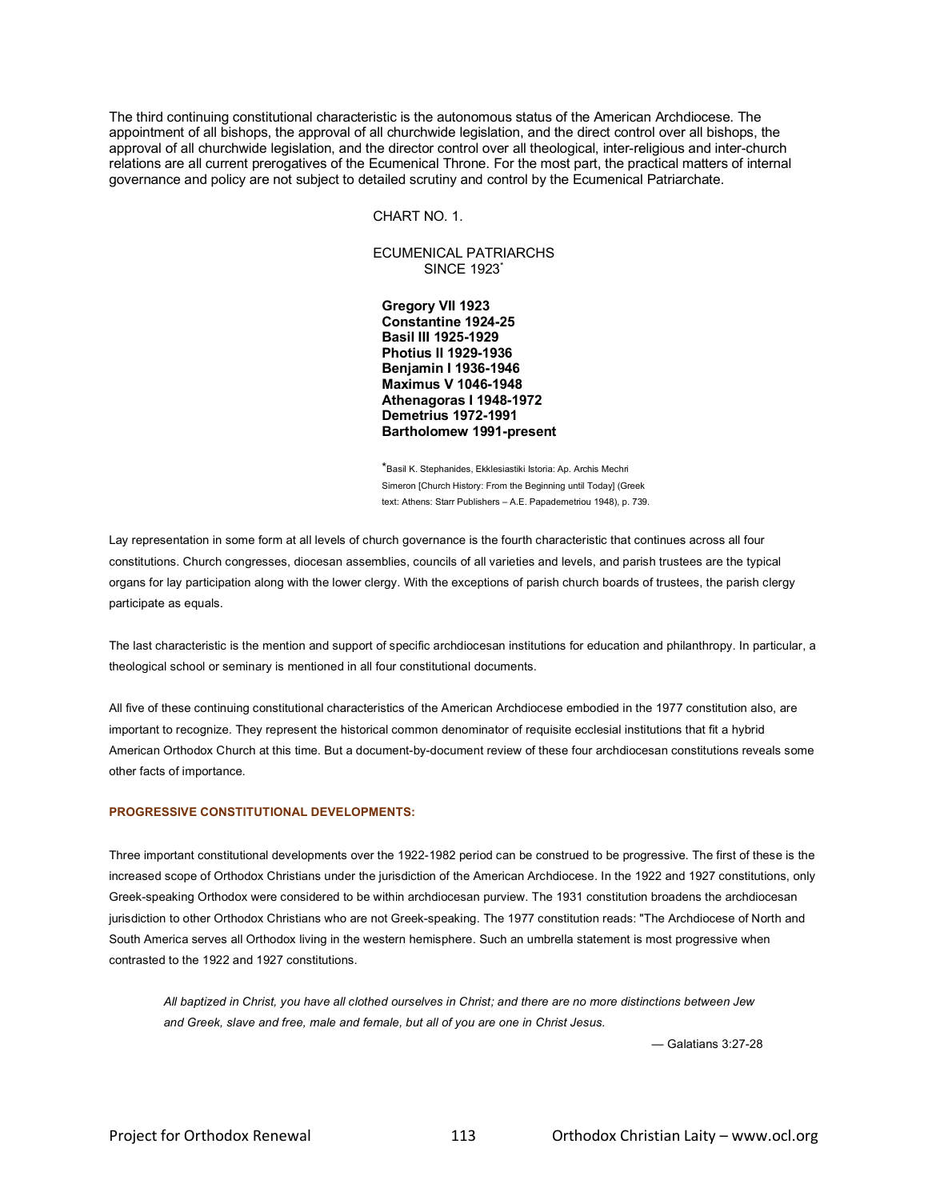The third continuing constitutional characteristic is the autonomous status of the American Archdiocese. The appointment of all bishops, the approval of all churchwide legislation, and the direct control over all bishops, the approval of all churchwide legislation, and the director control over all theological, inter-religious and inter-church relations are all current prerogatives of the Ecumenical Throne. For the most part, the practical matters of internal governance and policy are not subject to detailed scrutiny and control by the Ecumenical Patriarchate.

CHART NO. 1.

ECUMENICAL PATRIARCHS SINCE 1923*

**Gregory VII 1923**
**Constantine 1924-25**
**Basil III 1925-1929**
**Photius II 1929-1936**
**Benjamin I 1936-1946**
**Maximus V 1046-1948**
**Athenagoras I 1948-1972**
**Demetrius 1972-1991**
**Bartholomew 1991-present**

*Basil K. Stephanides, Ekklesiastiki Istoria: Ap. Archis Mechri Simeron [Church History: From the Beginning until Today] (Greek text: Athens: Starr Publishers – A.E. Papademetriou 1948), p. 739.

Lay representation in some form at all levels of church governance is the fourth characteristic that continues across all four constitutions. Church congresses, diocesan assemblies, councils of all varieties and levels, and parish trustees are the typical organs for lay participation along with the lower clergy. With the exceptions of parish church boards of trustees, the parish clergy participate as equals.

The last characteristic is the mention and support of specific archdiocesan institutions for education and philanthropy. In particular, a theological school or seminary is mentioned in all four constitutional documents.

All five of these continuing constitutional characteristics of the American Archdiocese embodied in the 1977 constitution also, are important to recognize. They represent the historical common denominator of requisite ecclesial institutions that fit a hybrid American Orthodox Church at this time. But a document-by-document review of these four archdiocesan constitutions reveals some other facts of importance.

### PROGRESSIVE CONSTITUTIONAL DEVELOPMENTS:

Three important constitutional developments over the 1922-1982 period can be construed to be progressive. The first of these is the increased scope of Orthodox Christians under the jurisdiction of the American Archdiocese. In the 1922 and 1927 constitutions, only Greek-speaking Orthodox were considered to be within archdiocesan purview. The 1931 constitution broadens the archdiocesan jurisdiction to other Orthodox Christians who are not Greek-speaking. The 1977 constitution reads: "The Archdiocese of North and South America serves all Orthodox living in the western hemisphere. Such an umbrella statement is most progressive when contrasted to the 1922 and 1927 constitutions.

> *All baptized in Christ, you have all clothed ourselves in Christ; and there are no more distinctions between Jew and Greek, slave and free, male and female, but all of you are one in Christ Jesus.*
>
> — Galatians 3:27-28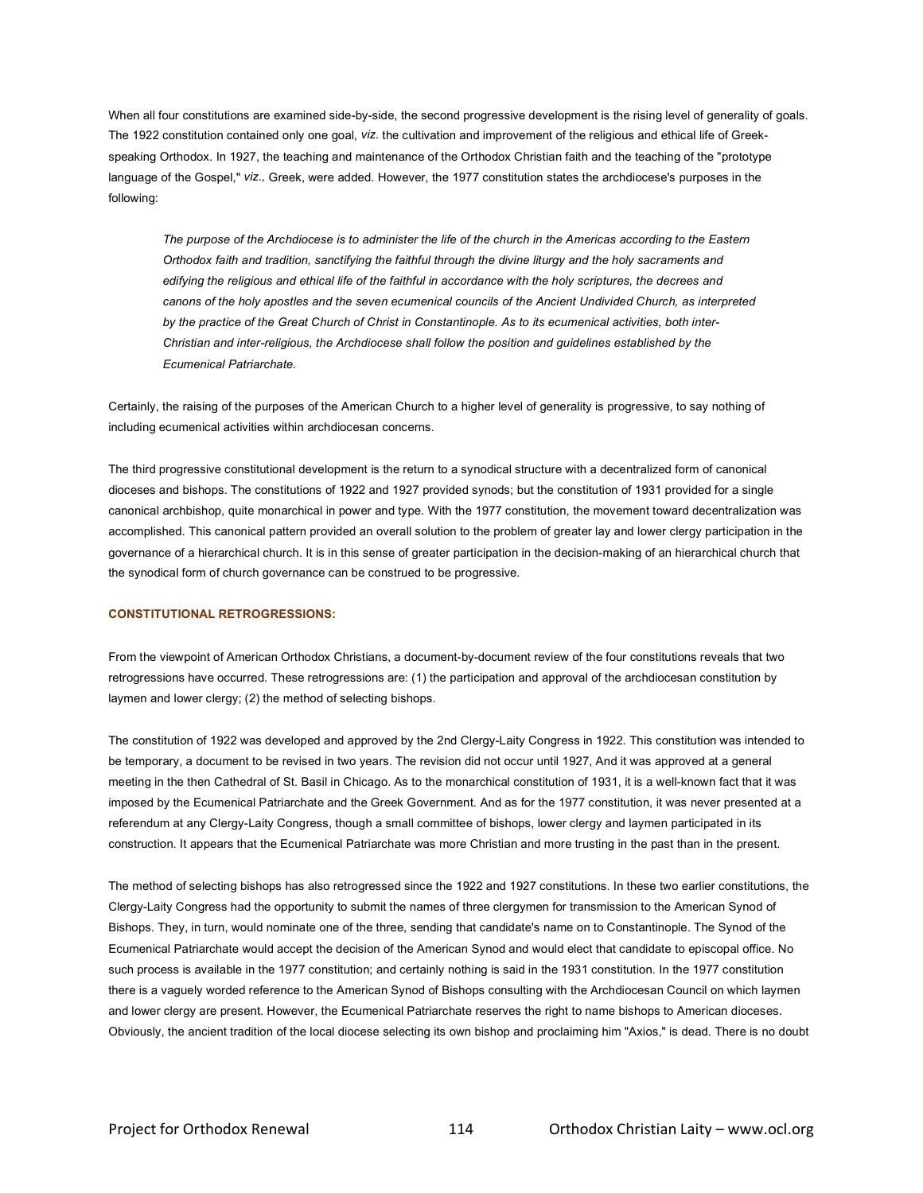When all four constitutions are examined side-by-side, the second progressive development is the rising level of generality of goals. The 1922 constitution contained only one goal, *viz.* the cultivation and improvement of the religious and ethical life of Greek-speaking Orthodox. In 1927, the teaching and maintenance of the Orthodox Christian faith and the teaching of the "prototype language of the Gospel," *viz.,* Greek, were added. However, the 1977 constitution states the archdiocese's purposes in the following:

> *The purpose of the Archdiocese is to administer the life of the church in the Americas according to the Eastern Orthodox faith and tradition, sanctifying the faithful through the divine liturgy and the holy sacraments and edifying the religious and ethical life of the faithful in accordance with the holy scriptures, the decrees and canons of the holy apostles and the seven ecumenical councils of the Ancient Undivided Church, as interpreted by the practice of the Great Church of Christ in Constantinople. As to its ecumenical activities, both inter-Christian and inter-religious, the Archdiocese shall follow the position and guidelines established by the Ecumenical Patriarchate.*

Certainly, the raising of the purposes of the American Church to a higher level of generality is progressive, to say nothing of including ecumenical activities within archdiocesan concerns.

The third progressive constitutional development is the return to a synodical structure with a decentralized form of canonical dioceses and bishops. The constitutions of 1922 and 1927 provided synods; but the constitution of 1931 provided for a single canonical archbishop, quite monarchical in power and type. With the 1977 constitution, the movement toward decentralization was accomplished. This canonical pattern provided an overall solution to the problem of greater lay and lower clergy participation in the governance of a hierarchical church. It is in this sense of greater participation in the decision-making of an hierarchical church that the synodical form of church governance can be construed to be progressive.

**CONSTITUTIONAL RETROGRESSIONS:**

From the viewpoint of American Orthodox Christians, a document-by-document review of the four constitutions reveals that two retrogressions have occurred. These retrogressions are: (1) the participation and approval of the archdiocesan constitution by laymen and lower clergy; (2) the method of selecting bishops.

The constitution of 1922 was developed and approved by the 2nd Clergy-Laity Congress in 1922. This constitution was intended to be temporary, a document to be revised in two years. The revision did not occur until 1927, And it was approved at a general meeting in the then Cathedral of St. Basil in Chicago. As to the monarchical constitution of 1931, it is a well-known fact that it was imposed by the Ecumenical Patriarchate and the Greek Government. And as for the 1977 constitution, it was never presented at a referendum at any Clergy-Laity Congress, though a small committee of bishops, lower clergy and laymen participated in its construction. It appears that the Ecumenical Patriarchate was more Christian and more trusting in the past than in the present.

The method of selecting bishops has also retrogressed since the 1922 and 1927 constitutions. In these two earlier constitutions, the Clergy-Laity Congress had the opportunity to submit the names of three clergymen for transmission to the American Synod of Bishops. They, in turn, would nominate one of the three, sending that candidate's name on to Constantinople. The Synod of the Ecumenical Patriarchate would accept the decision of the American Synod and would elect that candidate to episcopal office. No such process is available in the 1977 constitution; and certainly nothing is said in the 1931 constitution. In the 1977 constitution there is a vaguely worded reference to the American Synod of Bishops consulting with the Archdiocesan Council on which laymen and lower clergy are present. However, the Ecumenical Patriarchate reserves the right to name bishops to American dioceses. Obviously, the ancient tradition of the local diocese selecting its own bishop and proclaiming him "Axios," is dead. There is no doubt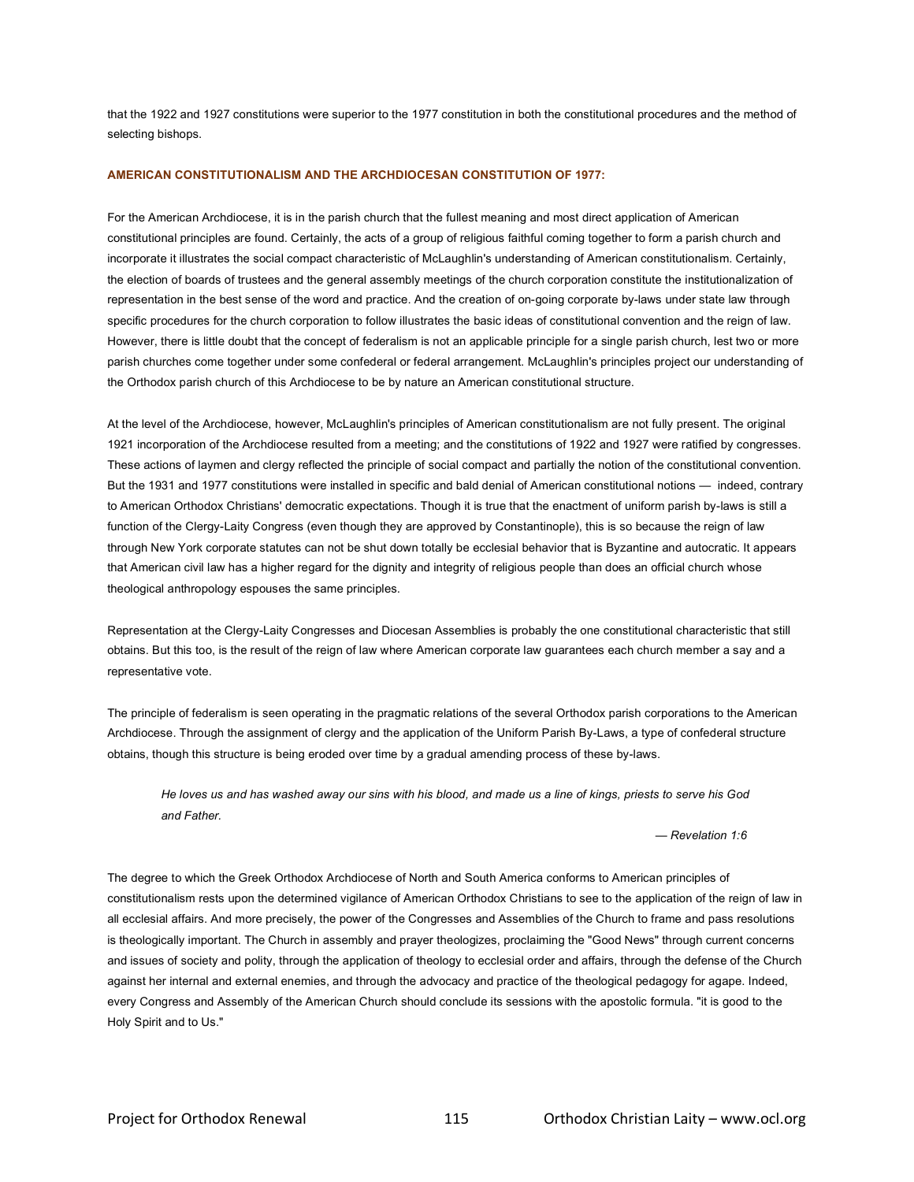that the 1922 and 1927 constitutions were superior to the 1977 constitution in both the constitutional procedures and the method of selecting bishops.

### AMERICAN CONSTITUTIONALISM AND THE ARCHDIOCESAN CONSTITUTION OF 1977:

For the American Archdiocese, it is in the parish church that the fullest meaning and most direct application of American constitutional principles are found. Certainly, the acts of a group of religious faithful coming together to form a parish church and incorporate it illustrates the social compact characteristic of McLaughlin's understanding of American constitutionalism. Certainly, the election of boards of trustees and the general assembly meetings of the church corporation constitute the institutionalization of representation in the best sense of the word and practice. And the creation of on-going corporate by-laws under state law through specific procedures for the church corporation to follow illustrates the basic ideas of constitutional convention and the reign of law. However, there is little doubt that the concept of federalism is not an applicable principle for a single parish church, lest two or more parish churches come together under some confederal or federal arrangement. McLaughlin's principles project our understanding of the Orthodox parish church of this Archdiocese to be by nature an American constitutional structure.

At the level of the Archdiocese, however, McLaughlin's principles of American constitutionalism are not fully present. The original 1921 incorporation of the Archdiocese resulted from a meeting; and the constitutions of 1922 and 1927 were ratified by congresses. These actions of laymen and clergy reflected the principle of social compact and partially the notion of the constitutional convention. But the 1931 and 1977 constitutions were installed in specific and bald denial of American constitutional notions — indeed, contrary to American Orthodox Christians' democratic expectations. Though it is true that the enactment of uniform parish by-laws is still a function of the Clergy-Laity Congress (even though they are approved by Constantinople), this is so because the reign of law through New York corporate statutes can not be shut down totally be ecclesial behavior that is Byzantine and autocratic. It appears that American civil law has a higher regard for the dignity and integrity of religious people than does an official church whose theological anthropology espouses the same principles.

Representation at the Clergy-Laity Congresses and Diocesan Assemblies is probably the one constitutional characteristic that still obtains. But this too, is the result of the reign of law where American corporate law guarantees each church member a say and a representative vote.

The principle of federalism is seen operating in the pragmatic relations of the several Orthodox parish corporations to the American Archdiocese. Through the assignment of clergy and the application of the Uniform Parish By-Laws, a type of confederal structure obtains, though this structure is being eroded over time by a gradual amending process of these by-laws.

> *He loves us and has washed away our sins with his blood, and made us a line of kings, priests to serve his God and Father.*
>
> — *Revelation 1:6*

The degree to which the Greek Orthodox Archdiocese of North and South America conforms to American principles of constitutionalism rests upon the determined vigilance of American Orthodox Christians to see to the application of the reign of law in all ecclesial affairs. And more precisely, the power of the Congresses and Assemblies of the Church to frame and pass resolutions is theologically important. The Church in assembly and prayer theologizes, proclaiming the "Good News" through current concerns and issues of society and polity, through the application of theology to ecclesial order and affairs, through the defense of the Church against her internal and external enemies, and through the advocacy and practice of the theological pedagogy for agape. Indeed, every Congress and Assembly of the American Church should conclude its sessions with the apostolic formula. "it is good to the Holy Spirit and to Us."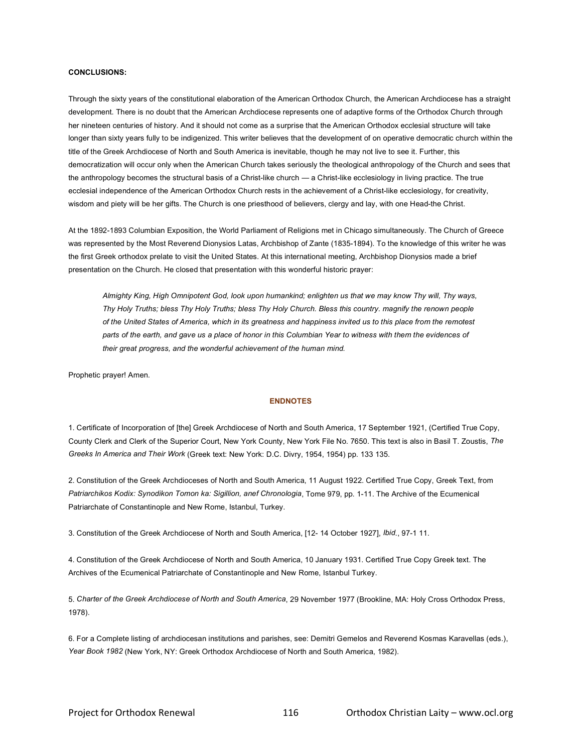**CONCLUSIONS:**

Through the sixty years of the constitutional elaboration of the American Orthodox Church, the American Archdiocese has a straight development. There is no doubt that the American Archdiocese represents one of adaptive forms of the Orthodox Church through her nineteen centuries of history. And it should not come as a surprise that the American Orthodox ecclesial structure will take longer than sixty years fully to be indigenized. This writer believes that the development of on operative democratic church within the title of the Greek Archdiocese of North and South America is inevitable, though he may not live to see it. Further, this democratization will occur only when the American Church takes seriously the theological anthropology of the Church and sees that the anthropology becomes the structural basis of a Christ-like church — a Christ-like ecclesiology in living practice. The true ecclesial independence of the American Orthodox Church rests in the achievement of a Christ-like ecclesiology, for creativity, wisdom and piety will be her gifts. The Church is one priesthood of believers, clergy and lay, with one Head-the Christ.

At the 1892-1893 Columbian Exposition, the World Parliament of Religions met in Chicago simultaneously. The Church of Greece was represented by the Most Reverend Dionysios Latas, Archbishop of Zante (1835-1894). To the knowledge of this writer he was the first Greek orthodox prelate to visit the United States. At this international meeting, Archbishop Dionysios made a brief presentation on the Church. He closed that presentation with this wonderful historic prayer:

> *Almighty King, High Omnipotent God, look upon humankind; enlighten us that we may know Thy will, Thy ways, Thy Holy Truths; bless Thy Holy Truths; bless Thy Holy Church. Bless this country. magnify the renown people of the United States of America, which in its greatness and happiness invited us to this place from the remotest parts of the earth, and gave us a place of honor in this Columbian Year to witness with them the evidences of their great progress, and the wonderful achievement of the human mind.*

Prophetic prayer! Amen.

## ENDNOTES

1. Certificate of Incorporation of [the] Greek Archdiocese of North and South America, 17 September 1921, (Certified True Copy, County Clerk and Clerk of the Superior Court, New York County, New York File No. 7650. This text is also in Basil T. Zoustis, *The Greeks In America and Their Work* (Greek text: New York: D.C. Divry, 1954, 1954) pp. 133 135.

2. Constitution of the Greek Archdioceses of North and South America, 11 August 1922. Certified True Copy, Greek Text, from *Patriarchikos Kodix: Synodikon Tomon ka: Sigillion, anef Chronologia*, Tome 979, pp. 1-11. The Archive of the Ecumenical Patriarchate of Constantinople and New Rome, Istanbul, Turkey.

3. Constitution of the Greek Archdiocese of North and South America, [12- 14 October 1927], *Ibid.*, 97-1 11.

4. Constitution of the Greek Archdiocese of North and South America, 10 January 1931. Certified True Copy Greek text. The Archives of the Ecumenical Patriarchate of Constantinople and New Rome, Istanbul Turkey.

5. *Charter of the Greek Archdiocese of North and South America*, 29 November 1977 (Brookline, MA: Holy Cross Orthodox Press, 1978).

6. For a Complete listing of archdiocesan institutions and parishes, see: Demitri Gemelos and Reverend Kosmas Karavellas (eds.), *Year Book 1982* (New York, NY: Greek Orthodox Archdiocese of North and South America, 1982).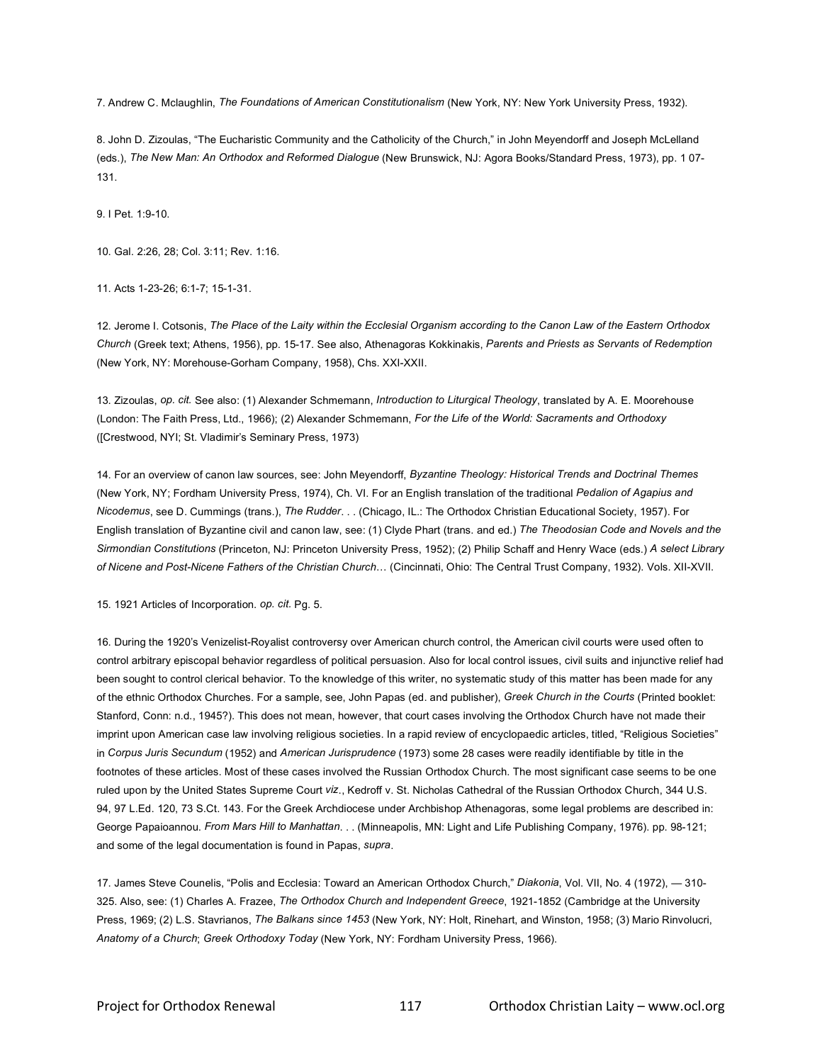7. Andrew C. Mclaughlin, *The Foundations of American Constitutionalism* (New York, NY: New York University Press, 1932).

8. John D. Zizoulas, "The Eucharistic Community and the Catholicity of the Church," in John Meyendorff and Joseph McLelland (eds.), *The New Man: An Orthodox and Reformed Dialogue* (New Brunswick, NJ: Agora Books/Standard Press, 1973), pp. 1 07-131.

9. I Pet. 1:9-10.

10. Gal. 2:26, 28; Col. 3:11; Rev. 1:16.

11. Acts 1-23-26; 6:1-7; 15-1-31.

12. Jerome I. Cotsonis, *The Place of the Laity within the Ecclesial Organism according to the Canon Law of the Eastern Orthodox Church* (Greek text; Athens, 1956), pp. 15-17. See also, Athenagoras Kokkinakis, *Parents and Priests as Servants of Redemption* (New York, NY: Morehouse-Gorham Company, 1958), Chs. XXI-XXII.

13. Zizoulas, *op. cit.* See also: (1) Alexander Schmemann, *Introduction to Liturgical Theology*, translated by A. E. Moorehouse (London: The Faith Press, Ltd., 1966); (2) Alexander Schmemann, *For the Life of the World: Sacraments and Orthodoxy* ([Crestwood, NYI; St. Vladimir's Seminary Press, 1973)

14. For an overview of canon law sources, see: John Meyendorff, *Byzantine Theology: Historical Trends and Doctrinal Themes* (New York, NY; Fordham University Press, 1974), Ch. VI. For an English translation of the traditional *Pedalion of Agapius and Nicodemus*, see D. Cummings (trans.), *The Rudder*. . . (Chicago, IL.: The Orthodox Christian Educational Society, 1957). For English translation of Byzantine civil and canon law, see: (1) Clyde Phart (trans. and ed.) *The Theodosian Code and Novels and the Sirmondian Constitutions* (Princeton, NJ: Princeton University Press, 1952); (2) Philip Schaff and Henry Wace (eds.) *A select Library of Nicene and Post-Nicene Fathers of the Christian Church*… (Cincinnati, Ohio: The Central Trust Company, 1932). Vols. XII-XVII.

15. 1921 Articles of Incorporation. *op. cit.* Pg. 5.

16. During the 1920's Venizelist-Royalist controversy over American church control, the American civil courts were used often to control arbitrary episcopal behavior regardless of political persuasion. Also for local control issues, civil suits and injunctive relief had been sought to control clerical behavior. To the knowledge of this writer, no systematic study of this matter has been made for any of the ethnic Orthodox Churches. For a sample, see, John Papas (ed. and publisher), *Greek Church in the Courts* (Printed booklet: Stanford, Conn: n.d., 1945?). This does not mean, however, that court cases involving the Orthodox Church have not made their imprint upon American case law involving religious societies. In a rapid review of encyclopaedic articles, titled, "Religious Societies" in *Corpus Juris Secundum* (1952) and *American Jurisprudence* (1973) some 28 cases were readily identifiable by title in the footnotes of these articles. Most of these cases involved the Russian Orthodox Church. The most significant case seems to be one ruled upon by the United States Supreme Court *viz*., Kedroff v. St. Nicholas Cathedral of the Russian Orthodox Church, 344 U.S. 94, 97 L.Ed. 120, 73 S.Ct. 143. For the Greek Archdiocese under Archbishop Athenagoras, some legal problems are described in: George Papaioannou. *From Mars Hill to Manhattan*. . . (Minneapolis, MN: Light and Life Publishing Company, 1976). pp. 98-121; and some of the legal documentation is found in Papas, *supra*.

17. James Steve Counelis, "Polis and Ecclesia: Toward an American Orthodox Church," *Diakonia*, Vol. VII, No. 4 (1972), — 310-325. Also, see: (1) Charles A. Frazee, *The Orthodox Church and Independent Greece*, 1921-1852 (Cambridge at the University Press, 1969; (2) L.S. Stavrianos, *The Balkans since 1453* (New York, NY: Holt, Rinehart, and Winston, 1958; (3) Mario Rinvolucri, *Anatomy of a Church*; *Greek Orthodoxy Today* (New York, NY: Fordham University Press, 1966).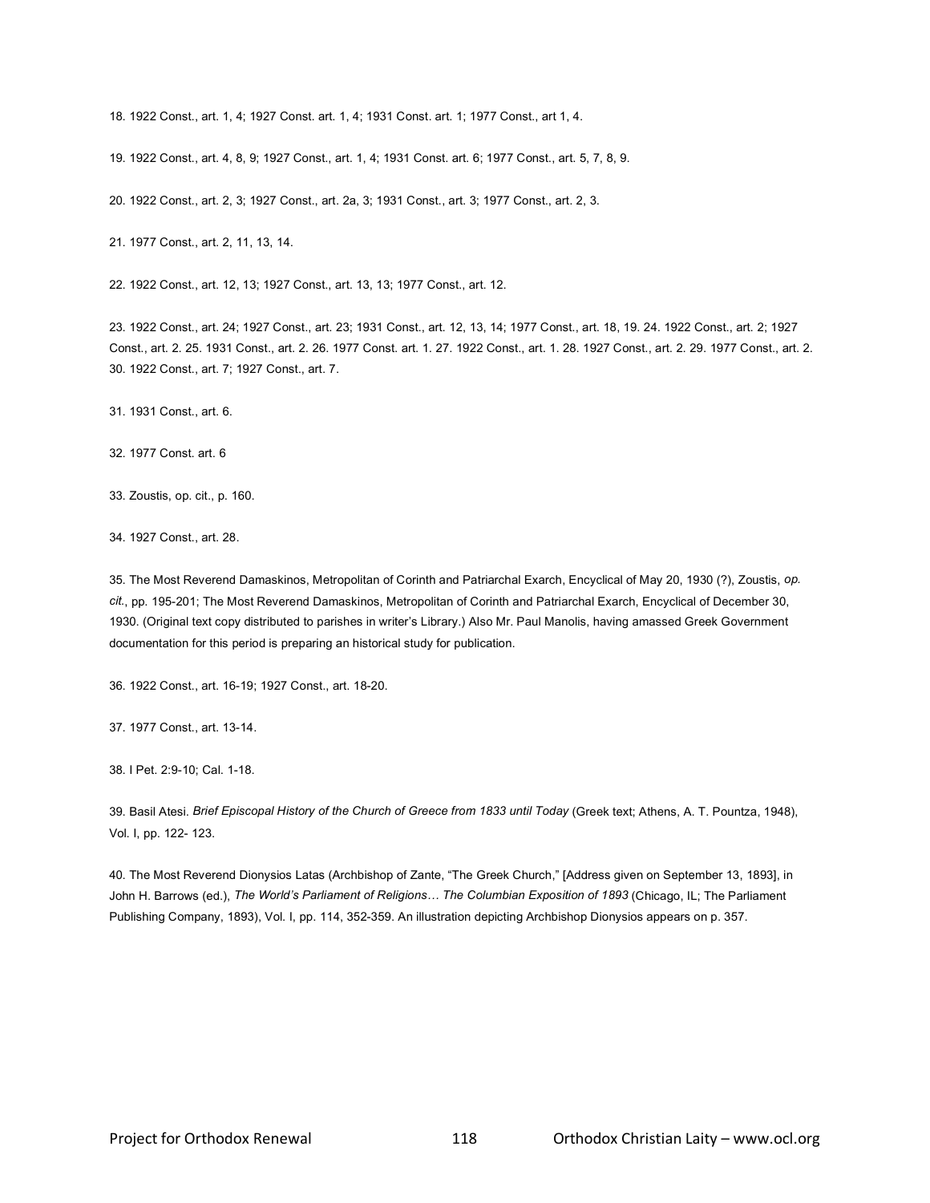18. 1922 Const., art. 1, 4; 1927 Const. art. 1, 4; 1931 Const. art. 1; 1977 Const., art 1, 4.

19. 1922 Const., art. 4, 8, 9; 1927 Const., art. 1, 4; 1931 Const. art. 6; 1977 Const., art. 5, 7, 8, 9.

20. 1922 Const., art. 2, 3; 1927 Const., art. 2a, 3; 1931 Const., art. 3; 1977 Const., art. 2, 3.

21. 1977 Const., art. 2, 11, 13, 14.

22. 1922 Const., art. 12, 13; 1927 Const., art. 13, 13; 1977 Const., art. 12.

23. 1922 Const., art. 24; 1927 Const., art. 23; 1931 Const., art. 12, 13, 14; 1977 Const., art. 18, 19. 24. 1922 Const., art. 2; 1927 Const., art. 2. 25. 1931 Const., art. 2. 26. 1977 Const. art. 1. 27. 1922 Const., art. 1. 28. 1927 Const., art. 2. 29. 1977 Const., art. 2. 30. 1922 Const., art. 7; 1927 Const., art. 7.

31. 1931 Const., art. 6.

32. 1977 Const. art. 6

33. Zoustis, op. cit., p. 160.

34. 1927 Const., art. 28.

35. The Most Reverend Damaskinos, Metropolitan of Corinth and Patriarchal Exarch, Encyclical of May 20, 1930 (?), Zoustis, *op. cit.*, pp. 195-201; The Most Reverend Damaskinos, Metropolitan of Corinth and Patriarchal Exarch, Encyclical of December 30, 1930. (Original text copy distributed to parishes in writer's Library.) Also Mr. Paul Manolis, having amassed Greek Government documentation for this period is preparing an historical study for publication.

36. 1922 Const., art. 16-19; 1927 Const., art. 18-20.

37. 1977 Const., art. 13-14.

38. I Pet. 2:9-10; Cal. 1-18.

39. Basil Atesi. *Brief Episcopal History of the Church of Greece from 1833 until Today* (Greek text; Athens, A. T. Pountza, 1948), Vol. I, pp. 122- 123.

40. The Most Reverend Dionysios Latas (Archbishop of Zante, "The Greek Church," [Address given on September 13, 1893], in John H. Barrows (ed.), *The World's Parliament of Religions… The Columbian Exposition of 1893* (Chicago, IL; The Parliament Publishing Company, 1893), Vol. I, pp. 114, 352-359. An illustration depicting Archbishop Dionysios appears on p. 357.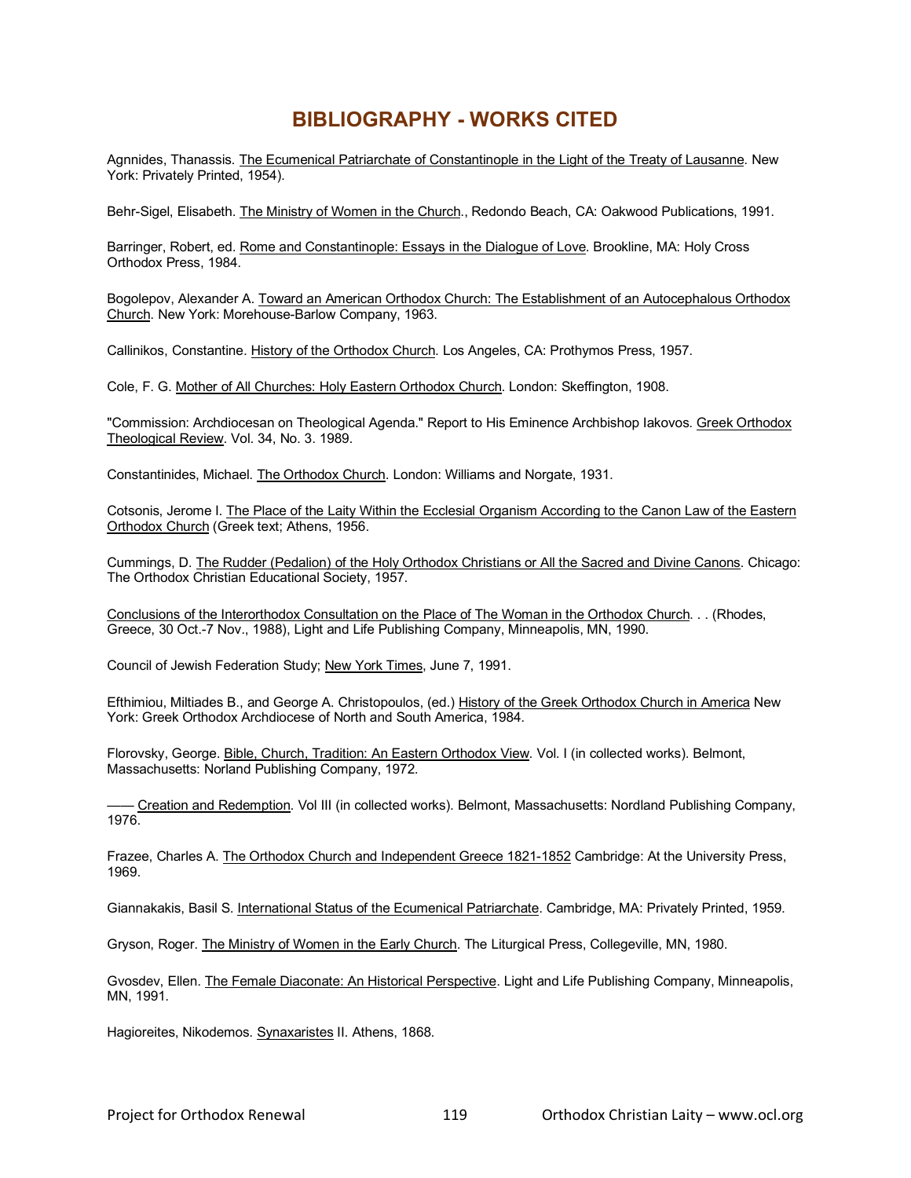# BIBLIOGRAPHY - WORKS CITED

Agnnides, Thanassis. The Ecumenical Patriarchate of Constantinople in the Light of the Treaty of Lausanne. New York: Privately Printed, 1954).

Behr-Sigel, Elisabeth. The Ministry of Women in the Church., Redondo Beach, CA: Oakwood Publications, 1991.

Barringer, Robert, ed. Rome and Constantinople: Essays in the Dialogue of Love. Brookline, MA: Holy Cross Orthodox Press, 1984.

Bogolepov, Alexander A. Toward an American Orthodox Church: The Establishment of an Autocephalous Orthodox Church. New York: Morehouse-Barlow Company, 1963.

Callinikos, Constantine. History of the Orthodox Church. Los Angeles, CA: Prothymos Press, 1957.

Cole, F. G. Mother of All Churches: Holy Eastern Orthodox Church. London: Skeffington, 1908.

"Commission: Archdiocesan on Theological Agenda." Report to His Eminence Archbishop Iakovos. Greek Orthodox Theological Review. Vol. 34, No. 3. 1989.

Constantinides, Michael. The Orthodox Church. London: Williams and Norgate, 1931.

Cotsonis, Jerome I. The Place of the Laity Within the Ecclesial Organism According to the Canon Law of the Eastern Orthodox Church (Greek text; Athens, 1956.

Cummings, D. The Rudder (Pedalion) of the Holy Orthodox Christians or All the Sacred and Divine Canons. Chicago: The Orthodox Christian Educational Society, 1957.

Conclusions of the Interorthodox Consultation on the Place of The Woman in the Orthodox Church. . . (Rhodes, Greece, 30 Oct.-7 Nov., 1988), Light and Life Publishing Company, Minneapolis, MN, 1990.

Council of Jewish Federation Study; New York Times, June 7, 1991.

Efthimiou, Miltiades B., and George A. Christopoulos, (ed.) History of the Greek Orthodox Church in America New York: Greek Orthodox Archdiocese of North and South America, 1984.

Florovsky, George. Bible, Church, Tradition: An Eastern Orthodox View. Vol. I (in collected works). Belmont, Massachusetts: Norland Publishing Company, 1972.

—— Creation and Redemption. Vol III (in collected works). Belmont, Massachusetts: Nordland Publishing Company, 1976.

Frazee, Charles A. The Orthodox Church and Independent Greece 1821-1852 Cambridge: At the University Press, 1969.

Giannakakis, Basil S. International Status of the Ecumenical Patriarchate. Cambridge, MA: Privately Printed, 1959.

Gryson, Roger. The Ministry of Women in the Early Church. The Liturgical Press, Collegeville, MN, 1980.

Gvosdev, Ellen. The Female Diaconate: An Historical Perspective. Light and Life Publishing Company, Minneapolis, MN, 1991.

Hagioreites, Nikodemos. Synaxaristes II. Athens, 1868.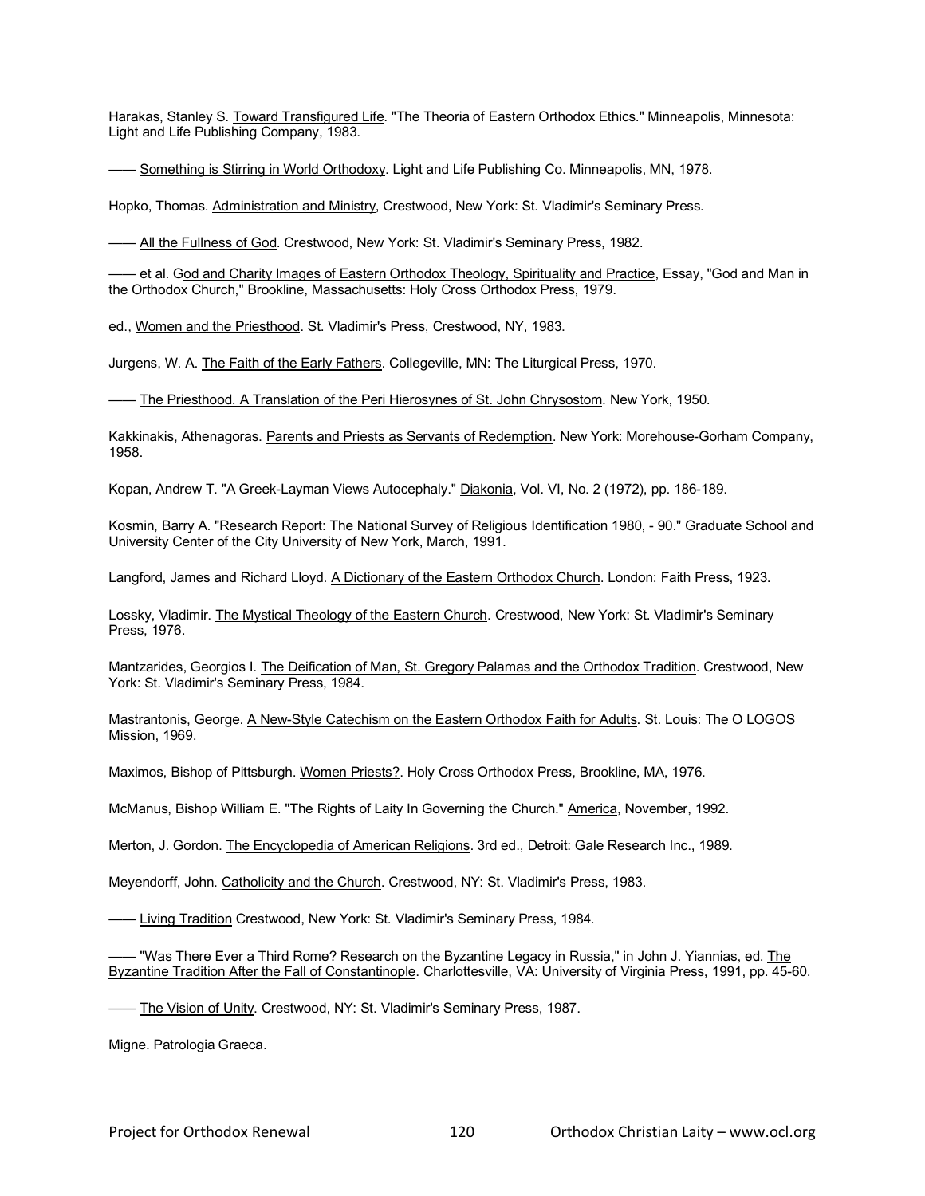Harakas, Stanley S. Toward Transfigured Life. "The Theoria of Eastern Orthodox Ethics." Minneapolis, Minnesota: Light and Life Publishing Company, 1983.

—— Something is Stirring in World Orthodoxy. Light and Life Publishing Co. Minneapolis, MN, 1978.

Hopko, Thomas. Administration and Ministry, Crestwood, New York: St. Vladimir's Seminary Press.

—— All the Fullness of God. Crestwood, New York: St. Vladimir's Seminary Press, 1982.

—— et al. God and Charity Images of Eastern Orthodox Theology, Spirituality and Practice, Essay, "God and Man in the Orthodox Church," Brookline, Massachusetts: Holy Cross Orthodox Press, 1979.

ed., Women and the Priesthood. St. Vladimir's Press, Crestwood, NY, 1983.

Jurgens, W. A. The Faith of the Early Fathers. Collegeville, MN: The Liturgical Press, 1970.

—— The Priesthood. A Translation of the Peri Hierosynes of St. John Chrysostom. New York, 1950.

Kakkinakis, Athenagoras. Parents and Priests as Servants of Redemption. New York: Morehouse-Gorham Company, 1958.

Kopan, Andrew T. "A Greek-Layman Views Autocephaly." Diakonia, Vol. VI, No. 2 (1972), pp. 186-189.

Kosmin, Barry A. "Research Report: The National Survey of Religious Identification 1980, - 90." Graduate School and University Center of the City University of New York, March, 1991.

Langford, James and Richard Lloyd. A Dictionary of the Eastern Orthodox Church. London: Faith Press, 1923.

Lossky, Vladimir. The Mystical Theology of the Eastern Church. Crestwood, New York: St. Vladimir's Seminary Press, 1976.

Mantzarides, Georgios I. The Deification of Man, St. Gregory Palamas and the Orthodox Tradition. Crestwood, New York: St. Vladimir's Seminary Press, 1984.

Mastrantonis, George. A New-Style Catechism on the Eastern Orthodox Faith for Adults. St. Louis: The O LOGOS Mission, 1969.

Maximos, Bishop of Pittsburgh. Women Priests?. Holy Cross Orthodox Press, Brookline, MA, 1976.

McManus, Bishop William E. "The Rights of Laity In Governing the Church." America, November, 1992.

Merton, J. Gordon. The Encyclopedia of American Religions. 3rd ed., Detroit: Gale Research Inc., 1989.

Meyendorff, John. Catholicity and the Church. Crestwood, NY: St. Vladimir's Press, 1983.

—— Living Tradition Crestwood, New York: St. Vladimir's Seminary Press, 1984.

—— "Was There Ever a Third Rome? Research on the Byzantine Legacy in Russia," in John J. Yiannias, ed. The Byzantine Tradition After the Fall of Constantinople. Charlottesville, VA: University of Virginia Press, 1991, pp. 45-60.

—— The Vision of Unity. Crestwood, NY: St. Vladimir's Seminary Press, 1987.

Migne. Patrologia Graeca.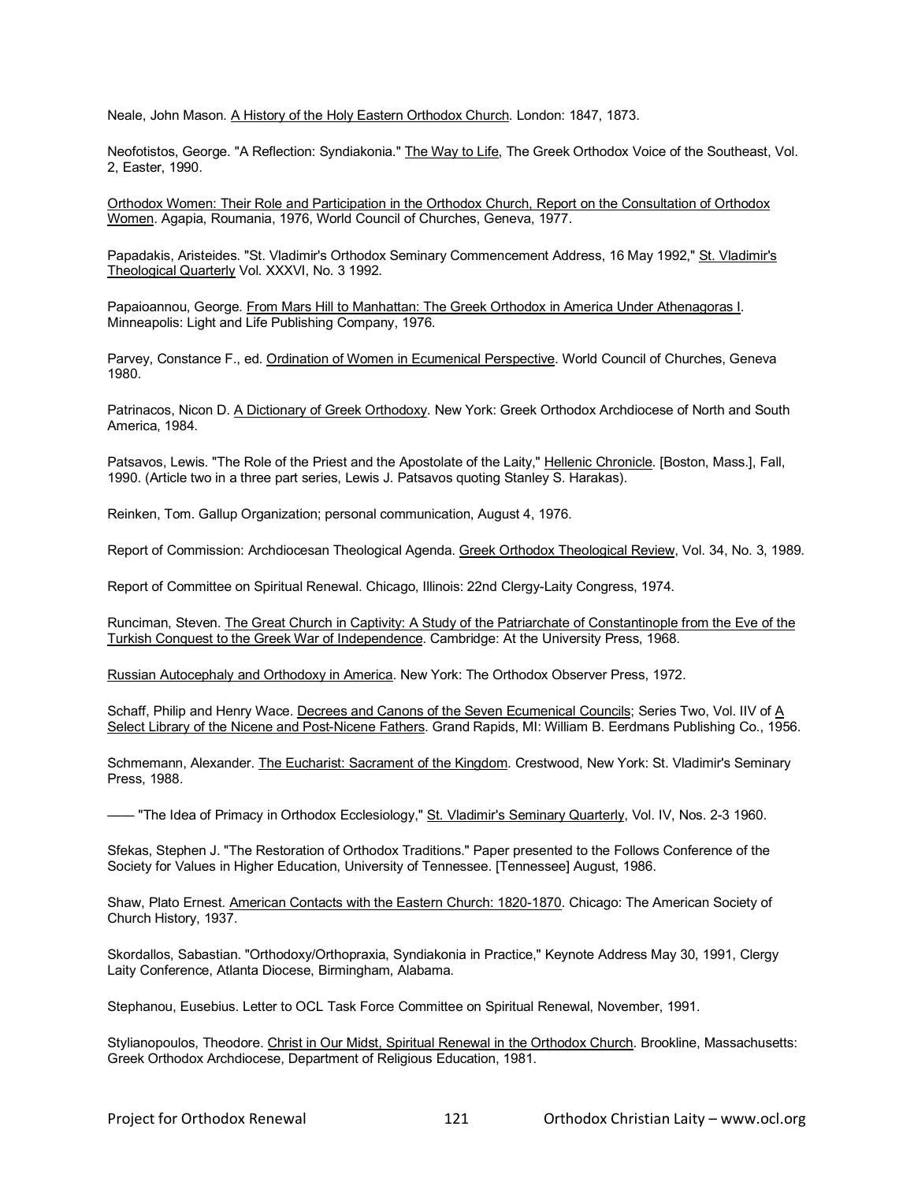Neale, John Mason. A History of the Holy Eastern Orthodox Church. London: 1847, 1873.

Neofotistos, George. "A Reflection: Syndiakonia." The Way to Life, The Greek Orthodox Voice of the Southeast, Vol. 2, Easter, 1990.

Orthodox Women: Their Role and Participation in the Orthodox Church, Report on the Consultation of Orthodox Women. Agapia, Roumania, 1976, World Council of Churches, Geneva, 1977.

Papadakis, Aristeides. "St. Vladimir's Orthodox Seminary Commencement Address, 16 May 1992," St. Vladimir's Theological Quarterly Vol. XXXVI, No. 3 1992.

Papaioannou, George. From Mars Hill to Manhattan: The Greek Orthodox in America Under Athenagoras I. Minneapolis: Light and Life Publishing Company, 1976.

Parvey, Constance F., ed. Ordination of Women in Ecumenical Perspective. World Council of Churches, Geneva 1980.

Patrinacos, Nicon D. A Dictionary of Greek Orthodoxy. New York: Greek Orthodox Archdiocese of North and South America, 1984.

Patsavos, Lewis. "The Role of the Priest and the Apostolate of the Laity," Hellenic Chronicle. [Boston, Mass.], Fall, 1990. (Article two in a three part series, Lewis J. Patsavos quoting Stanley S. Harakas).

Reinken, Tom. Gallup Organization; personal communication, August 4, 1976.

Report of Commission: Archdiocesan Theological Agenda. Greek Orthodox Theological Review, Vol. 34, No. 3, 1989.

Report of Committee on Spiritual Renewal. Chicago, Illinois: 22nd Clergy-Laity Congress, 1974.

Runciman, Steven. The Great Church in Captivity: A Study of the Patriarchate of Constantinople from the Eve of the Turkish Conquest to the Greek War of Independence. Cambridge: At the University Press, 1968.

Russian Autocephaly and Orthodoxy in America. New York: The Orthodox Observer Press, 1972.

Schaff, Philip and Henry Wace. Decrees and Canons of the Seven Ecumenical Councils; Series Two, Vol. IIV of A Select Library of the Nicene and Post-Nicene Fathers. Grand Rapids, MI: William B. Eerdmans Publishing Co., 1956.

Schmemann, Alexander. The Eucharist: Sacrament of the Kingdom. Crestwood, New York: St. Vladimir's Seminary Press, 1988.

—— "The Idea of Primacy in Orthodox Ecclesiology," St. Vladimir's Seminary Quarterly, Vol. IV, Nos. 2-3 1960.

Sfekas, Stephen J. "The Restoration of Orthodox Traditions." Paper presented to the Follows Conference of the Society for Values in Higher Education, University of Tennessee. [Tennessee] August, 1986.

Shaw, Plato Ernest. American Contacts with the Eastern Church: 1820-1870. Chicago: The American Society of Church History, 1937.

Skordallos, Sabastian. "Orthodoxy/Orthopraxia, Syndiakonia in Practice," Keynote Address May 30, 1991, Clergy Laity Conference, Atlanta Diocese, Birmingham, Alabama.

Stephanou, Eusebius. Letter to OCL Task Force Committee on Spiritual Renewal, November, 1991.

Stylianopoulos, Theodore. Christ in Our Midst, Spiritual Renewal in the Orthodox Church. Brookline, Massachusetts: Greek Orthodox Archdiocese, Department of Religious Education, 1981.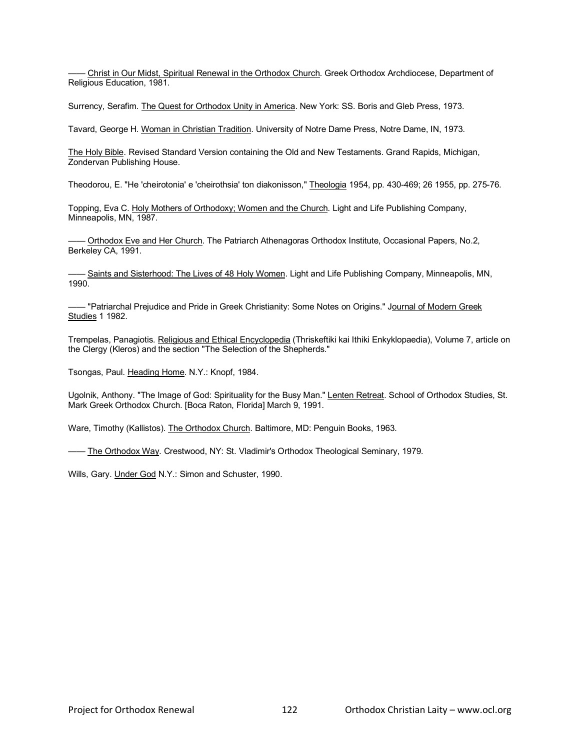—— Christ in Our Midst, Spiritual Renewal in the Orthodox Church. Greek Orthodox Archdiocese, Department of Religious Education, 1981.

Surrency, Serafim. The Quest for Orthodox Unity in America. New York: SS. Boris and Gleb Press, 1973.

Tavard, George H. Woman in Christian Tradition. University of Notre Dame Press, Notre Dame, IN, 1973.

The Holy Bible. Revised Standard Version containing the Old and New Testaments. Grand Rapids, Michigan, Zondervan Publishing House.

Theodorou, E. "He 'cheirotonia' e 'cheirothsia' ton diakonisson," Theologia 1954, pp. 430-469; 26 1955, pp. 275-76.

Topping, Eva C. Holy Mothers of Orthodoxy; Women and the Church. Light and Life Publishing Company, Minneapolis, MN, 1987.

—— Orthodox Eve and Her Church. The Patriarch Athenagoras Orthodox Institute, Occasional Papers, No.2, Berkeley CA, 1991.

—— Saints and Sisterhood: The Lives of 48 Holy Women. Light and Life Publishing Company, Minneapolis, MN, 1990.

—— "Patriarchal Prejudice and Pride in Greek Christianity: Some Notes on Origins." Journal of Modern Greek Studies 1 1982.

Trempelas, Panagiotis. Religious and Ethical Encyclopedia (Thriskeftiki kai Ithiki Enkyklopaedia), Volume 7, article on the Clergy (Kleros) and the section "The Selection of the Shepherds."

Tsongas, Paul. Heading Home. N.Y.: Knopf, 1984.

Ugolnik, Anthony. "The Image of God: Spirituality for the Busy Man." Lenten Retreat. School of Orthodox Studies, St. Mark Greek Orthodox Church. [Boca Raton, Florida] March 9, 1991.

Ware, Timothy (Kallistos). The Orthodox Church. Baltimore, MD: Penguin Books, 1963.

—— The Orthodox Way. Crestwood, NY: St. Vladimir's Orthodox Theological Seminary, 1979.

Wills, Gary. Under God N.Y.: Simon and Schuster, 1990.